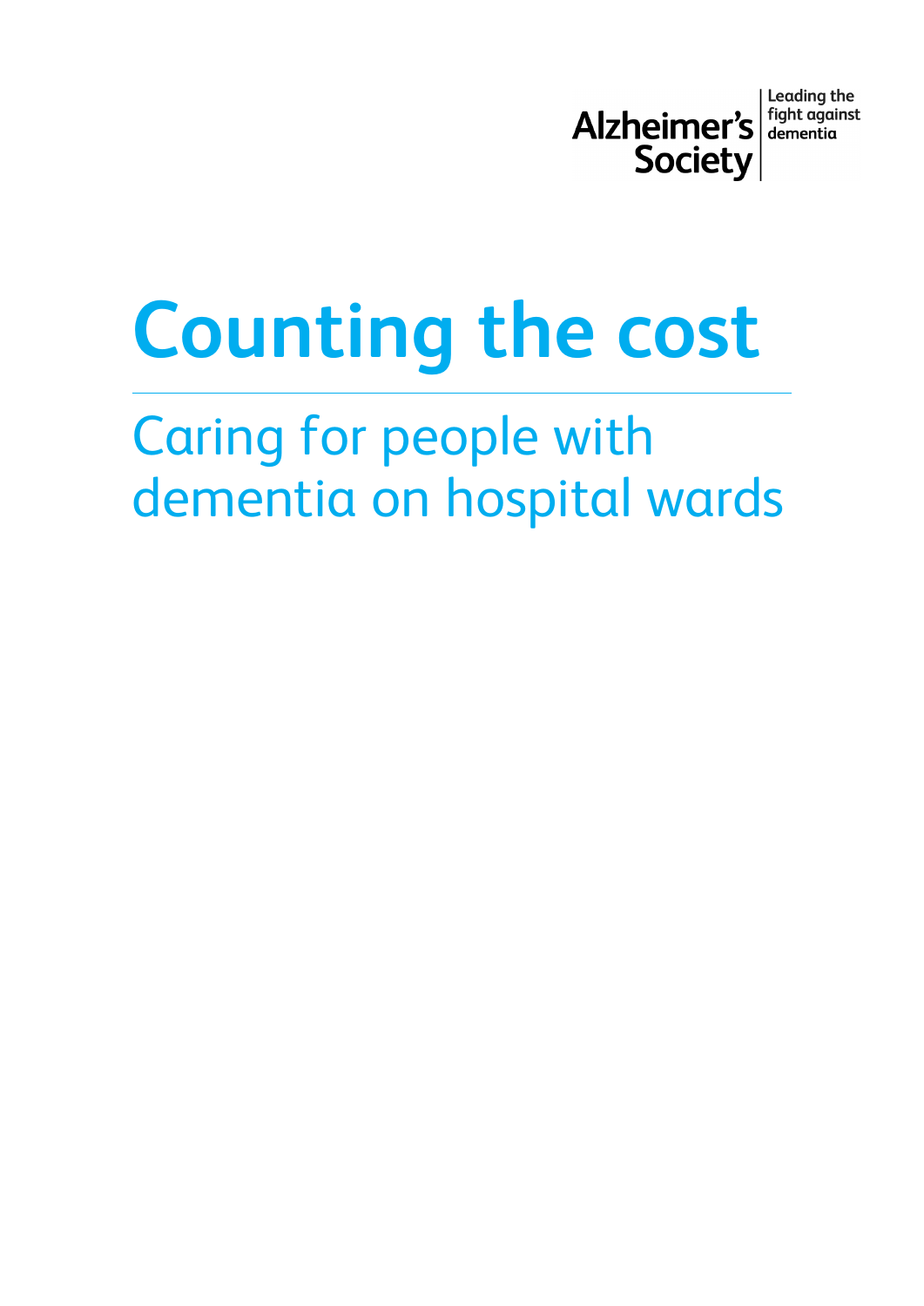Alzheimer's Society

Leading the fight against dementia

# Counting the cost

## Caring for people with dementia on hospital wards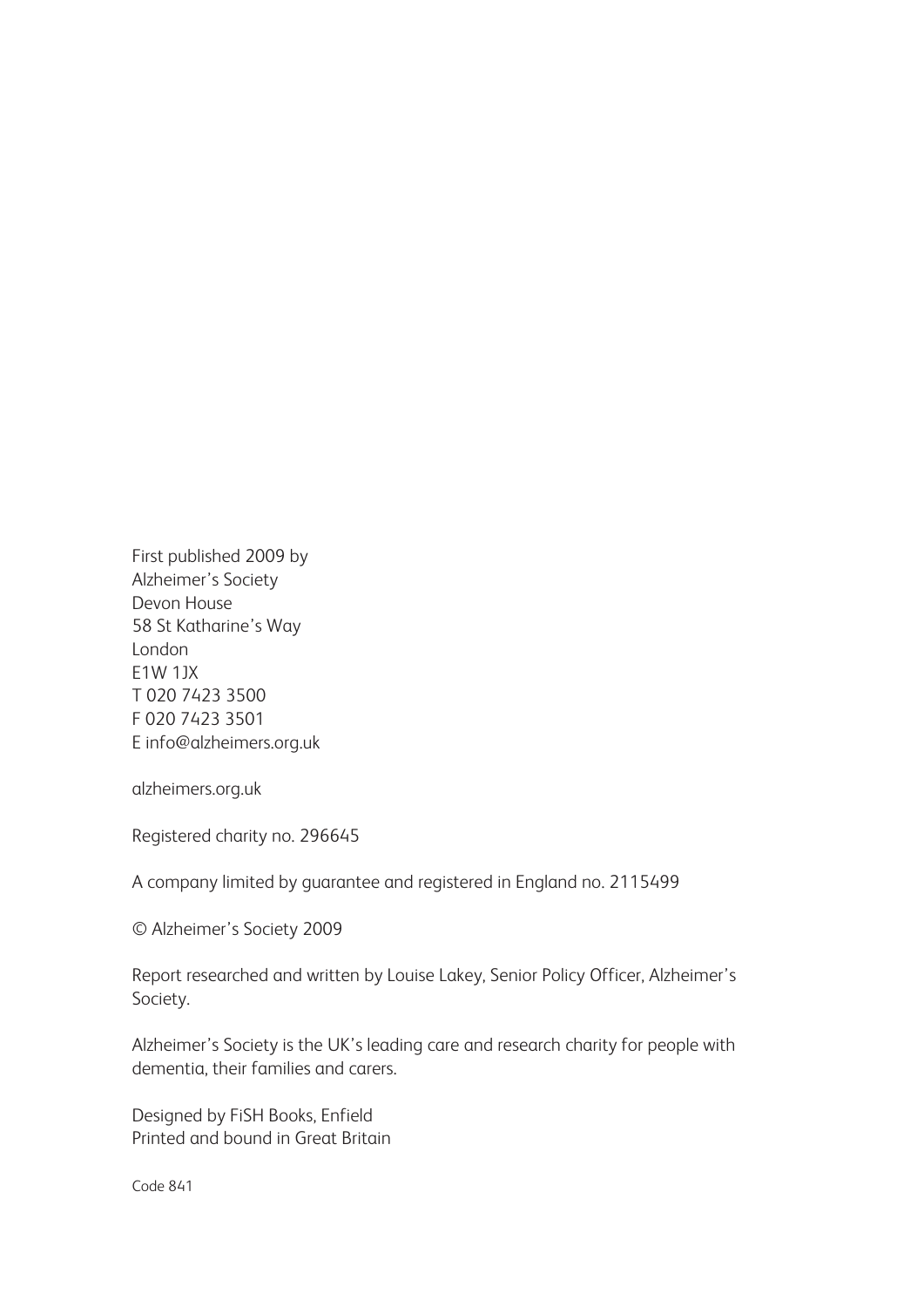First published 2009 by
Alzheimer's Society
Devon House
58 St Katharine's Way
London
E1W 1JX
T 020 7423 3500
F 020 7423 3501
E info@alzheimers.org.uk

alzheimers.org.uk

Registered charity no. 296645

A company limited by guarantee and registered in England no. 2115499

© Alzheimer's Society 2009

Report researched and written by Louise Lakey, Senior Policy Officer, Alzheimer's Society.

Alzheimer's Society is the UK's leading care and research charity for people with dementia, their families and carers.

Designed by FiSH Books, Enfield
Printed and bound in Great Britain

Code 841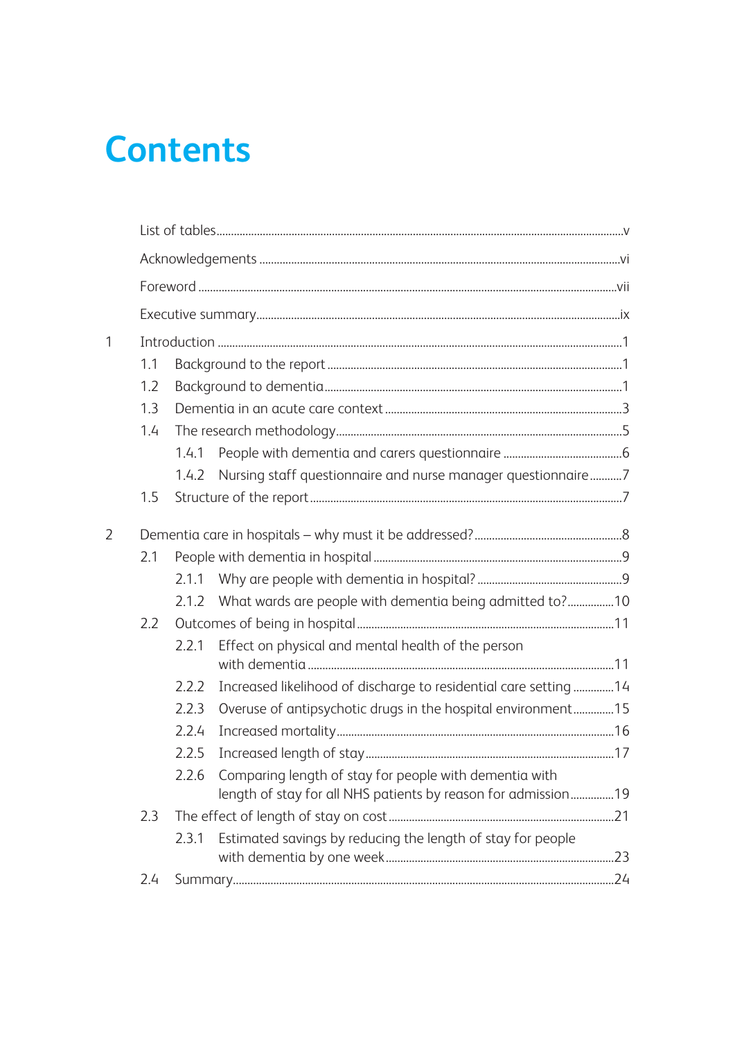# Contents

List of tables ..... v

Acknowledgements ..... vi

Foreword ..... vii

Executive summary ..... ix

1 Introduction ..... 1

- 1.1 Background to the report ..... 1
- 1.2 Background to dementia ..... 1
- 1.3 Dementia in an acute care context ..... 3
- 1.4 The research methodology ..... 5
  - 1.4.1 People with dementia and carers questionnaire ..... 6
  - 1.4.2 Nursing staff questionnaire and nurse manager questionnaire ..... 7
- 1.5 Structure of the report ..... 7

2 Dementia care in hospitals – why must it be addressed? ..... 8

- 2.1 People with dementia in hospital ..... 9
  - 2.1.1 Why are people with dementia in hospital? ..... 9
  - 2.1.2 What wards are people with dementia being admitted to? ..... 10
- 2.2 Outcomes of being in hospital ..... 11
  - 2.2.1 Effect on physical and mental health of the person with dementia ..... 11
  - 2.2.2 Increased likelihood of discharge to residential care setting ..... 14
  - 2.2.3 Overuse of antipsychotic drugs in the hospital environment ..... 15
  - 2.2.4 Increased mortality ..... 16
  - 2.2.5 Increased length of stay ..... 17
  - 2.2.6 Comparing length of stay for people with dementia with length of stay for all NHS patients by reason for admission ..... 19
- 2.3 The effect of length of stay on cost ..... 21
  - 2.3.1 Estimated savings by reducing the length of stay for people with dementia by one week ..... 23
- 2.4 Summary ..... 24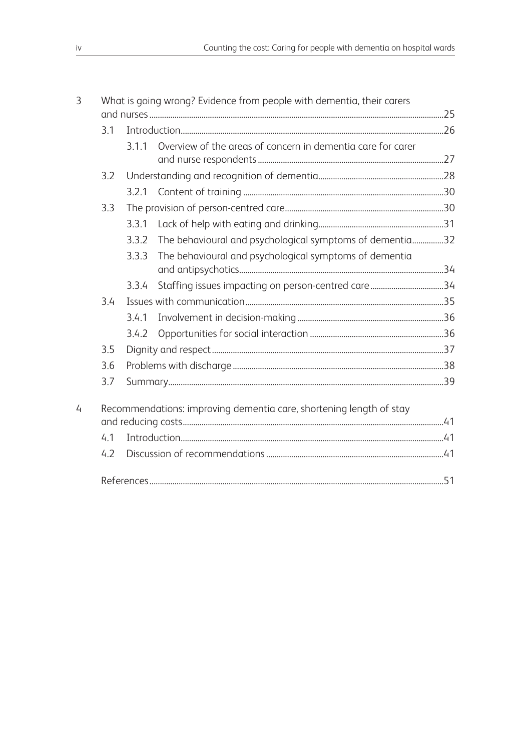3 What is going wrong? Evidence from people with dementia, their carers and nurses ..... 25

- 3.1 Introduction ..... 26
  - 3.1.1 Overview of the areas of concern in dementia care for carer and nurse respondents ..... 27
- 3.2 Understanding and recognition of dementia ..... 28
  - 3.2.1 Content of training ..... 30
- 3.3 The provision of person-centred care ..... 30
  - 3.3.1 Lack of help with eating and drinking ..... 31
  - 3.3.2 The behavioural and psychological symptoms of dementia ..... 32
  - 3.3.3 The behavioural and psychological symptoms of dementia and antipsychotics ..... 34
  - 3.3.4 Staffing issues impacting on person-centred care ..... 34
- 3.4 Issues with communication ..... 35
  - 3.4.1 Involvement in decision-making ..... 36
  - 3.4.2 Opportunities for social interaction ..... 36
- 3.5 Dignity and respect ..... 37
- 3.6 Problems with discharge ..... 38
- 3.7 Summary ..... 39

4 Recommendations: improving dementia care, shortening length of stay and reducing costs ..... 41

- 4.1 Introduction ..... 41
- 4.2 Discussion of recommendations ..... 41

References ..... 51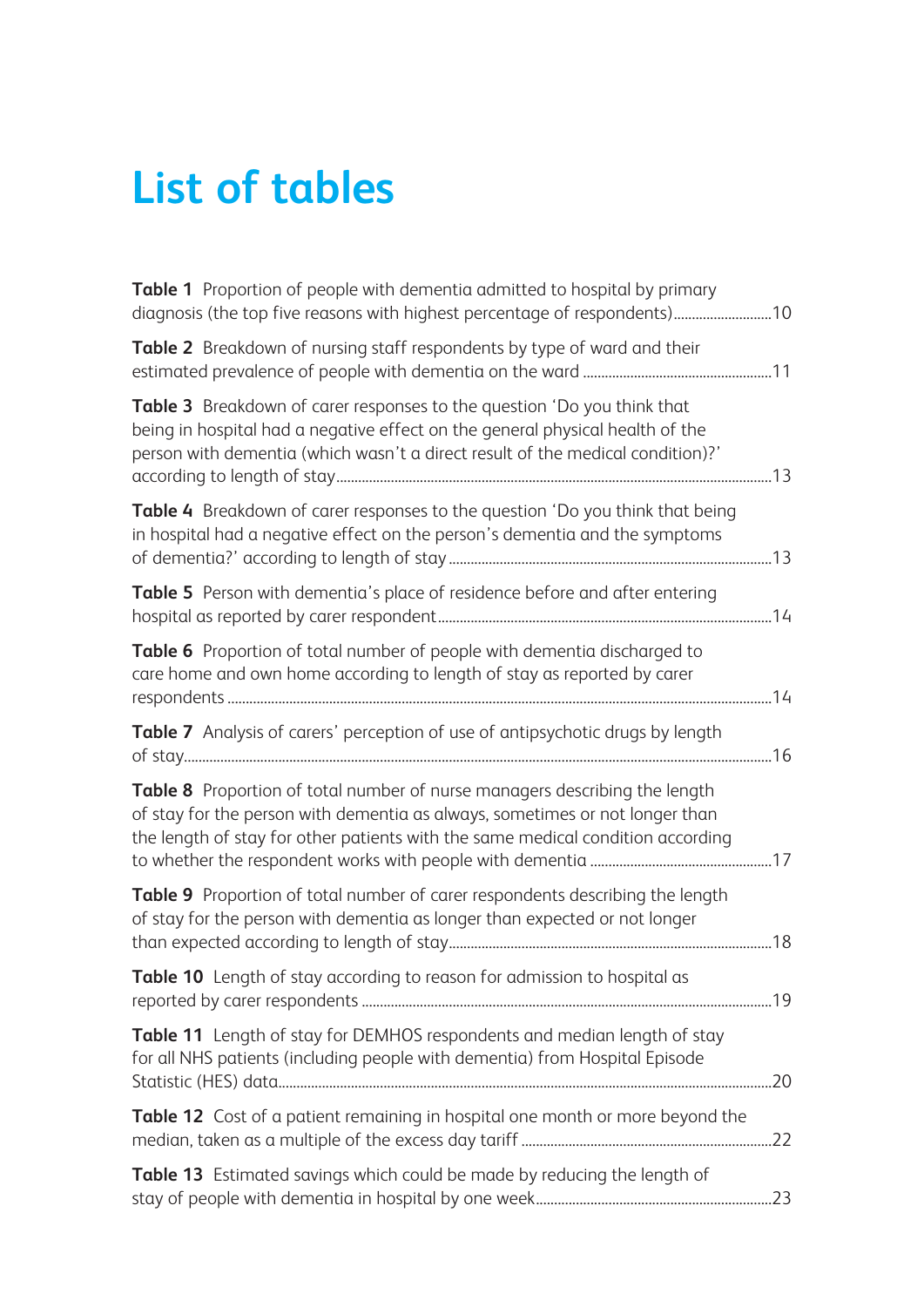# List of tables

**Table 1** Proportion of people with dementia admitted to hospital by primary diagnosis (the top five reasons with highest percentage of respondents)........................10

**Table 2** Breakdown of nursing staff respondents by type of ward and their estimated prevalence of people with dementia on the ward ..................................................11

**Table 3** Breakdown of carer responses to the question 'Do you think that being in hospital had a negative effect on the general physical health of the person with dementia (which wasn't a direct result of the medical condition)?' according to length of stay....................................................................................................................13

**Table 4** Breakdown of carer responses to the question 'Do you think that being in hospital had a negative effect on the person's dementia and the symptoms of dementia?' according to length of stay ......................................................................................13

**Table 5** Person with dementia's place of residence before and after entering hospital as reported by carer respondent...............................................................................14

**Table 6** Proportion of total number of people with dementia discharged to care home and own home according to length of stay as reported by carer respondents ..................................................................................................................................14

**Table 7** Analysis of carers' perception of use of antipsychotic drugs by length of stay..................................................................................................................................................16

**Table 8** Proportion of total number of nurse managers describing the length of stay for the person with dementia as always, sometimes or not longer than the length of stay for other patients with the same medical condition according to whether the respondent works with people with dementia ...............................................17

**Table 9** Proportion of total number of carer respondents describing the length of stay for the person with dementia as longer than expected or not longer than expected according to length of stay.......................................................................................18

**Table 10** Length of stay according to reason for admission to hospital as reported by carer respondents ...............................................................................................................19

**Table 11** Length of stay for DEMHOS respondents and median length of stay for all NHS patients (including people with dementia) from Hospital Episode Statistic (HES) data.....................................................................................................................................20

**Table 12** Cost of a patient remaining in hospital one month or more beyond the median, taken as a multiple of the excess day tariff ....................................................................22

**Table 13** Estimated savings which could be made by reducing the length of stay of people with dementia in hospital by one week...............................................................23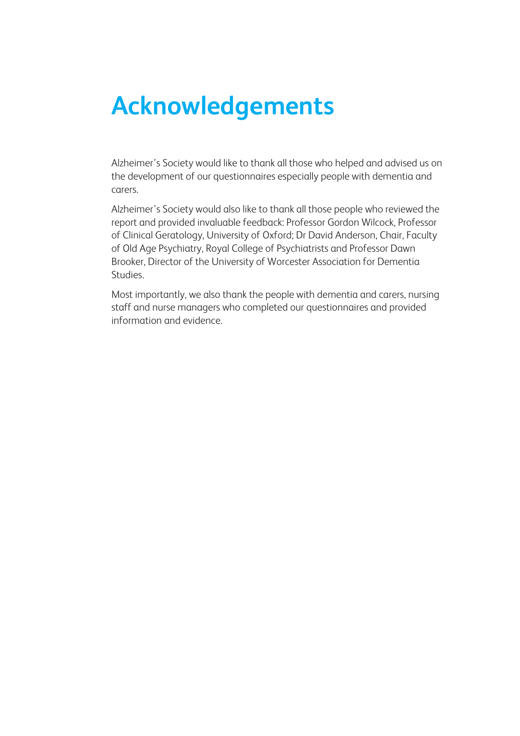# Acknowledgements

Alzheimer's Society would like to thank all those who helped and advised us on the development of our questionnaires especially people with dementia and carers.

Alzheimer's Society would also like to thank all those people who reviewed the report and provided invaluable feedback: Professor Gordon Wilcock, Professor of Clinical Geratology, University of Oxford; Dr David Anderson, Chair, Faculty of Old Age Psychiatry, Royal College of Psychiatrists and Professor Dawn Brooker, Director of the University of Worcester Association for Dementia Studies.

Most importantly, we also thank the people with dementia and carers, nursing staff and nurse managers who completed our questionnaires and provided information and evidence.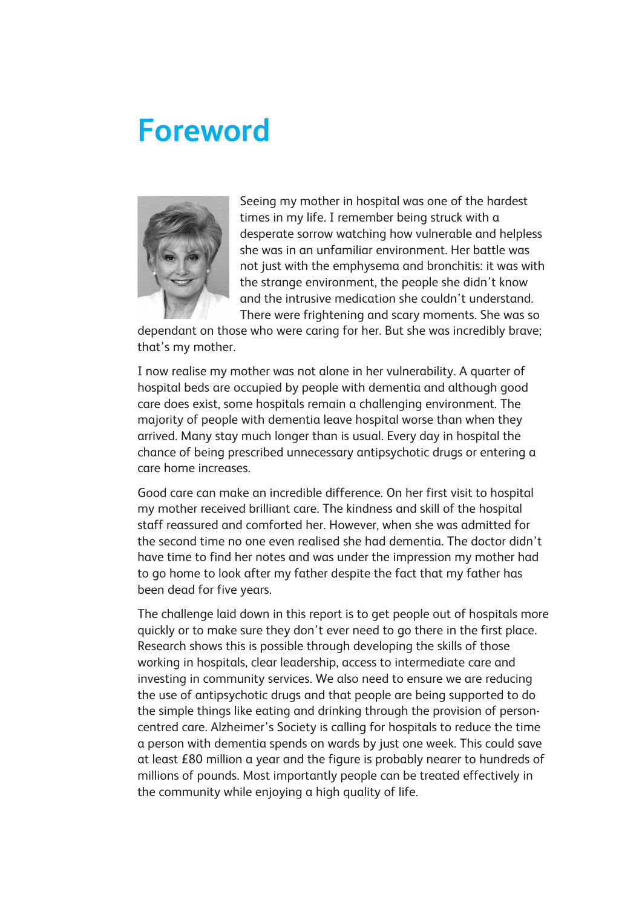# Foreword

Seeing my mother in hospital was one of the hardest times in my life. I remember being struck with a desperate sorrow watching how vulnerable and helpless she was in an unfamiliar environment. Her battle was not just with the emphysema and bronchitis: it was with the strange environment, the people she didn't know and the intrusive medication she couldn't understand. There were frightening and scary moments. She was so dependant on those who were caring for her. But she was incredibly brave; that's my mother.

I now realise my mother was not alone in her vulnerability. A quarter of hospital beds are occupied by people with dementia and although good care does exist, some hospitals remain a challenging environment. The majority of people with dementia leave hospital worse than when they arrived. Many stay much longer than is usual. Every day in hospital the chance of being prescribed unnecessary antipsychotic drugs or entering a care home increases.

Good care can make an incredible difference. On her first visit to hospital my mother received brilliant care. The kindness and skill of the hospital staff reassured and comforted her. However, when she was admitted for the second time no one even realised she had dementia. The doctor didn't have time to find her notes and was under the impression my mother had to go home to look after my father despite the fact that my father has been dead for five years.

The challenge laid down in this report is to get people out of hospitals more quickly or to make sure they don't ever need to go there in the first place. Research shows this is possible through developing the skills of those working in hospitals, clear leadership, access to intermediate care and investing in community services. We also need to ensure we are reducing the use of antipsychotic drugs and that people are being supported to do the simple things like eating and drinking through the provision of person-centred care. Alzheimer's Society is calling for hospitals to reduce the time a person with dementia spends on wards by just one week. This could save at least £80 million a year and the figure is probably nearer to hundreds of millions of pounds. Most importantly people can be treated effectively in the community while enjoying a high quality of life.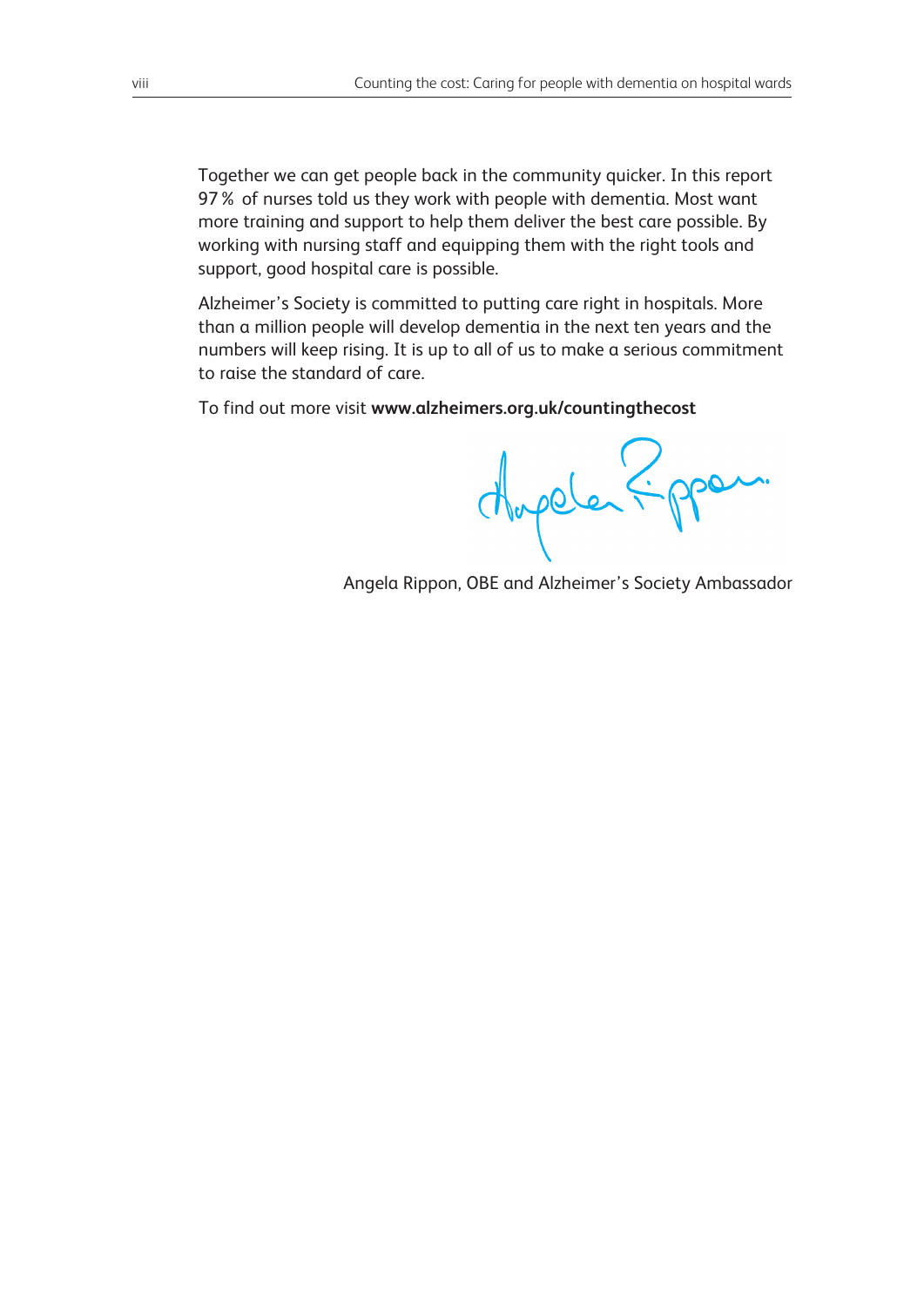Together we can get people back in the community quicker. In this report 97 % of nurses told us they work with people with dementia. Most want more training and support to help them deliver the best care possible. By working with nursing staff and equipping them with the right tools and support, good hospital care is possible.

Alzheimer's Society is committed to putting care right in hospitals. More than a million people will develop dementia in the next ten years and the numbers will keep rising. It is up to all of us to make a serious commitment to raise the standard of care.

To find out more visit **www.alzheimers.org.uk/countingthecost**

Angela Rippon, OBE and Alzheimer's Society Ambassador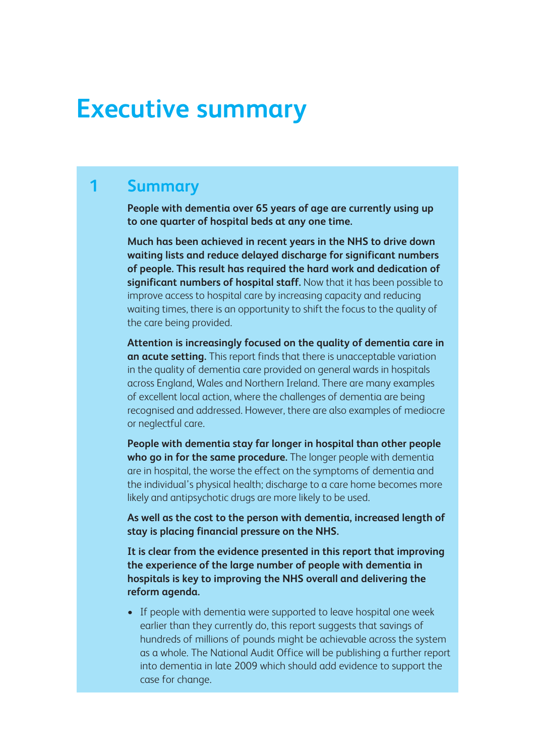# Executive summary

## 1 Summary

**People with dementia over 65 years of age are currently using up to one quarter of hospital beds at any one time.**

**Much has been achieved in recent years in the NHS to drive down waiting lists and reduce delayed discharge for significant numbers of people. This result has required the hard work and dedication of significant numbers of hospital staff.** Now that it has been possible to improve access to hospital care by increasing capacity and reducing waiting times, there is an opportunity to shift the focus to the quality of the care being provided.

**Attention is increasingly focused on the quality of dementia care in an acute setting.** This report finds that there is unacceptable variation in the quality of dementia care provided on general wards in hospitals across England, Wales and Northern Ireland. There are many examples of excellent local action, where the challenges of dementia are being recognised and addressed. However, there are also examples of mediocre or neglectful care.

**People with dementia stay far longer in hospital than other people who go in for the same procedure.** The longer people with dementia are in hospital, the worse the effect on the symptoms of dementia and the individual's physical health; discharge to a care home becomes more likely and antipsychotic drugs are more likely to be used.

**As well as the cost to the person with dementia, increased length of stay is placing financial pressure on the NHS.**

**It is clear from the evidence presented in this report that improving the experience of the large number of people with dementia in hospitals is key to improving the NHS overall and delivering the reform agenda.**

- If people with dementia were supported to leave hospital one week earlier than they currently do, this report suggests that savings of hundreds of millions of pounds might be achievable across the system as a whole. The National Audit Office will be publishing a further report into dementia in late 2009 which should add evidence to support the case for change.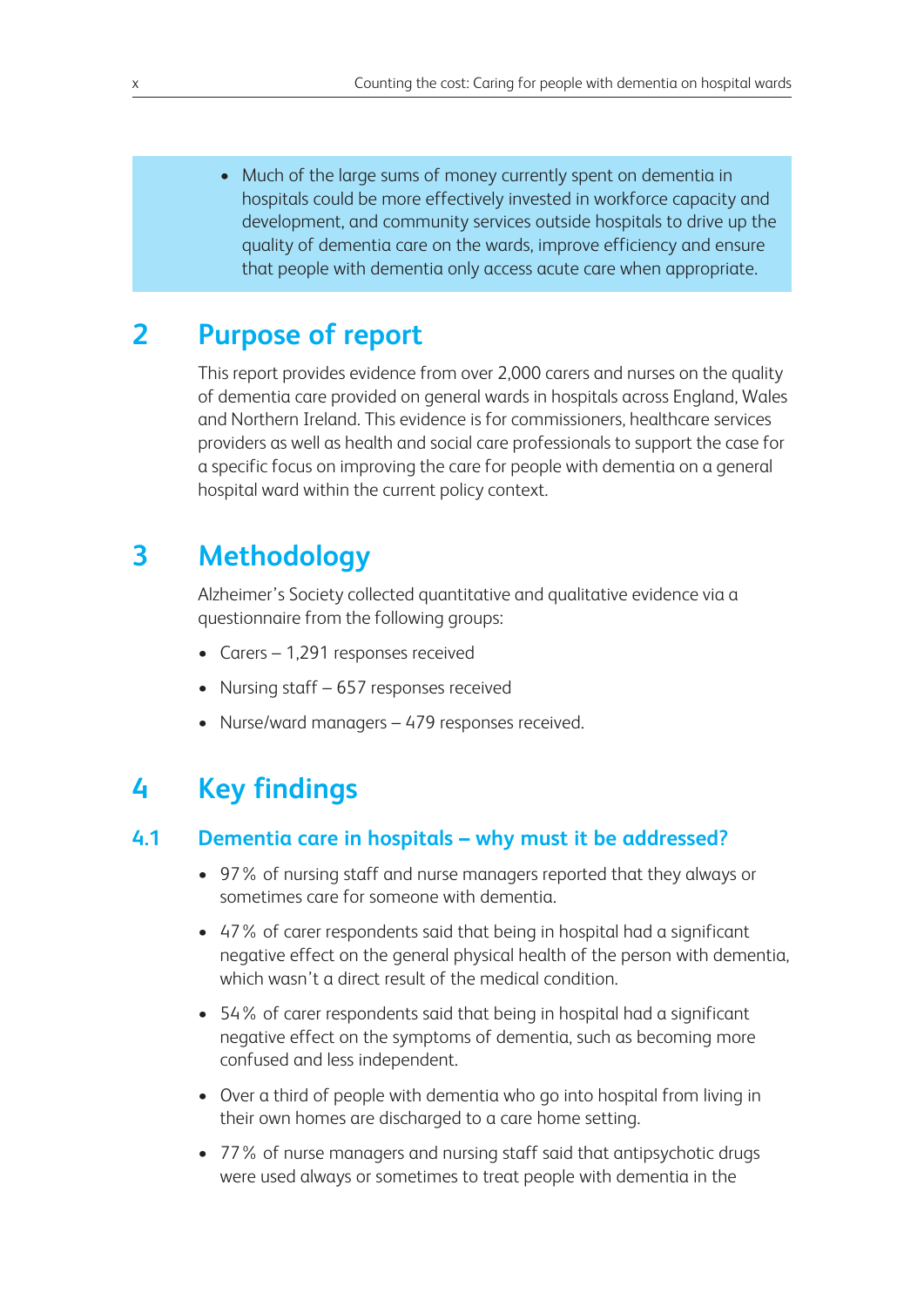- Much of the large sums of money currently spent on dementia in hospitals could be more effectively invested in workforce capacity and development, and community services outside hospitals to drive up the quality of dementia care on the wards, improve efficiency and ensure that people with dementia only access acute care when appropriate.

# 2 Purpose of report

This report provides evidence from over 2,000 carers and nurses on the quality of dementia care provided on general wards in hospitals across England, Wales and Northern Ireland. This evidence is for commissioners, healthcare services providers as well as health and social care professionals to support the case for a specific focus on improving the care for people with dementia on a general hospital ward within the current policy context.

# 3 Methodology

Alzheimer's Society collected quantitative and qualitative evidence via a questionnaire from the following groups:

- Carers – 1,291 responses received
- Nursing staff – 657 responses received
- Nurse/ward managers – 479 responses received.

# 4 Key findings

## 4.1 Dementia care in hospitals – why must it be addressed?

- 97% of nursing staff and nurse managers reported that they always or sometimes care for someone with dementia.
- 47% of carer respondents said that being in hospital had a significant negative effect on the general physical health of the person with dementia, which wasn't a direct result of the medical condition.
- 54% of carer respondents said that being in hospital had a significant negative effect on the symptoms of dementia, such as becoming more confused and less independent.
- Over a third of people with dementia who go into hospital from living in their own homes are discharged to a care home setting.
- 77% of nurse managers and nursing staff said that antipsychotic drugs were used always or sometimes to treat people with dementia in the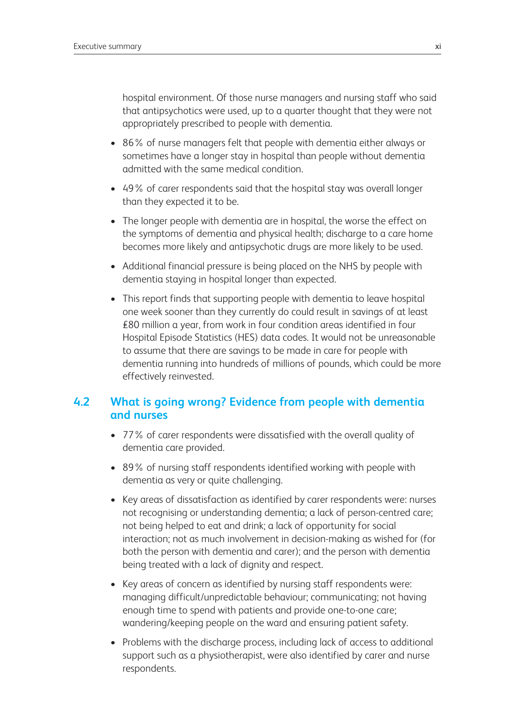hospital environment. Of those nurse managers and nursing staff who said that antipsychotics were used, up to a quarter thought that they were not appropriately prescribed to people with dementia.

- 86% of nurse managers felt that people with dementia either always or sometimes have a longer stay in hospital than people without dementia admitted with the same medical condition.
- 49% of carer respondents said that the hospital stay was overall longer than they expected it to be.
- The longer people with dementia are in hospital, the worse the effect on the symptoms of dementia and physical health; discharge to a care home becomes more likely and antipsychotic drugs are more likely to be used.
- Additional financial pressure is being placed on the NHS by people with dementia staying in hospital longer than expected.
- This report finds that supporting people with dementia to leave hospital one week sooner than they currently do could result in savings of at least £80 million a year, from work in four condition areas identified in four Hospital Episode Statistics (HES) data codes. It would not be unreasonable to assume that there are savings to be made in care for people with dementia running into hundreds of millions of pounds, which could be more effectively reinvested.

## 4.2 What is going wrong? Evidence from people with dementia and nurses

- 77% of carer respondents were dissatisfied with the overall quality of dementia care provided.
- 89% of nursing staff respondents identified working with people with dementia as very or quite challenging.
- Key areas of dissatisfaction as identified by carer respondents were: nurses not recognising or understanding dementia; a lack of person-centred care; not being helped to eat and drink; a lack of opportunity for social interaction; not as much involvement in decision-making as wished for (for both the person with dementia and carer); and the person with dementia being treated with a lack of dignity and respect.
- Key areas of concern as identified by nursing staff respondents were: managing difficult/unpredictable behaviour; communicating; not having enough time to spend with patients and provide one-to-one care; wandering/keeping people on the ward and ensuring patient safety.
- Problems with the discharge process, including lack of access to additional support such as a physiotherapist, were also identified by carer and nurse respondents.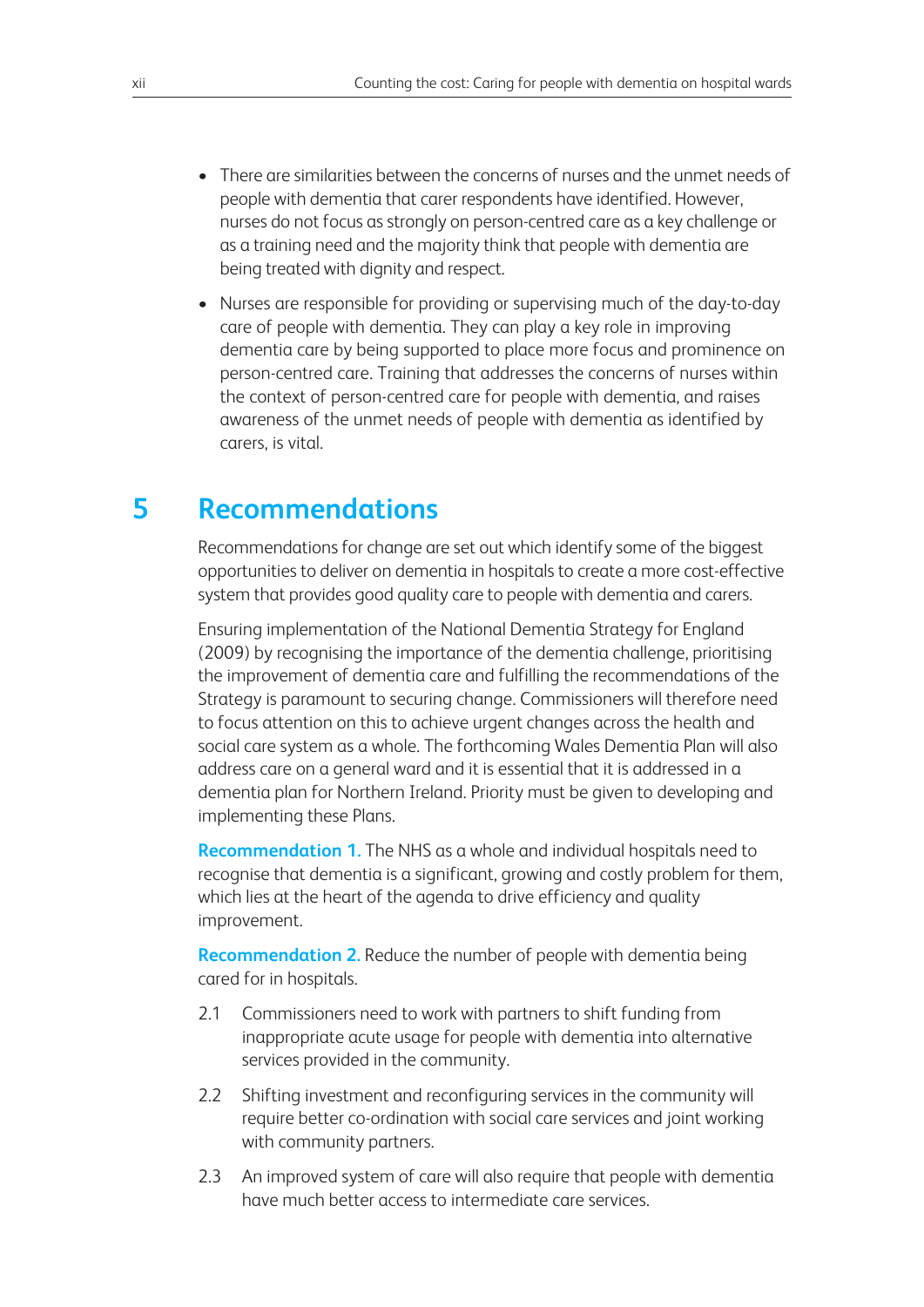- There are similarities between the concerns of nurses and the unmet needs of people with dementia that carer respondents have identified. However, nurses do not focus as strongly on person-centred care as a key challenge or as a training need and the majority think that people with dementia are being treated with dignity and respect.
- Nurses are responsible for providing or supervising much of the day-to-day care of people with dementia. They can play a key role in improving dementia care by being supported to place more focus and prominence on person-centred care. Training that addresses the concerns of nurses within the context of person-centred care for people with dementia, and raises awareness of the unmet needs of people with dementia as identified by carers, is vital.

# 5 Recommendations

Recommendations for change are set out which identify some of the biggest opportunities to deliver on dementia in hospitals to create a more cost-effective system that provides good quality care to people with dementia and carers.

Ensuring implementation of the National Dementia Strategy for England (2009) by recognising the importance of the dementia challenge, prioritising the improvement of dementia care and fulfilling the recommendations of the Strategy is paramount to securing change. Commissioners will therefore need to focus attention on this to achieve urgent changes across the health and social care system as a whole. The forthcoming Wales Dementia Plan will also address care on a general ward and it is essential that it is addressed in a dementia plan for Northern Ireland. Priority must be given to developing and implementing these Plans.

**Recommendation 1.** The NHS as a whole and individual hospitals need to recognise that dementia is a significant, growing and costly problem for them, which lies at the heart of the agenda to drive efficiency and quality improvement.

**Recommendation 2.** Reduce the number of people with dementia being cared for in hospitals.

2.1 Commissioners need to work with partners to shift funding from inappropriate acute usage for people with dementia into alternative services provided in the community.

2.2 Shifting investment and reconfiguring services in the community will require better co-ordination with social care services and joint working with community partners.

2.3 An improved system of care will also require that people with dementia have much better access to intermediate care services.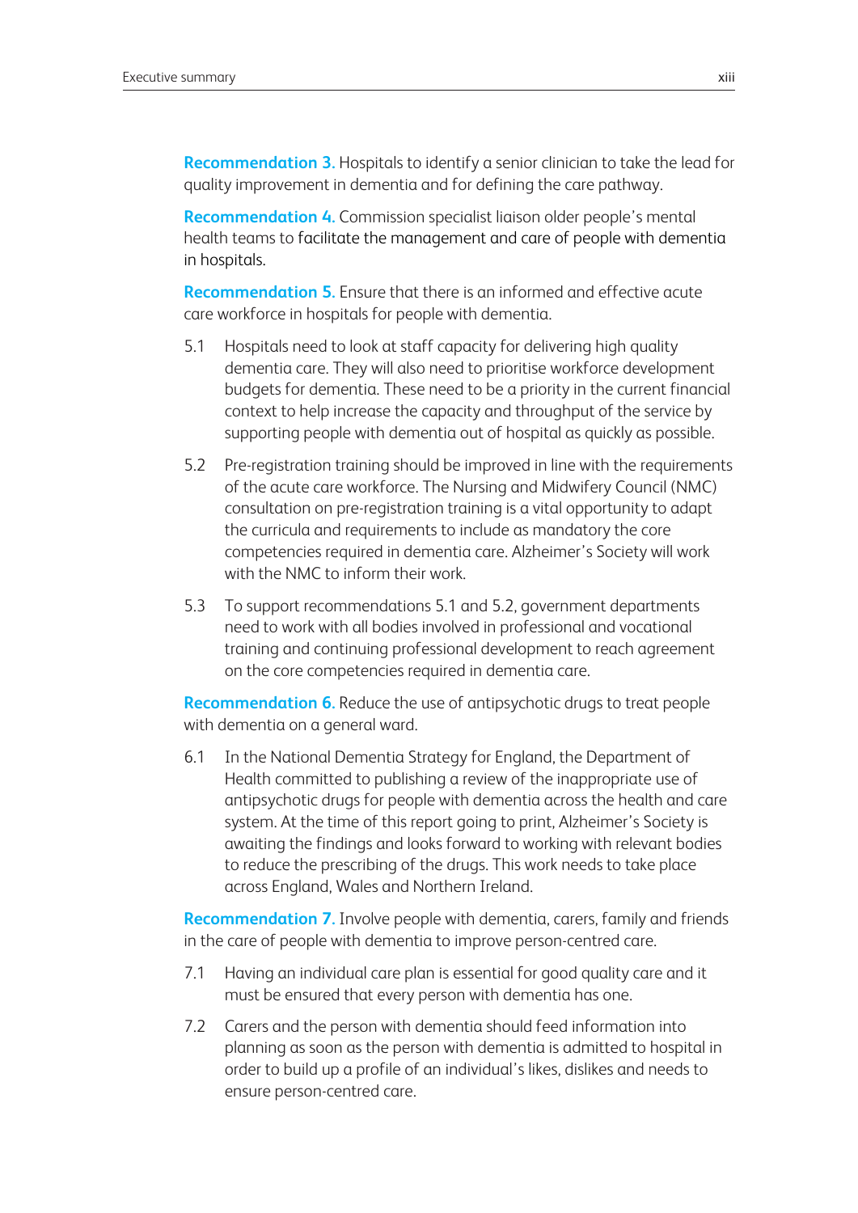**Recommendation 3.** Hospitals to identify a senior clinician to take the lead for quality improvement in dementia and for defining the care pathway.

**Recommendation 4.** Commission specialist liaison older people's mental health teams to facilitate the management and care of people with dementia in hospitals.

**Recommendation 5.** Ensure that there is an informed and effective acute care workforce in hospitals for people with dementia.

5.1 Hospitals need to look at staff capacity for delivering high quality dementia care. They will also need to prioritise workforce development budgets for dementia. These need to be a priority in the current financial context to help increase the capacity and throughput of the service by supporting people with dementia out of hospital as quickly as possible.

5.2 Pre-registration training should be improved in line with the requirements of the acute care workforce. The Nursing and Midwifery Council (NMC) consultation on pre-registration training is a vital opportunity to adapt the curricula and requirements to include as mandatory the core competencies required in dementia care. Alzheimer's Society will work with the NMC to inform their work.

5.3 To support recommendations 5.1 and 5.2, government departments need to work with all bodies involved in professional and vocational training and continuing professional development to reach agreement on the core competencies required in dementia care.

**Recommendation 6.** Reduce the use of antipsychotic drugs to treat people with dementia on a general ward.

6.1 In the National Dementia Strategy for England, the Department of Health committed to publishing a review of the inappropriate use of antipsychotic drugs for people with dementia across the health and care system. At the time of this report going to print, Alzheimer's Society is awaiting the findings and looks forward to working with relevant bodies to reduce the prescribing of the drugs. This work needs to take place across England, Wales and Northern Ireland.

**Recommendation 7.** Involve people with dementia, carers, family and friends in the care of people with dementia to improve person-centred care.

7.1 Having an individual care plan is essential for good quality care and it must be ensured that every person with dementia has one.

7.2 Carers and the person with dementia should feed information into planning as soon as the person with dementia is admitted to hospital in order to build up a profile of an individual's likes, dislikes and needs to ensure person-centred care.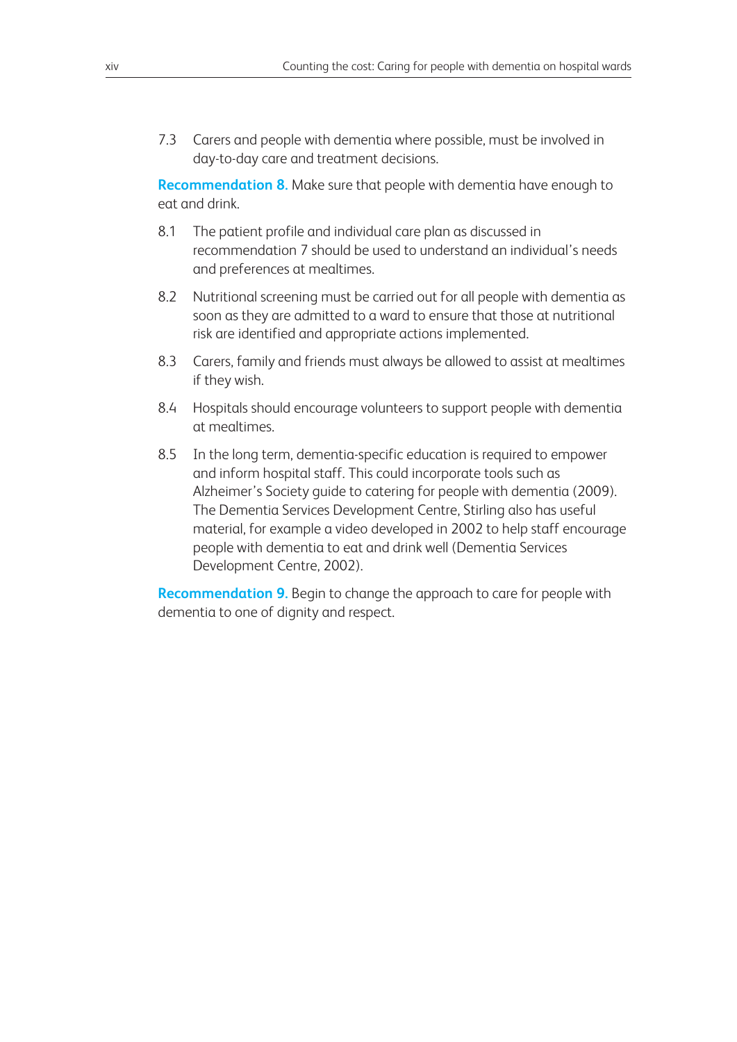7.3 Carers and people with dementia where possible, must be involved in day-to-day care and treatment decisions.

**Recommendation 8.** Make sure that people with dementia have enough to eat and drink.

8.1 The patient profile and individual care plan as discussed in recommendation 7 should be used to understand an individual's needs and preferences at mealtimes.

8.2 Nutritional screening must be carried out for all people with dementia as soon as they are admitted to a ward to ensure that those at nutritional risk are identified and appropriate actions implemented.

8.3 Carers, family and friends must always be allowed to assist at mealtimes if they wish.

8.4 Hospitals should encourage volunteers to support people with dementia at mealtimes.

8.5 In the long term, dementia-specific education is required to empower and inform hospital staff. This could incorporate tools such as Alzheimer's Society guide to catering for people with dementia (2009). The Dementia Services Development Centre, Stirling also has useful material, for example a video developed in 2002 to help staff encourage people with dementia to eat and drink well (Dementia Services Development Centre, 2002).

**Recommendation 9.** Begin to change the approach to care for people with dementia to one of dignity and respect.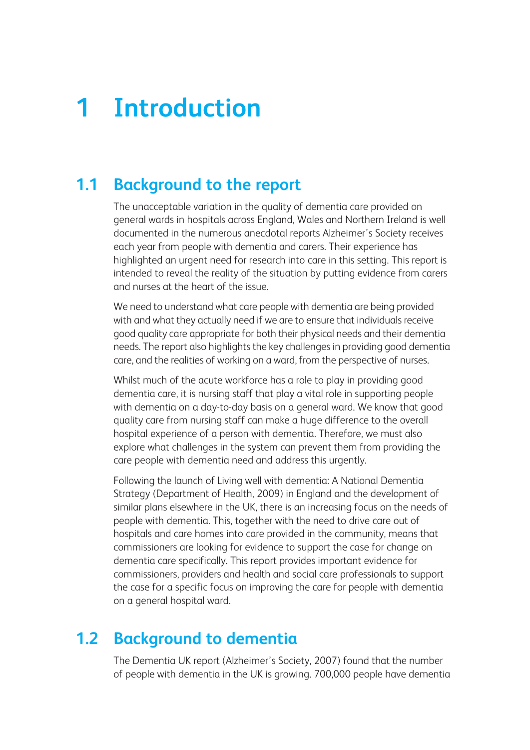# 1 Introduction

## 1.1 Background to the report

The unacceptable variation in the quality of dementia care provided on general wards in hospitals across England, Wales and Northern Ireland is well documented in the numerous anecdotal reports Alzheimer's Society receives each year from people with dementia and carers. Their experience has highlighted an urgent need for research into care in this setting. This report is intended to reveal the reality of the situation by putting evidence from carers and nurses at the heart of the issue.

We need to understand what care people with dementia are being provided with and what they actually need if we are to ensure that individuals receive good quality care appropriate for both their physical needs and their dementia needs. The report also highlights the key challenges in providing good dementia care, and the realities of working on a ward, from the perspective of nurses.

Whilst much of the acute workforce has a role to play in providing good dementia care, it is nursing staff that play a vital role in supporting people with dementia on a day-to-day basis on a general ward. We know that good quality care from nursing staff can make a huge difference to the overall hospital experience of a person with dementia. Therefore, we must also explore what challenges in the system can prevent them from providing the care people with dementia need and address this urgently.

Following the launch of Living well with dementia: A National Dementia Strategy (Department of Health, 2009) in England and the development of similar plans elsewhere in the UK, there is an increasing focus on the needs of people with dementia. This, together with the need to drive care out of hospitals and care homes into care provided in the community, means that commissioners are looking for evidence to support the case for change on dementia care specifically. This report provides important evidence for commissioners, providers and health and social care professionals to support the case for a specific focus on improving the care for people with dementia on a general hospital ward.

## 1.2 Background to dementia

The Dementia UK report (Alzheimer's Society, 2007) found that the number of people with dementia in the UK is growing. 700,000 people have dementia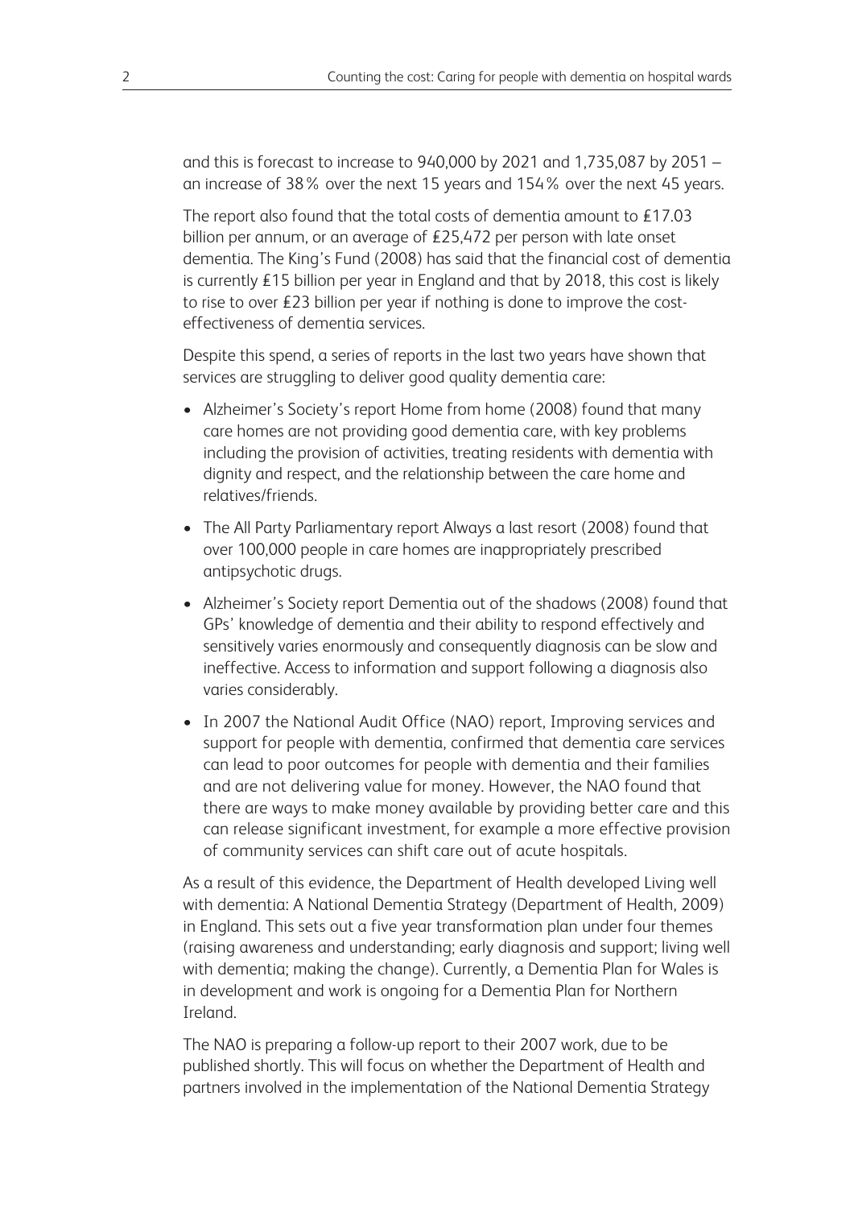and this is forecast to increase to 940,000 by 2021 and 1,735,087 by 2051 – an increase of 38% over the next 15 years and 154% over the next 45 years.

The report also found that the total costs of dementia amount to £17.03 billion per annum, or an average of £25,472 per person with late onset dementia. The King's Fund (2008) has said that the financial cost of dementia is currently £15 billion per year in England and that by 2018, this cost is likely to rise to over £23 billion per year if nothing is done to improve the cost-effectiveness of dementia services.

Despite this spend, a series of reports in the last two years have shown that services are struggling to deliver good quality dementia care:

- Alzheimer's Society's report Home from home (2008) found that many care homes are not providing good dementia care, with key problems including the provision of activities, treating residents with dementia with dignity and respect, and the relationship between the care home and relatives/friends.
- The All Party Parliamentary report Always a last resort (2008) found that over 100,000 people in care homes are inappropriately prescribed antipsychotic drugs.
- Alzheimer's Society report Dementia out of the shadows (2008) found that GPs' knowledge of dementia and their ability to respond effectively and sensitively varies enormously and consequently diagnosis can be slow and ineffective. Access to information and support following a diagnosis also varies considerably.
- In 2007 the National Audit Office (NAO) report, Improving services and support for people with dementia, confirmed that dementia care services can lead to poor outcomes for people with dementia and their families and are not delivering value for money. However, the NAO found that there are ways to make money available by providing better care and this can release significant investment, for example a more effective provision of community services can shift care out of acute hospitals.

As a result of this evidence, the Department of Health developed Living well with dementia: A National Dementia Strategy (Department of Health, 2009) in England. This sets out a five year transformation plan under four themes (raising awareness and understanding; early diagnosis and support; living well with dementia; making the change). Currently, a Dementia Plan for Wales is in development and work is ongoing for a Dementia Plan for Northern Ireland.

The NAO is preparing a follow-up report to their 2007 work, due to be published shortly. This will focus on whether the Department of Health and partners involved in the implementation of the National Dementia Strategy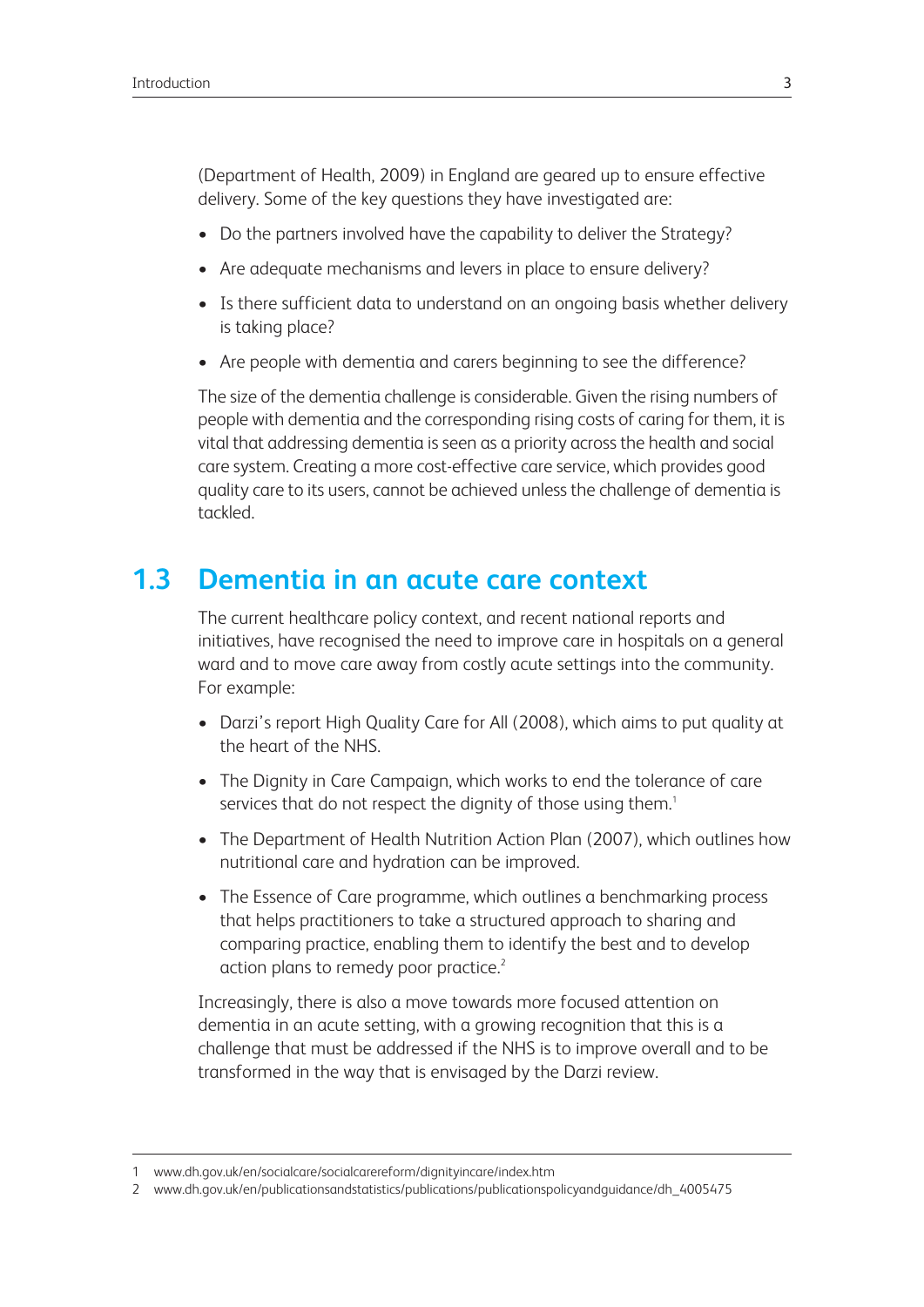(Department of Health, 2009) in England are geared up to ensure effective delivery. Some of the key questions they have investigated are:

- Do the partners involved have the capability to deliver the Strategy?
- Are adequate mechanisms and levers in place to ensure delivery?
- Is there sufficient data to understand on an ongoing basis whether delivery is taking place?
- Are people with dementia and carers beginning to see the difference?

The size of the dementia challenge is considerable. Given the rising numbers of people with dementia and the corresponding rising costs of caring for them, it is vital that addressing dementia is seen as a priority across the health and social care system. Creating a more cost-effective care service, which provides good quality care to its users, cannot be achieved unless the challenge of dementia is tackled.

## 1.3 Dementia in an acute care context

The current healthcare policy context, and recent national reports and initiatives, have recognised the need to improve care in hospitals on a general ward and to move care away from costly acute settings into the community. For example:

- Darzi's report High Quality Care for All (2008), which aims to put quality at the heart of the NHS.
- The Dignity in Care Campaign, which works to end the tolerance of care services that do not respect the dignity of those using them.[1]
- The Department of Health Nutrition Action Plan (2007), which outlines how nutritional care and hydration can be improved.
- The Essence of Care programme, which outlines a benchmarking process that helps practitioners to take a structured approach to sharing and comparing practice, enabling them to identify the best and to develop action plans to remedy poor practice.[2]

Increasingly, there is also a move towards more focused attention on dementia in an acute setting, with a growing recognition that this is a challenge that must be addressed if the NHS is to improve overall and to be transformed in the way that is envisaged by the Darzi review.

---

1 www.dh.gov.uk/en/socialcare/socialcarereform/dignityincare/index.htm

2 www.dh.gov.uk/en/publicationsandstatistics/publications/publicationspolicyandguidance/dh_4005475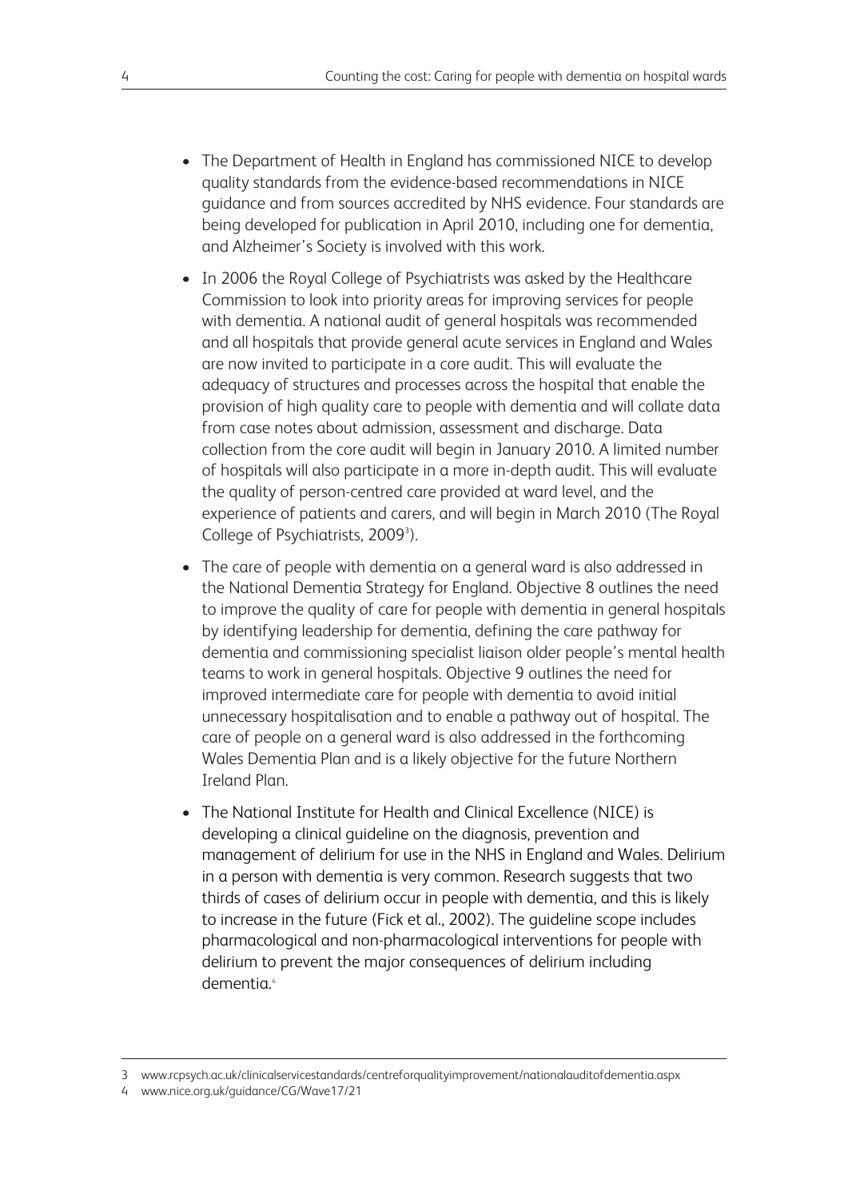- The Department of Health in England has commissioned NICE to develop quality standards from the evidence-based recommendations in NICE guidance and from sources accredited by NHS evidence. Four standards are being developed for publication in April 2010, including one for dementia, and Alzheimer's Society is involved with this work.

- In 2006 the Royal College of Psychiatrists was asked by the Healthcare Commission to look into priority areas for improving services for people with dementia. A national audit of general hospitals was recommended and all hospitals that provide general acute services in England and Wales are now invited to participate in a core audit. This will evaluate the adequacy of structures and processes across the hospital that enable the provision of high quality care to people with dementia and will collate data from case notes about admission, assessment and discharge. Data collection from the core audit will begin in January 2010. A limited number of hospitals will also participate in a more in-depth audit. This will evaluate the quality of person-centred care provided at ward level, and the experience of patients and carers, and will begin in March 2010 (The Royal College of Psychiatrists, 2009[3]).

- The care of people with dementia on a general ward is also addressed in the National Dementia Strategy for England. Objective 8 outlines the need to improve the quality of care for people with dementia in general hospitals by identifying leadership for dementia, defining the care pathway for dementia and commissioning specialist liaison older people's mental health teams to work in general hospitals. Objective 9 outlines the need for improved intermediate care for people with dementia to avoid initial unnecessary hospitalisation and to enable a pathway out of hospital. The care of people on a general ward is also addressed in the forthcoming Wales Dementia Plan and is a likely objective for the future Northern Ireland Plan.

- The National Institute for Health and Clinical Excellence (NICE) is developing a clinical guideline on the diagnosis, prevention and management of delirium for use in the NHS in England and Wales. Delirium in a person with dementia is very common. Research suggests that two thirds of cases of delirium occur in people with dementia, and this is likely to increase in the future (Fick et al., 2002). The guideline scope includes pharmacological and non-pharmacological interventions for people with delirium to prevent the major consequences of delirium including dementia.[4]

---

3 www.rcpsych.ac.uk/clinicalservicestandards/centreforqualityimprovement/nationalauditofdementia.aspx

4 www.nice.org.uk/guidance/CG/Wave17/21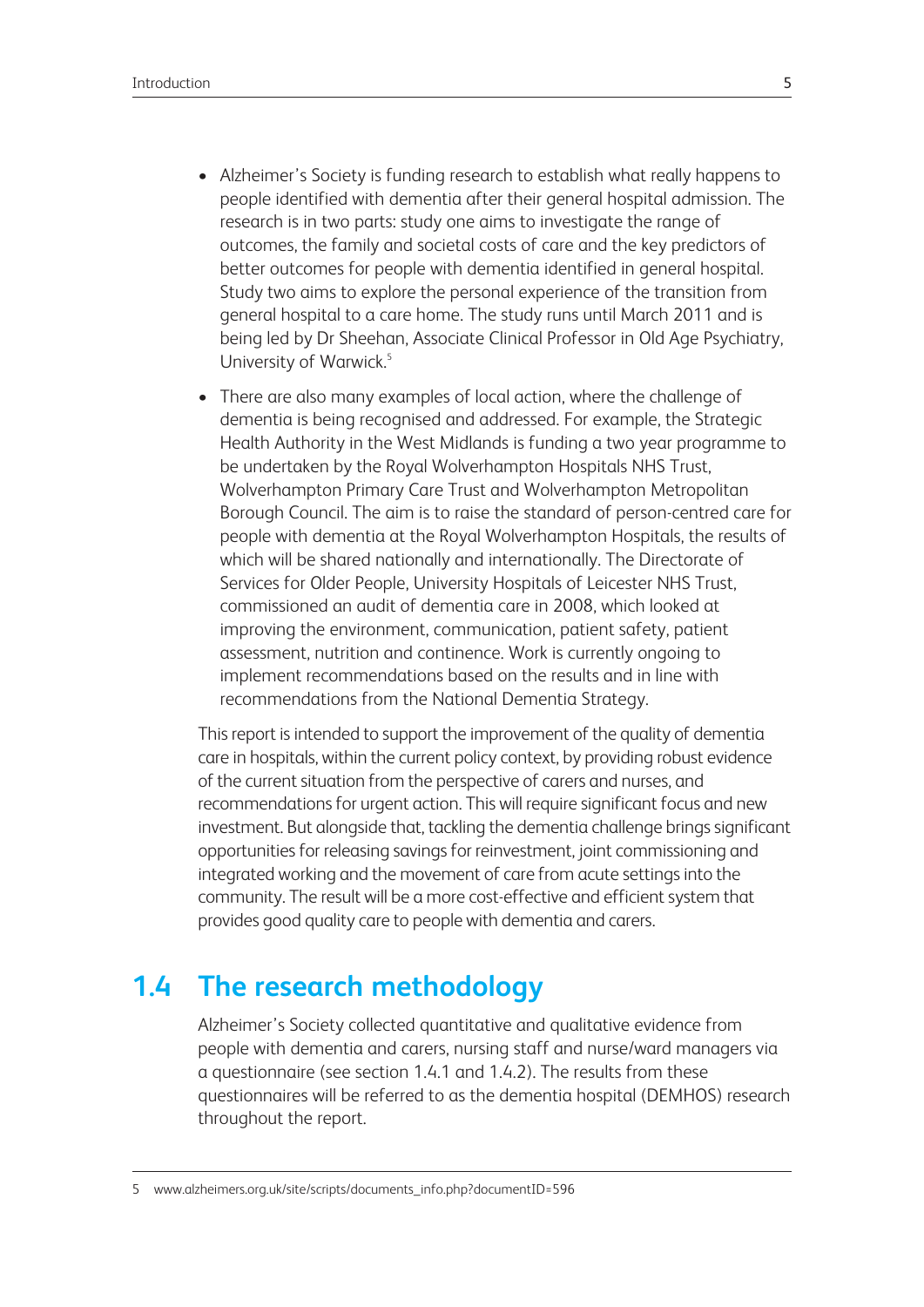- Alzheimer's Society is funding research to establish what really happens to people identified with dementia after their general hospital admission. The research is in two parts: study one aims to investigate the range of outcomes, the family and societal costs of care and the key predictors of better outcomes for people with dementia identified in general hospital. Study two aims to explore the personal experience of the transition from general hospital to a care home. The study runs until March 2011 and is being led by Dr Sheehan, Associate Clinical Professor in Old Age Psychiatry, University of Warwick.[5]
- There are also many examples of local action, where the challenge of dementia is being recognised and addressed. For example, the Strategic Health Authority in the West Midlands is funding a two year programme to be undertaken by the Royal Wolverhampton Hospitals NHS Trust, Wolverhampton Primary Care Trust and Wolverhampton Metropolitan Borough Council. The aim is to raise the standard of person-centred care for people with dementia at the Royal Wolverhampton Hospitals, the results of which will be shared nationally and internationally. The Directorate of Services for Older People, University Hospitals of Leicester NHS Trust, commissioned an audit of dementia care in 2008, which looked at improving the environment, communication, patient safety, patient assessment, nutrition and continence. Work is currently ongoing to implement recommendations based on the results and in line with recommendations from the National Dementia Strategy.

This report is intended to support the improvement of the quality of dementia care in hospitals, within the current policy context, by providing robust evidence of the current situation from the perspective of carers and nurses, and recommendations for urgent action. This will require significant focus and new investment. But alongside that, tackling the dementia challenge brings significant opportunities for releasing savings for reinvestment, joint commissioning and integrated working and the movement of care from acute settings into the community. The result will be a more cost-effective and efficient system that provides good quality care to people with dementia and carers.

## 1.4 The research methodology

Alzheimer's Society collected quantitative and qualitative evidence from people with dementia and carers, nursing staff and nurse/ward managers via a questionnaire (see section 1.4.1 and 1.4.2). The results from these questionnaires will be referred to as the dementia hospital (DEMHOS) research throughout the report.

---

5 www.alzheimers.org.uk/site/scripts/documents_info.php?documentID=596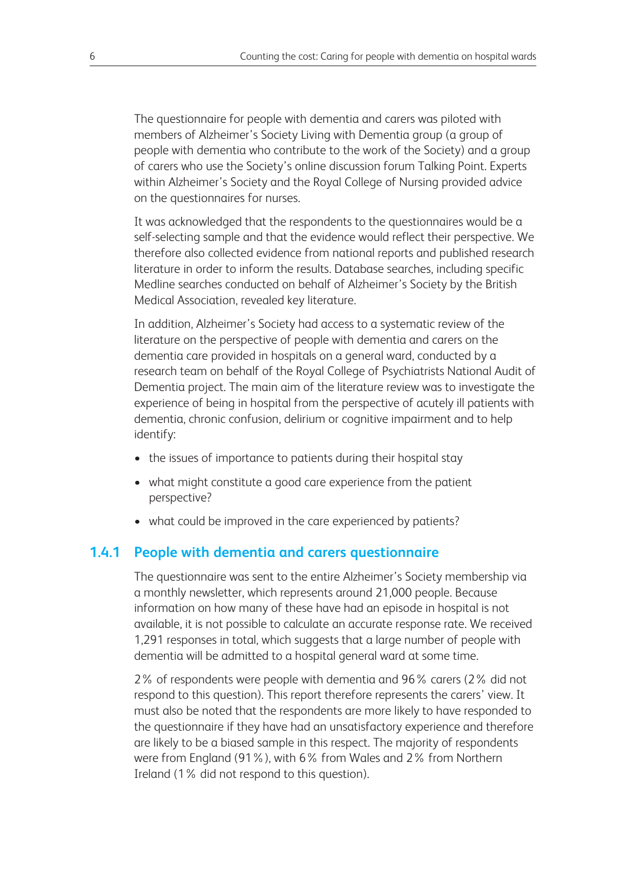The questionnaire for people with dementia and carers was piloted with members of Alzheimer's Society Living with Dementia group (a group of people with dementia who contribute to the work of the Society) and a group of carers who use the Society's online discussion forum Talking Point. Experts within Alzheimer's Society and the Royal College of Nursing provided advice on the questionnaires for nurses.

It was acknowledged that the respondents to the questionnaires would be a self-selecting sample and that the evidence would reflect their perspective. We therefore also collected evidence from national reports and published research literature in order to inform the results. Database searches, including specific Medline searches conducted on behalf of Alzheimer's Society by the British Medical Association, revealed key literature.

In addition, Alzheimer's Society had access to a systematic review of the literature on the perspective of people with dementia and carers on the dementia care provided in hospitals on a general ward, conducted by a research team on behalf of the Royal College of Psychiatrists National Audit of Dementia project. The main aim of the literature review was to investigate the experience of being in hospital from the perspective of acutely ill patients with dementia, chronic confusion, delirium or cognitive impairment and to help identify:

- the issues of importance to patients during their hospital stay
- what might constitute a good care experience from the patient perspective?
- what could be improved in the care experienced by patients?

### 1.4.1 People with dementia and carers questionnaire

The questionnaire was sent to the entire Alzheimer's Society membership via a monthly newsletter, which represents around 21,000 people. Because information on how many of these have had an episode in hospital is not available, it is not possible to calculate an accurate response rate. We received 1,291 responses in total, which suggests that a large number of people with dementia will be admitted to a hospital general ward at some time.

2% of respondents were people with dementia and 96% carers (2% did not respond to this question). This report therefore represents the carers' view. It must also be noted that the respondents are more likely to have responded to the questionnaire if they have had an unsatisfactory experience and therefore are likely to be a biased sample in this respect. The majority of respondents were from England (91%), with 6% from Wales and 2% from Northern Ireland (1% did not respond to this question).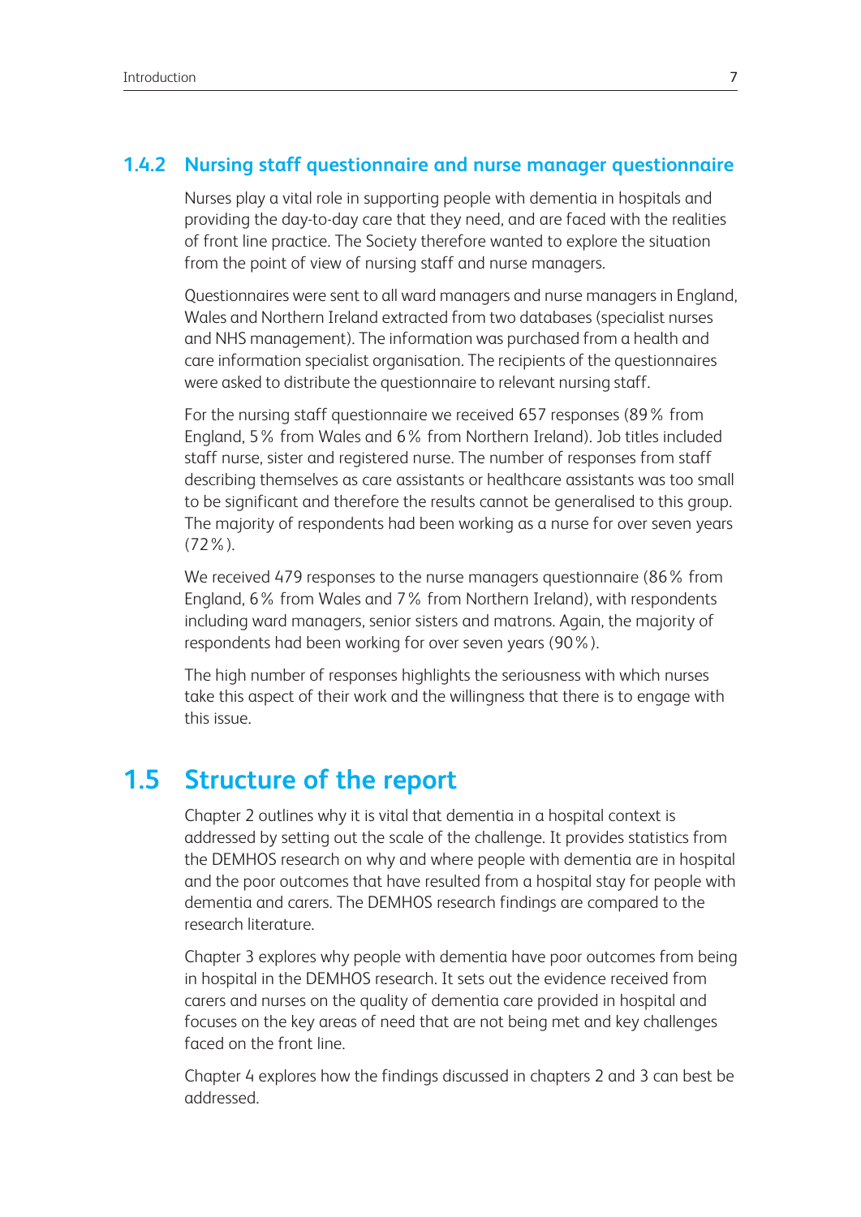### 1.4.2 Nursing staff questionnaire and nurse manager questionnaire

Nurses play a vital role in supporting people with dementia in hospitals and providing the day-to-day care that they need, and are faced with the realities of front line practice. The Society therefore wanted to explore the situation from the point of view of nursing staff and nurse managers.

Questionnaires were sent to all ward managers and nurse managers in England, Wales and Northern Ireland extracted from two databases (specialist nurses and NHS management). The information was purchased from a health and care information specialist organisation. The recipients of the questionnaires were asked to distribute the questionnaire to relevant nursing staff.

For the nursing staff questionnaire we received 657 responses (89% from England, 5% from Wales and 6% from Northern Ireland). Job titles included staff nurse, sister and registered nurse. The number of responses from staff describing themselves as care assistants or healthcare assistants was too small to be significant and therefore the results cannot be generalised to this group. The majority of respondents had been working as a nurse for over seven years (72%).

We received 479 responses to the nurse managers questionnaire (86% from England, 6% from Wales and 7% from Northern Ireland), with respondents including ward managers, senior sisters and matrons. Again, the majority of respondents had been working for over seven years (90%).

The high number of responses highlights the seriousness with which nurses take this aspect of their work and the willingness that there is to engage with this issue.

## 1.5 Structure of the report

Chapter 2 outlines why it is vital that dementia in a hospital context is addressed by setting out the scale of the challenge. It provides statistics from the DEMHOS research on why and where people with dementia are in hospital and the poor outcomes that have resulted from a hospital stay for people with dementia and carers. The DEMHOS research findings are compared to the research literature.

Chapter 3 explores why people with dementia have poor outcomes from being in hospital in the DEMHOS research. It sets out the evidence received from carers and nurses on the quality of dementia care provided in hospital and focuses on the key areas of need that are not being met and key challenges faced on the front line.

Chapter 4 explores how the findings discussed in chapters 2 and 3 can best be addressed.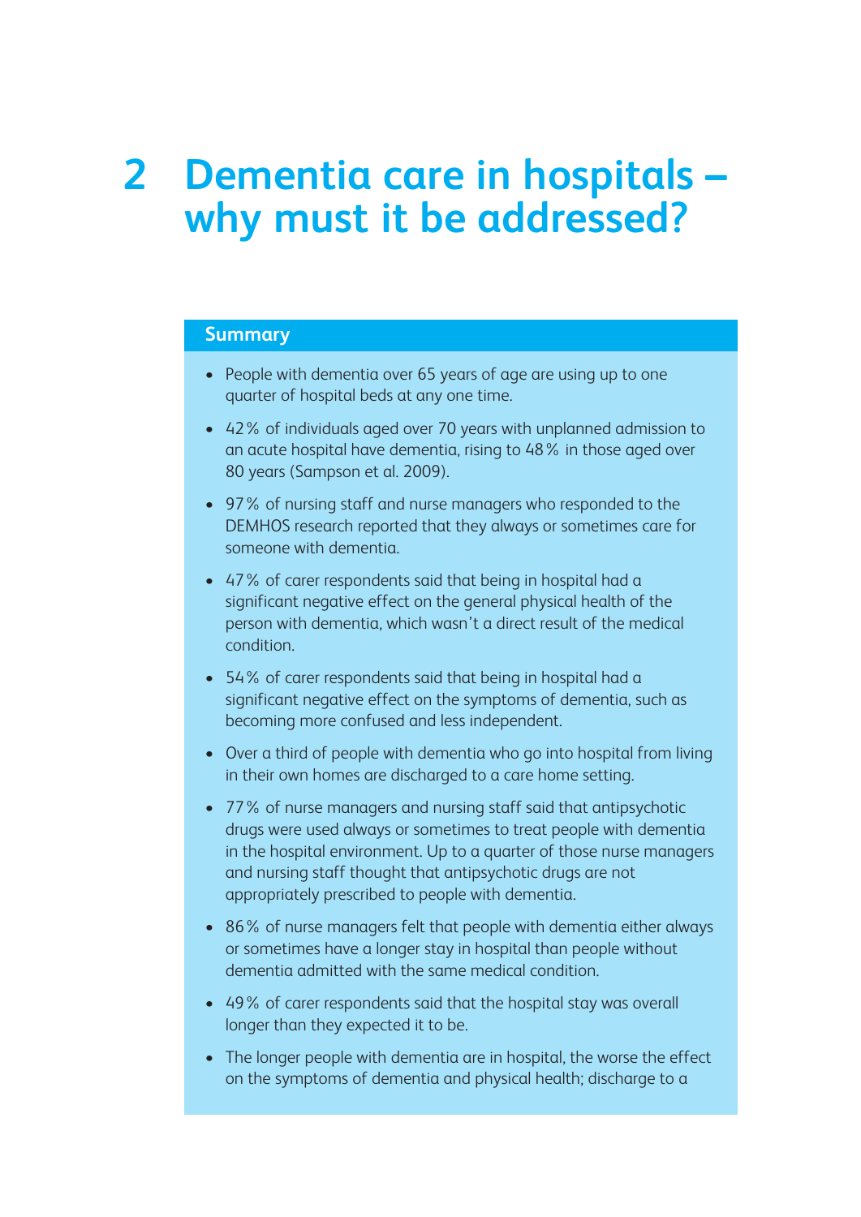# 2 Dementia care in hospitals – why must it be addressed?

### Summary

- People with dementia over 65 years of age are using up to one quarter of hospital beds at any one time.
- 42% of individuals aged over 70 years with unplanned admission to an acute hospital have dementia, rising to 48% in those aged over 80 years (Sampson et al. 2009).
- 97% of nursing staff and nurse managers who responded to the DEMHOS research reported that they always or sometimes care for someone with dementia.
- 47% of carer respondents said that being in hospital had a significant negative effect on the general physical health of the person with dementia, which wasn't a direct result of the medical condition.
- 54% of carer respondents said that being in hospital had a significant negative effect on the symptoms of dementia, such as becoming more confused and less independent.
- Over a third of people with dementia who go into hospital from living in their own homes are discharged to a care home setting.
- 77% of nurse managers and nursing staff said that antipsychotic drugs were used always or sometimes to treat people with dementia in the hospital environment. Up to a quarter of those nurse managers and nursing staff thought that antipsychotic drugs are not appropriately prescribed to people with dementia.
- 86% of nurse managers felt that people with dementia either always or sometimes have a longer stay in hospital than people without dementia admitted with the same medical condition.
- 49% of carer respondents said that the hospital stay was overall longer than they expected it to be.
- The longer people with dementia are in hospital, the worse the effect on the symptoms of dementia and physical health; discharge to a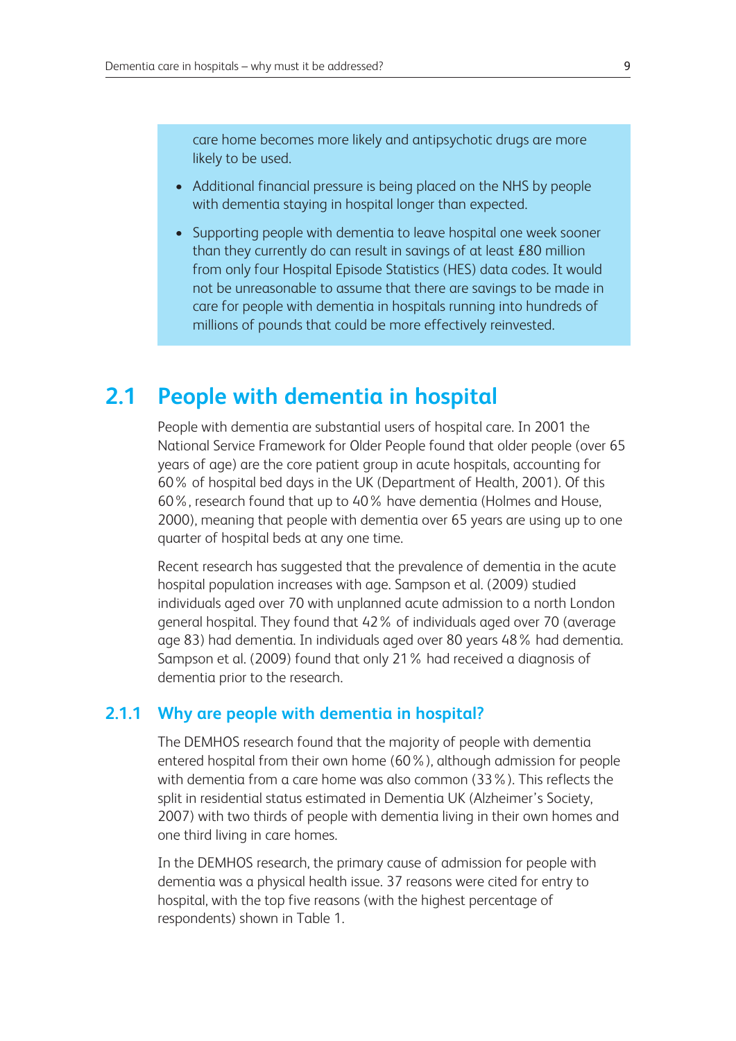care home becomes more likely and antipsychotic drugs are more likely to be used.

- Additional financial pressure is being placed on the NHS by people with dementia staying in hospital longer than expected.
- Supporting people with dementia to leave hospital one week sooner than they currently do can result in savings of at least £80 million from only four Hospital Episode Statistics (HES) data codes. It would not be unreasonable to assume that there are savings to be made in care for people with dementia in hospitals running into hundreds of millions of pounds that could be more effectively reinvested.

## 2.1 People with dementia in hospital

People with dementia are substantial users of hospital care. In 2001 the National Service Framework for Older People found that older people (over 65 years of age) are the core patient group in acute hospitals, accounting for 60% of hospital bed days in the UK (Department of Health, 2001). Of this 60%, research found that up to 40% have dementia (Holmes and House, 2000), meaning that people with dementia over 65 years are using up to one quarter of hospital beds at any one time.

Recent research has suggested that the prevalence of dementia in the acute hospital population increases with age. Sampson et al. (2009) studied individuals aged over 70 with unplanned acute admission to a north London general hospital. They found that 42% of individuals aged over 70 (average age 83) had dementia. In individuals aged over 80 years 48% had dementia. Sampson et al. (2009) found that only 21% had received a diagnosis of dementia prior to the research.

### 2.1.1 Why are people with dementia in hospital?

The DEMHOS research found that the majority of people with dementia entered hospital from their own home (60%), although admission for people with dementia from a care home was also common (33%). This reflects the split in residential status estimated in Dementia UK (Alzheimer's Society, 2007) with two thirds of people with dementia living in their own homes and one third living in care homes.

In the DEMHOS research, the primary cause of admission for people with dementia was a physical health issue. 37 reasons were cited for entry to hospital, with the top five reasons (with the highest percentage of respondents) shown in Table 1.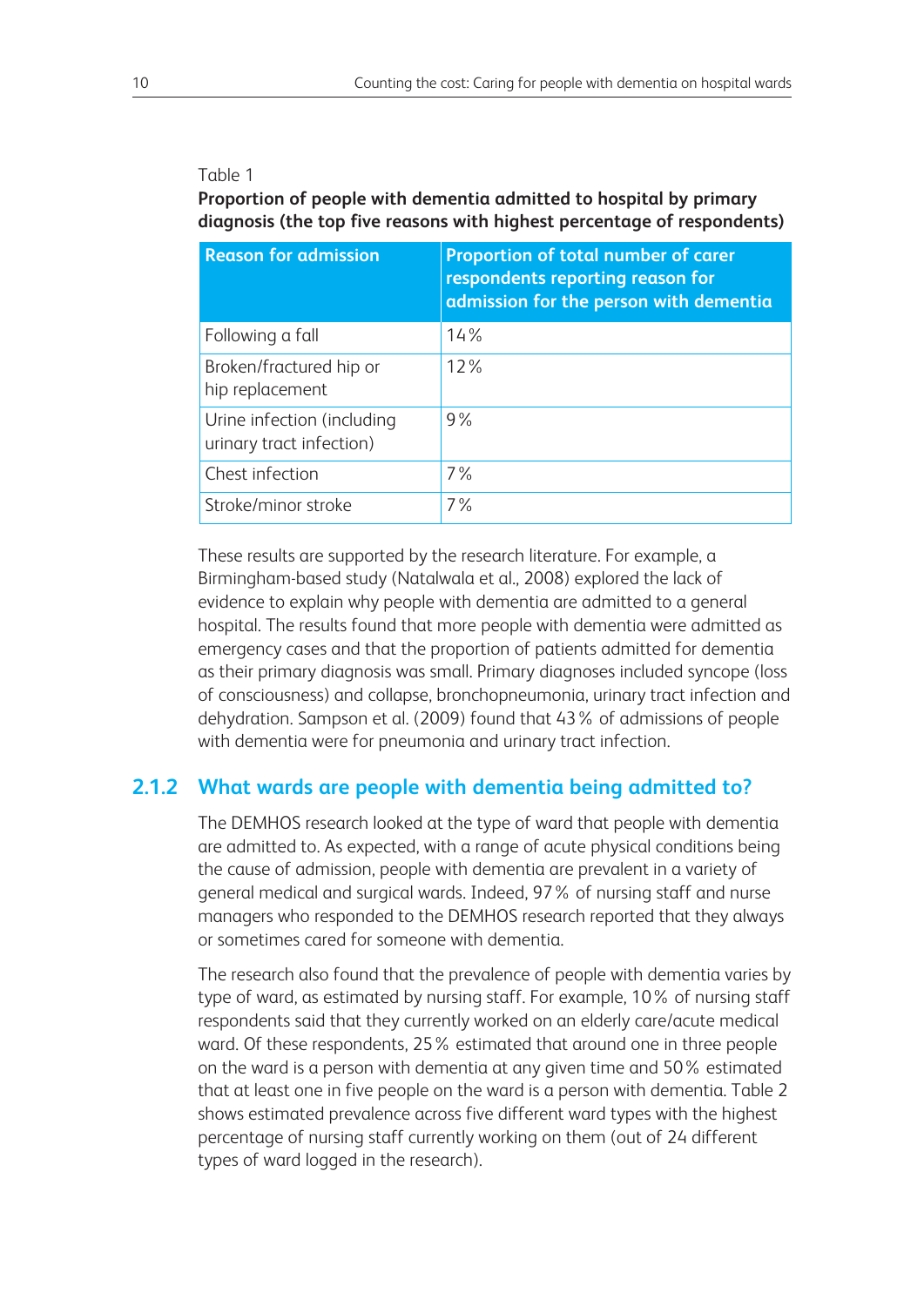Table 1

**Proportion of people with dementia admitted to hospital by primary diagnosis (the top five reasons with highest percentage of respondents)**

| Reason for admission | Proportion of total number of carer respondents reporting reason for admission for the person with dementia |
|---|---|
| Following a fall | 14% |
| Broken/fractured hip or hip replacement | 12% |
| Urine infection (including urinary tract infection) | 9% |
| Chest infection | 7% |
| Stroke/minor stroke | 7% |

These results are supported by the research literature. For example, a Birmingham-based study (Natalwala et al., 2008) explored the lack of evidence to explain why people with dementia are admitted to a general hospital. The results found that more people with dementia were admitted as emergency cases and that the proportion of patients admitted for dementia as their primary diagnosis was small. Primary diagnoses included syncope (loss of consciousness) and collapse, bronchopneumonia, urinary tract infection and dehydration. Sampson et al. (2009) found that 43% of admissions of people with dementia were for pneumonia and urinary tract infection.

### 2.1.2 What wards are people with dementia being admitted to?

The DEMHOS research looked at the type of ward that people with dementia are admitted to. As expected, with a range of acute physical conditions being the cause of admission, people with dementia are prevalent in a variety of general medical and surgical wards. Indeed, 97% of nursing staff and nurse managers who responded to the DEMHOS research reported that they always or sometimes cared for someone with dementia.

The research also found that the prevalence of people with dementia varies by type of ward, as estimated by nursing staff. For example, 10% of nursing staff respondents said that they currently worked on an elderly care/acute medical ward. Of these respondents, 25% estimated that around one in three people on the ward is a person with dementia at any given time and 50% estimated that at least one in five people on the ward is a person with dementia. Table 2 shows estimated prevalence across five different ward types with the highest percentage of nursing staff currently working on them (out of 24 different types of ward logged in the research).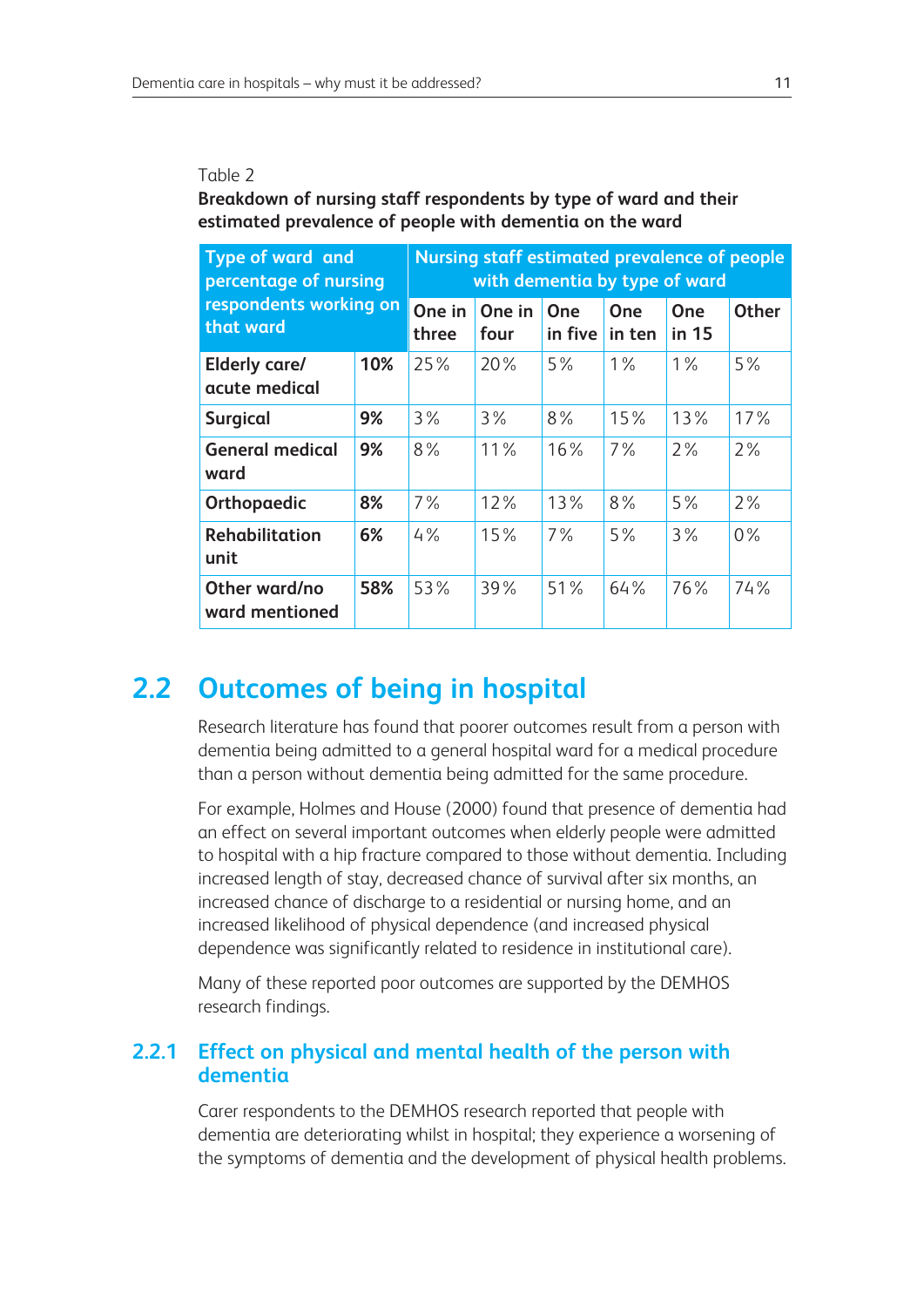Table 2

**Breakdown of nursing staff respondents by type of ward and their estimated prevalence of people with dementia on the ward**

| Type of ward and percentage of nursing respondents working on that ward | | Nursing staff estimated prevalence of people with dementia by type of ward | | | | | |
|---|---|---|---|---|---|---|---|
| | | One in three | One in four | One in five | One in ten | One in 15 | Other |
| **Elderly care/ acute medical** | **10%** | 25% | 20% | 5% | 1% | 1% | 5% |
| **Surgical** | **9%** | 3% | 3% | 8% | 15% | 13% | 17% |
| **General medical ward** | **9%** | 8% | 11% | 16% | 7% | 2% | 2% |
| **Orthopaedic** | **8%** | 7% | 12% | 13% | 8% | 5% | 2% |
| **Rehabilitation unit** | **6%** | 4% | 15% | 7% | 5% | 3% | 0% |
| **Other ward/no ward mentioned** | **58%** | 53% | 39% | 51% | 64% | 76% | 74% |

## 2.2 Outcomes of being in hospital

Research literature has found that poorer outcomes result from a person with dementia being admitted to a general hospital ward for a medical procedure than a person without dementia being admitted for the same procedure.

For example, Holmes and House (2000) found that presence of dementia had an effect on several important outcomes when elderly people were admitted to hospital with a hip fracture compared to those without dementia. Including increased length of stay, decreased chance of survival after six months, an increased chance of discharge to a residential or nursing home, and an increased likelihood of physical dependence (and increased physical dependence was significantly related to residence in institutional care).

Many of these reported poor outcomes are supported by the DEMHOS research findings.

### 2.2.1 Effect on physical and mental health of the person with dementia

Carer respondents to the DEMHOS research reported that people with dementia are deteriorating whilst in hospital; they experience a worsening of the symptoms of dementia and the development of physical health problems.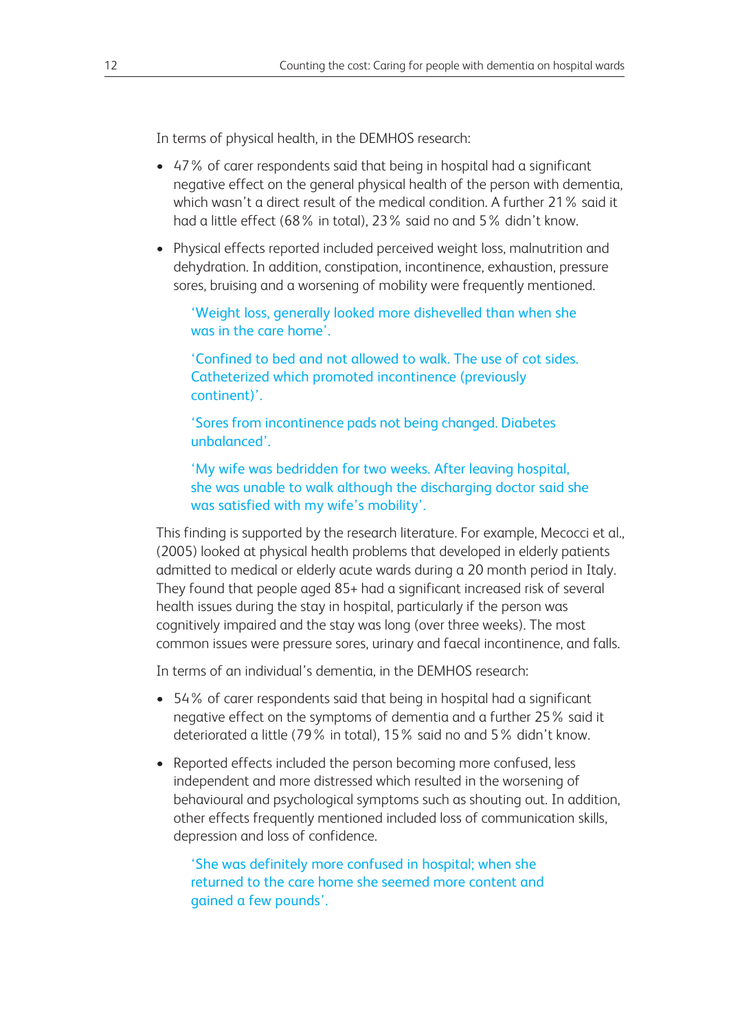In terms of physical health, in the DEMHOS research:

- 47% of carer respondents said that being in hospital had a significant negative effect on the general physical health of the person with dementia, which wasn't a direct result of the medical condition. A further 21% said it had a little effect (68% in total), 23% said no and 5% didn't know.
- Physical effects reported included perceived weight loss, malnutrition and dehydration. In addition, constipation, incontinence, exhaustion, pressure sores, bruising and a worsening of mobility were frequently mentioned.

> 'Weight loss, generally looked more dishevelled than when she was in the care home'.
>
> 'Confined to bed and not allowed to walk. The use of cot sides. Catheterized which promoted incontinence (previously continent)'.
>
> 'Sores from incontinence pads not being changed. Diabetes unbalanced'.
>
> 'My wife was bedridden for two weeks. After leaving hospital, she was unable to walk although the discharging doctor said she was satisfied with my wife's mobility'.

This finding is supported by the research literature. For example, Mecocci et al., (2005) looked at physical health problems that developed in elderly patients admitted to medical or elderly acute wards during a 20 month period in Italy. They found that people aged 85+ had a significant increased risk of several health issues during the stay in hospital, particularly if the person was cognitively impaired and the stay was long (over three weeks). The most common issues were pressure sores, urinary and faecal incontinence, and falls.

In terms of an individual's dementia, in the DEMHOS research:

- 54% of carer respondents said that being in hospital had a significant negative effect on the symptoms of dementia and a further 25% said it deteriorated a little (79% in total), 15% said no and 5% didn't know.
- Reported effects included the person becoming more confused, less independent and more distressed which resulted in the worsening of behavioural and psychological symptoms such as shouting out. In addition, other effects frequently mentioned included loss of communication skills, depression and loss of confidence.

> 'She was definitely more confused in hospital; when she returned to the care home she seemed more content and gained a few pounds'.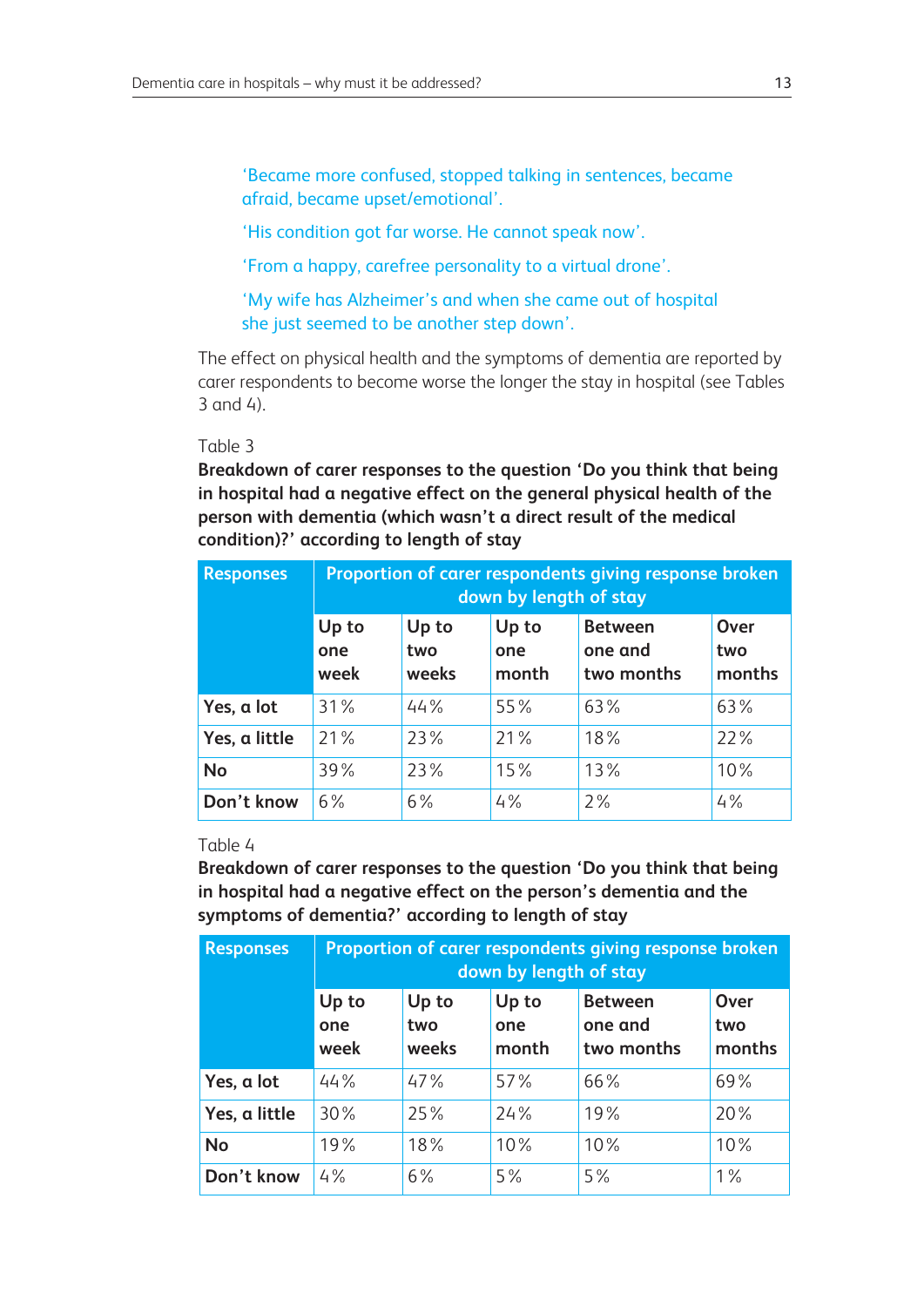'Became more confused, stopped talking in sentences, became afraid, became upset/emotional'.

'His condition got far worse. He cannot speak now'.

'From a happy, carefree personality to a virtual drone'.

'My wife has Alzheimer's and when she came out of hospital she just seemed to be another step down'.

The effect on physical health and the symptoms of dementia are reported by carer respondents to become worse the longer the stay in hospital (see Tables 3 and 4).

Table 3

**Breakdown of carer responses to the question 'Do you think that being in hospital had a negative effect on the general physical health of the person with dementia (which wasn't a direct result of the medical condition)?' according to length of stay**

| Responses | Proportion of carer respondents giving response broken down by length of stay | | | | |
|---|---|---|---|---|---|
| | Up to one week | Up to two weeks | Up to one month | Between one and two months | Over two months |
| **Yes, a lot** | 31% | 44% | 55% | 63% | 63% |
| **Yes, a little** | 21% | 23% | 21% | 18% | 22% |
| **No** | 39% | 23% | 15% | 13% | 10% |
| **Don't know** | 6% | 6% | 4% | 2% | 4% |

Table 4

**Breakdown of carer responses to the question 'Do you think that being in hospital had a negative effect on the person's dementia and the symptoms of dementia?' according to length of stay**

| Responses | Proportion of carer respondents giving response broken down by length of stay | | | | |
|---|---|---|---|---|---|
| | Up to one week | Up to two weeks | Up to one month | Between one and two months | Over two months |
| **Yes, a lot** | 44% | 47% | 57% | 66% | 69% |
| **Yes, a little** | 30% | 25% | 24% | 19% | 20% |
| **No** | 19% | 18% | 10% | 10% | 10% |
| **Don't know** | 4% | 6% | 5% | 5% | 1% |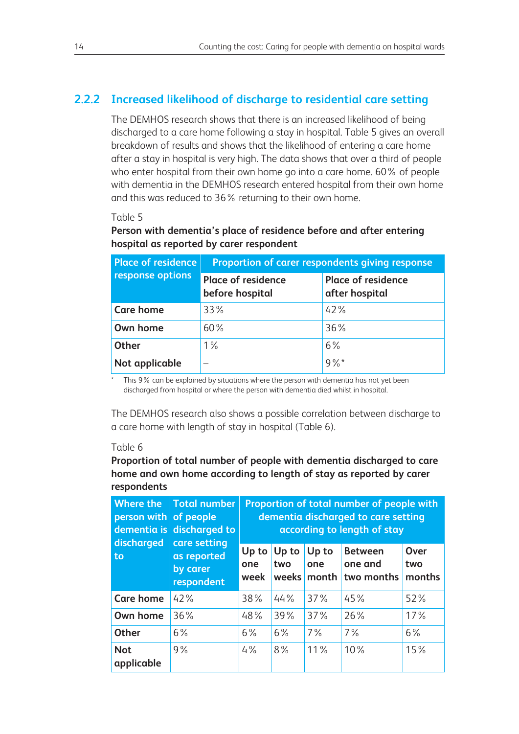### 2.2.2 Increased likelihood of discharge to residential care setting

The DEMHOS research shows that there is an increased likelihood of being discharged to a care home following a stay in hospital. Table 5 gives an overall breakdown of results and shows that the likelihood of entering a care home after a stay in hospital is very high. The data shows that over a third of people who enter hospital from their own home go into a care home. 60% of people with dementia in the DEMHOS research entered hospital from their own home and this was reduced to 36% returning to their own home.

Table 5

**Person with dementia's place of residence before and after entering hospital as reported by carer respondent**

| Place of residence response options | Proportion of carer respondents giving response | |
|---|---|---|
| | Place of residence before hospital | Place of residence after hospital |
| **Care home** | 33% | 42% |
| **Own home** | 60% | 36% |
| **Other** | 1% | 6% |
| **Not applicable** | – | 9%* |

\* This 9% can be explained by situations where the person with dementia has not yet been discharged from hospital or where the person with dementia died whilst in hospital.

The DEMHOS research also shows a possible correlation between discharge to a care home with length of stay in hospital (Table 6).

Table 6

**Proportion of total number of people with dementia discharged to care home and own home according to length of stay as reported by carer respondents**

| Where the person with dementia is discharged to | Total number of people discharged to care setting as reported by carer respondent | Proportion of total number of people with dementia discharged to care setting according to length of stay | | | | |
|---|---|---|---|---|---|---|
| | | Up to one week | Up to two weeks | Up to one month | Between one and two months | Over two months |
| **Care home** | 42% | 38% | 44% | 37% | 45% | 52% |
| **Own home** | 36% | 48% | 39% | 37% | 26% | 17% |
| **Other** | 6% | 6% | 6% | 7% | 7% | 6% |
| **Not applicable** | 9% | 4% | 8% | 11% | 10% | 15% |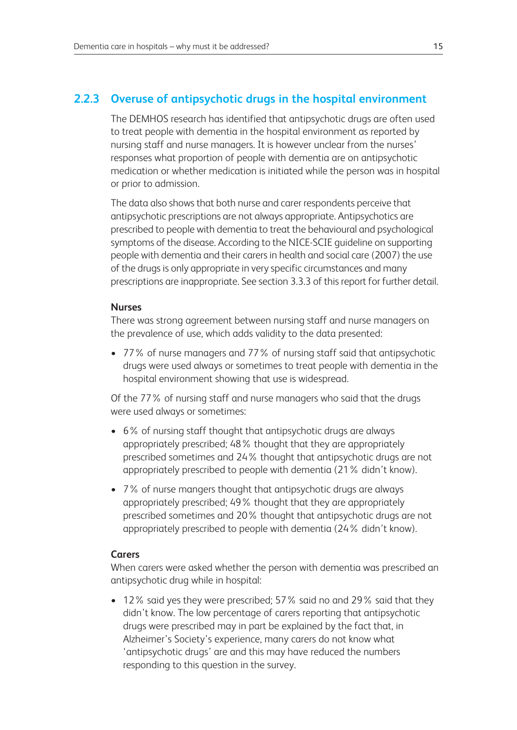### 2.2.3 Overuse of antipsychotic drugs in the hospital environment

The DEMHOS research has identified that antipsychotic drugs are often used to treat people with dementia in the hospital environment as reported by nursing staff and nurse managers. It is however unclear from the nurses' responses what proportion of people with dementia are on antipsychotic medication or whether medication is initiated while the person was in hospital or prior to admission.

The data also shows that both nurse and carer respondents perceive that antipsychotic prescriptions are not always appropriate. Antipsychotics are prescribed to people with dementia to treat the behavioural and psychological symptoms of the disease. According to the NICE-SCIE guideline on supporting people with dementia and their carers in health and social care (2007) the use of the drugs is only appropriate in very specific circumstances and many prescriptions are inappropriate. See section 3.3.3 of this report for further detail.

**Nurses**

There was strong agreement between nursing staff and nurse managers on the prevalence of use, which adds validity to the data presented:

- 77% of nurse managers and 77% of nursing staff said that antipsychotic drugs were used always or sometimes to treat people with dementia in the hospital environment showing that use is widespread.

Of the 77% of nursing staff and nurse managers who said that the drugs were used always or sometimes:

- 6% of nursing staff thought that antipsychotic drugs are always appropriately prescribed; 48% thought that they are appropriately prescribed sometimes and 24% thought that antipsychotic drugs are not appropriately prescribed to people with dementia (21% didn't know).
- 7% of nurse mangers thought that antipsychotic drugs are always appropriately prescribed; 49% thought that they are appropriately prescribed sometimes and 20% thought that antipsychotic drugs are not appropriately prescribed to people with dementia (24% didn't know).

**Carers**

When carers were asked whether the person with dementia was prescribed an antipsychotic drug while in hospital:

- 12% said yes they were prescribed; 57% said no and 29% said that they didn't know. The low percentage of carers reporting that antipsychotic drugs were prescribed may in part be explained by the fact that, in Alzheimer's Society's experience, many carers do not know what 'antipsychotic drugs' are and this may have reduced the numbers responding to this question in the survey.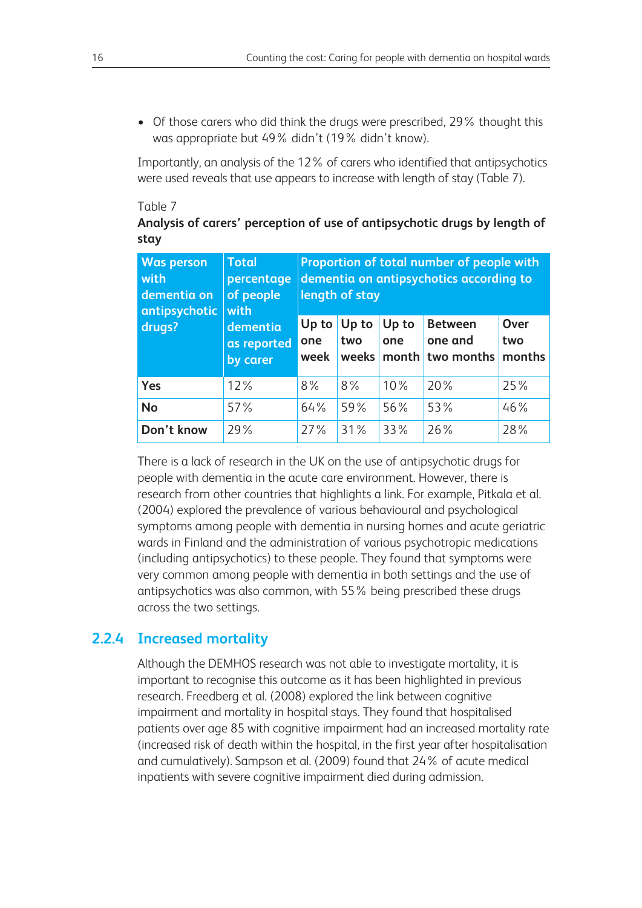- Of those carers who did think the drugs were prescribed, 29% thought this was appropriate but 49% didn't (19% didn't know).

Importantly, an analysis of the 12% of carers who identified that antipsychotics were used reveals that use appears to increase with length of stay (Table 7).

Table 7

**Analysis of carers' perception of use of antipsychotic drugs by length of stay**

| Was person with dementia on antipsychotic drugs? | Total percentage of people with dementia as reported by carer | Proportion of total number of people with dementia on antipsychotics according to length of stay | | | | |
|---|---|---|---|---|---|---|
| | | Up to one week | Up to two weeks | Up to one month | Between one and two months | Over two months |
| **Yes** | 12% | 8% | 8% | 10% | 20% | 25% |
| **No** | 57% | 64% | 59% | 56% | 53% | 46% |
| **Don't know** | 29% | 27% | 31% | 33% | 26% | 28% |

There is a lack of research in the UK on the use of antipsychotic drugs for people with dementia in the acute care environment. However, there is research from other countries that highlights a link. For example, Pitkala et al. (2004) explored the prevalence of various behavioural and psychological symptoms among people with dementia in nursing homes and acute geriatric wards in Finland and the administration of various psychotropic medications (including antipsychotics) to these people. They found that symptoms were very common among people with dementia in both settings and the use of antipsychotics was also common, with 55% being prescribed these drugs across the two settings.

### 2.2.4 Increased mortality

Although the DEMHOS research was not able to investigate mortality, it is important to recognise this outcome as it has been highlighted in previous research. Freedberg et al. (2008) explored the link between cognitive impairment and mortality in hospital stays. They found that hospitalised patients over age 85 with cognitive impairment had an increased mortality rate (increased risk of death within the hospital, in the first year after hospitalisation and cumulatively). Sampson et al. (2009) found that 24% of acute medical inpatients with severe cognitive impairment died during admission.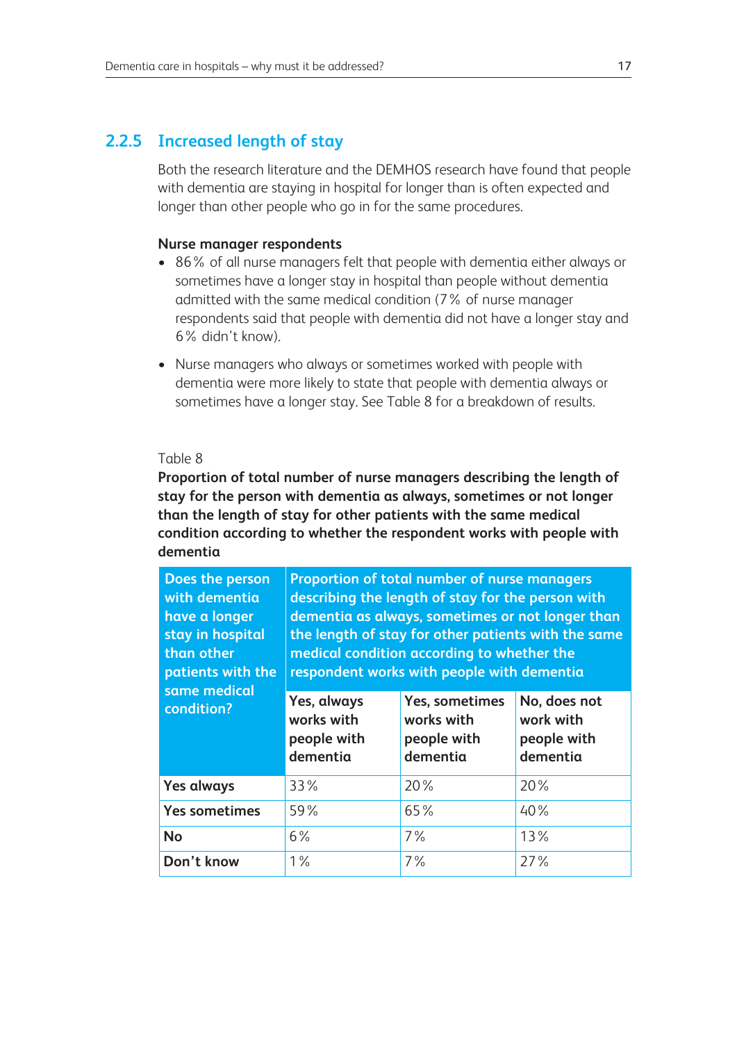### 2.2.5 Increased length of stay

Both the research literature and the DEMHOS research have found that people with dementia are staying in hospital for longer than is often expected and longer than other people who go in for the same procedures.

**Nurse manager respondents**

- 86% of all nurse managers felt that people with dementia either always or sometimes have a longer stay in hospital than people without dementia admitted with the same medical condition (7% of nurse manager respondents said that people with dementia did not have a longer stay and 6% didn't know).
- Nurse managers who always or sometimes worked with people with dementia were more likely to state that people with dementia always or sometimes have a longer stay. See Table 8 for a breakdown of results.

Table 8

**Proportion of total number of nurse managers describing the length of stay for the person with dementia as always, sometimes or not longer than the length of stay for other patients with the same medical condition according to whether the respondent works with people with dementia**

| Does the person with dementia have a longer stay in hospital than other patients with the same medical condition? | Proportion of total number of nurse managers describing the length of stay for the person with dementia as always, sometimes or not longer than the length of stay for other patients with the same medical condition according to whether the respondent works with people with dementia | | |
|---|---|---|---|
| | Yes, always works with people with dementia | Yes, sometimes works with people with dementia | No, does not work with people with dementia |
| **Yes always** | 33% | 20% | 20% |
| **Yes sometimes** | 59% | 65% | 40% |
| **No** | 6% | 7% | 13% |
| **Don't know** | 1% | 7% | 27% |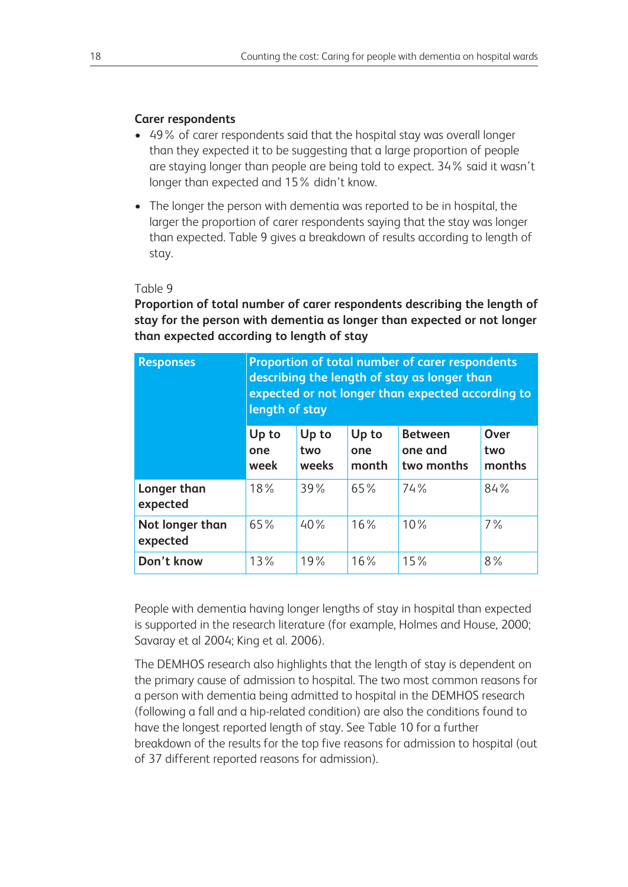**Carer respondents**

- 49% of carer respondents said that the hospital stay was overall longer than they expected it to be suggesting that a large proportion of people are staying longer than people are being told to expect. 34% said it wasn't longer than expected and 15% didn't know.
- The longer the person with dementia was reported to be in hospital, the larger the proportion of carer respondents saying that the stay was longer than expected. Table 9 gives a breakdown of results according to length of stay.

Table 9

**Proportion of total number of carer respondents describing the length of stay for the person with dementia as longer than expected or not longer than expected according to length of stay**

| Responses | Proportion of total number of carer respondents describing the length of stay as longer than expected or not longer than expected according to length of stay | | | | |
|---|---|---|---|---|---|
| | Up to one week | Up to two weeks | Up to one month | Between one and two months | Over two months |
| **Longer than expected** | 18% | 39% | 65% | 74% | 84% |
| **Not longer than expected** | 65% | 40% | 16% | 10% | 7% |
| **Don't know** | 13% | 19% | 16% | 15% | 8% |

People with dementia having longer lengths of stay in hospital than expected is supported in the research literature (for example, Holmes and House, 2000; Savaray et al 2004; King et al. 2006).

The DEMHOS research also highlights that the length of stay is dependent on the primary cause of admission to hospital. The two most common reasons for a person with dementia being admitted to hospital in the DEMHOS research (following a fall and a hip-related condition) are also the conditions found to have the longest reported length of stay. See Table 10 for a further breakdown of the results for the top five reasons for admission to hospital (out of 37 different reported reasons for admission).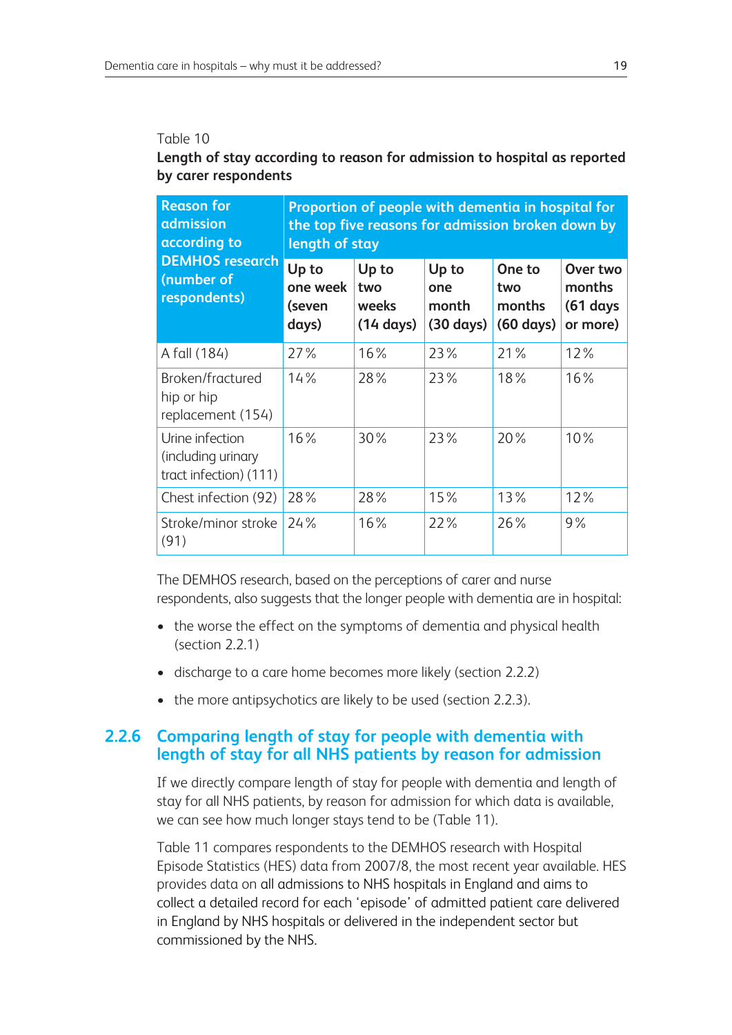Table 10

**Length of stay according to reason for admission to hospital as reported by carer respondents**

| Reason for admission according to DEMHOS research (number of respondents) | Proportion of people with dementia in hospital for the top five reasons for admission broken down by length of stay | | | | |
|---|---|---|---|---|---|
| | Up to one week (seven days) | Up to two weeks (14 days) | Up to one month (30 days) | One to two months (60 days) | Over two months (61 days or more) |
| A fall (184) | 27% | 16% | 23% | 21% | 12% |
| Broken/fractured hip or hip replacement (154) | 14% | 28% | 23% | 18% | 16% |
| Urine infection (including urinary tract infection) (111) | 16% | 30% | 23% | 20% | 10% |
| Chest infection (92) | 28% | 28% | 15% | 13% | 12% |
| Stroke/minor stroke (91) | 24% | 16% | 22% | 26% | 9% |

The DEMHOS research, based on the perceptions of carer and nurse respondents, also suggests that the longer people with dementia are in hospital:

- the worse the effect on the symptoms of dementia and physical health (section 2.2.1)
- discharge to a care home becomes more likely (section 2.2.2)
- the more antipsychotics are likely to be used (section 2.2.3).

### 2.2.6 Comparing length of stay for people with dementia with length of stay for all NHS patients by reason for admission

If we directly compare length of stay for people with dementia and length of stay for all NHS patients, by reason for admission for which data is available, we can see how much longer stays tend to be (Table 11).

Table 11 compares respondents to the DEMHOS research with Hospital Episode Statistics (HES) data from 2007/8, the most recent year available. HES provides data on all admissions to NHS hospitals in England and aims to collect a detailed record for each 'episode' of admitted patient care delivered in England by NHS hospitals or delivered in the independent sector but commissioned by the NHS.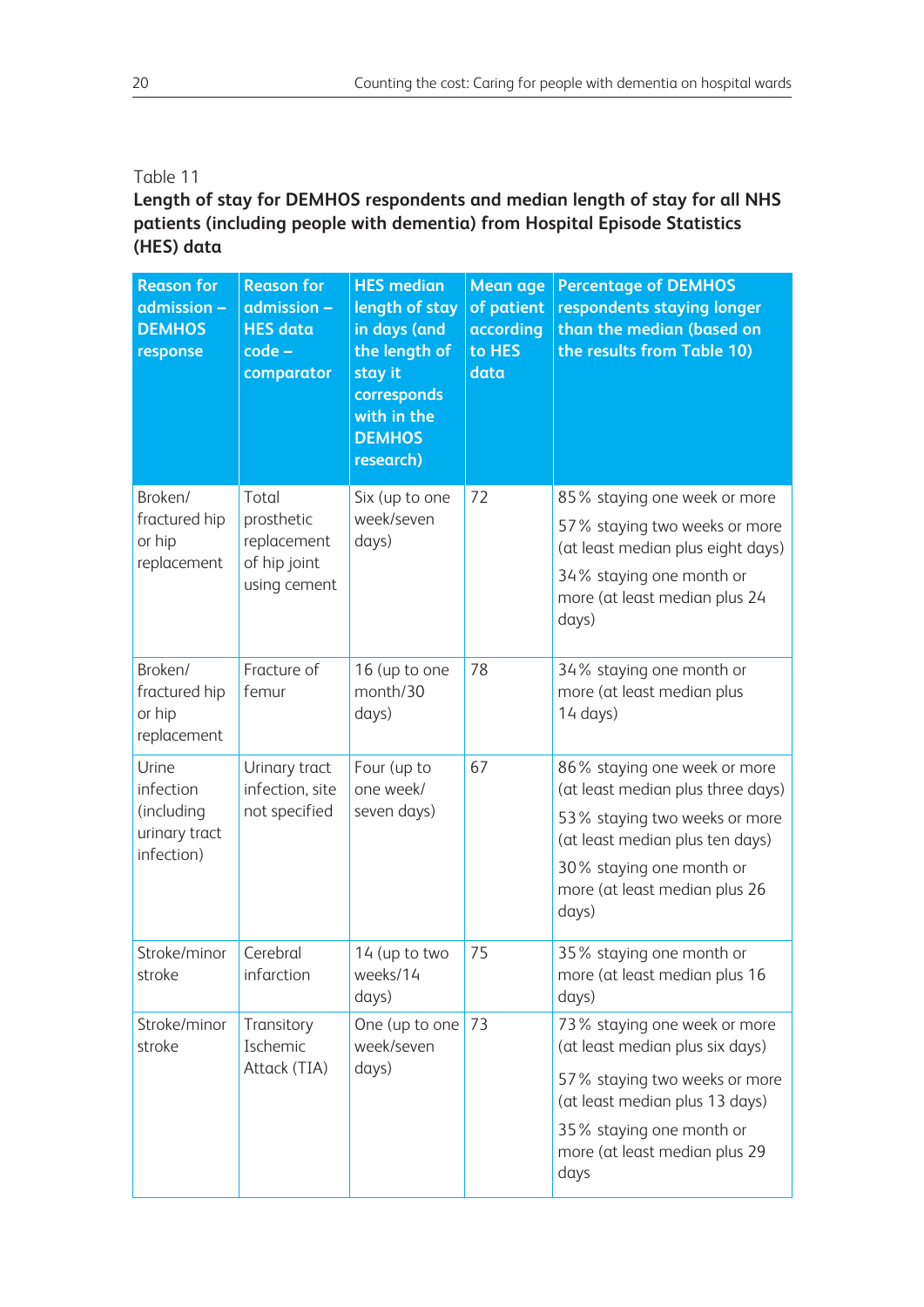Table 11

**Length of stay for DEMHOS respondents and median length of stay for all NHS patients (including people with dementia) from Hospital Episode Statistics (HES) data**

| Reason for admission – DEMHOS response | Reason for admission – HES data code – comparator | HES median length of stay in days (and the length of stay it corresponds with in the DEMHOS research) | Mean age of patient according to HES data | Percentage of DEMHOS respondents staying longer than the median (based on the results from Table 10) |
|---|---|---|---|---|
| Broken/ fractured hip or hip replacement | Total prosthetic replacement of hip joint using cement | Six (up to one week/seven days) | 72 | 85% staying one week or more<br>57% staying two weeks or more (at least median plus eight days)<br>34% staying one month or more (at least median plus 24 days) |
| Broken/ fractured hip or hip replacement | Fracture of femur | 16 (up to one month/30 days) | 78 | 34% staying one month or more (at least median plus 14 days) |
| Urine infection (including urinary tract infection) | Urinary tract infection, site not specified | Four (up to one week/ seven days) | 67 | 86% staying one week or more (at least median plus three days)<br>53% staying two weeks or more (at least median plus ten days)<br>30% staying one month or more (at least median plus 26 days) |
| Stroke/minor stroke | Cerebral infarction | 14 (up to two weeks/14 days) | 75 | 35% staying one month or more (at least median plus 16 days) |
| Stroke/minor stroke | Transitory Ischemic Attack (TIA) | One (up to one week/seven days) | 73 | 73% staying one week or more (at least median plus six days)<br>57% staying two weeks or more (at least median plus 13 days)<br>35% staying one month or more (at least median plus 29 days |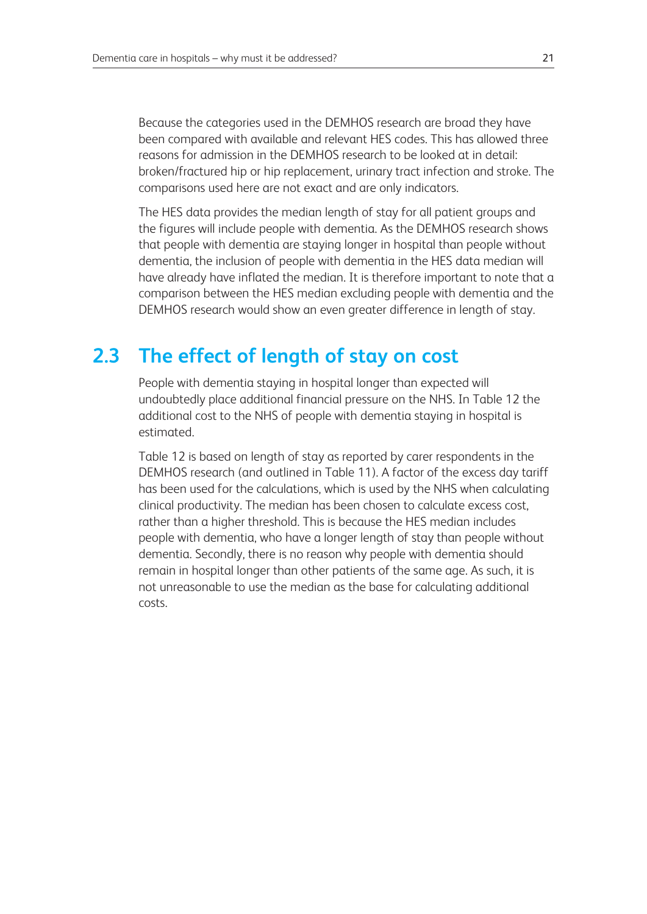Because the categories used in the DEMHOS research are broad they have been compared with available and relevant HES codes. This has allowed three reasons for admission in the DEMHOS research to be looked at in detail: broken/fractured hip or hip replacement, urinary tract infection and stroke. The comparisons used here are not exact and are only indicators.

The HES data provides the median length of stay for all patient groups and the figures will include people with dementia. As the DEMHOS research shows that people with dementia are staying longer in hospital than people without dementia, the inclusion of people with dementia in the HES data median will have already have inflated the median. It is therefore important to note that a comparison between the HES median excluding people with dementia and the DEMHOS research would show an even greater difference in length of stay.

## 2.3 The effect of length of stay on cost

People with dementia staying in hospital longer than expected will undoubtedly place additional financial pressure on the NHS. In Table 12 the additional cost to the NHS of people with dementia staying in hospital is estimated.

Table 12 is based on length of stay as reported by carer respondents in the DEMHOS research (and outlined in Table 11). A factor of the excess day tariff has been used for the calculations, which is used by the NHS when calculating clinical productivity. The median has been chosen to calculate excess cost, rather than a higher threshold. This is because the HES median includes people with dementia, who have a longer length of stay than people without dementia. Secondly, there is no reason why people with dementia should remain in hospital longer than other patients of the same age. As such, it is not unreasonable to use the median as the base for calculating additional costs.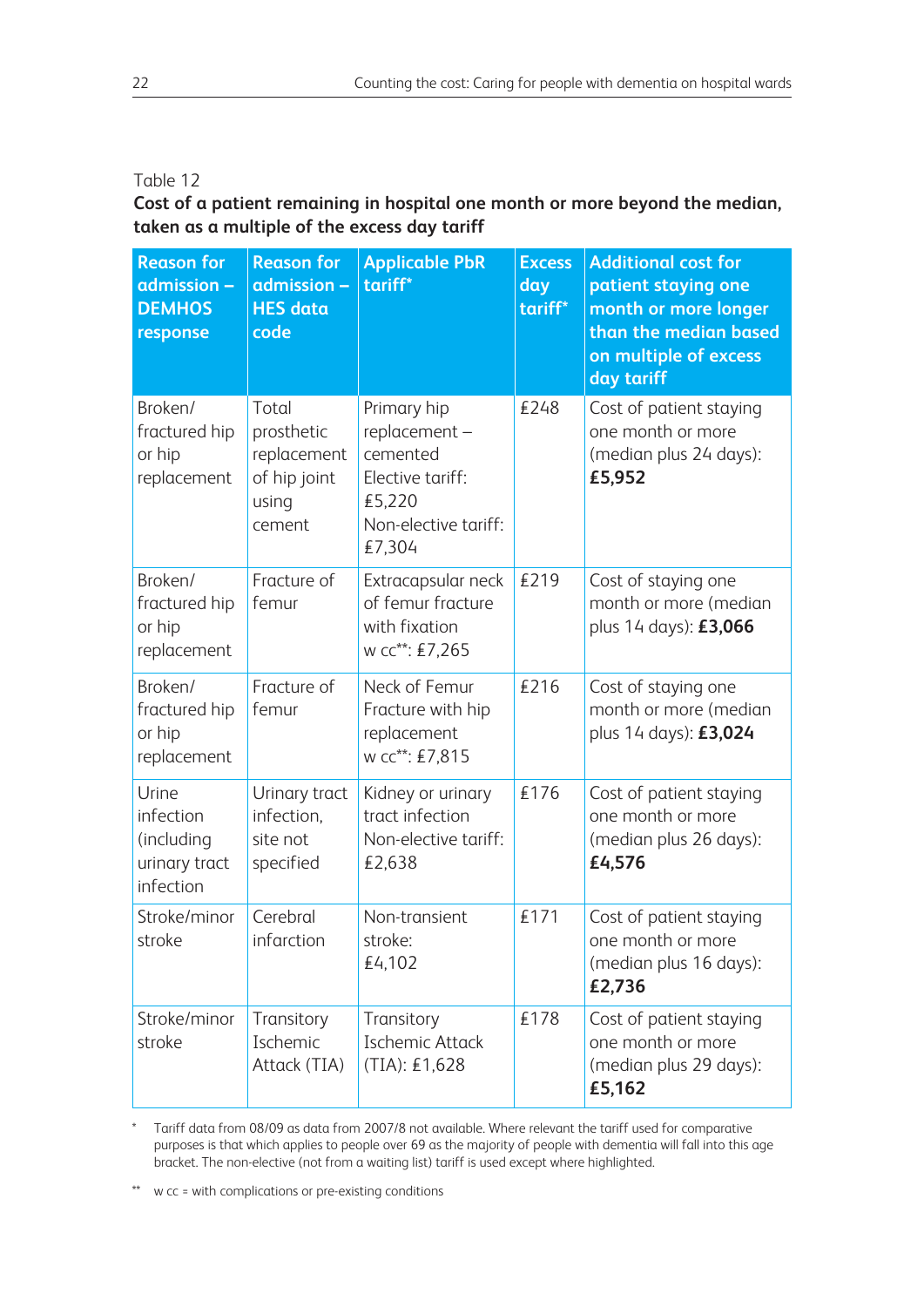Table 12

**Cost of a patient remaining in hospital one month or more beyond the median, taken as a multiple of the excess day tariff**

| Reason for admission – DEMHOS response | Reason for admission – HES data code | Applicable PbR tariff* | Excess day tariff* | Additional cost for patient staying one month or more longer than the median based on multiple of excess day tariff |
|---|---|---|---|---|
| Broken/ fractured hip or hip replacement | Total prosthetic replacement of hip joint using cement | Primary hip replacement – cemented Elective tariff: £5,220 Non-elective tariff: £7,304 | £248 | Cost of patient staying one month or more (median plus 24 days): **£5,952** |
| Broken/ fractured hip or hip replacement | Fracture of femur | Extracapsular neck of femur fracture with fixation w cc**: £7,265 | £219 | Cost of staying one month or more (median plus 14 days): **£3,066** |
| Broken/ fractured hip or hip replacement | Fracture of femur | Neck of Femur Fracture with hip replacement w cc**: £7,815 | £216 | Cost of staying one month or more (median plus 14 days): **£3,024** |
| Urine infection (including urinary tract infection | Urinary tract infection, site not specified | Kidney or urinary tract infection Non-elective tariff: £2,638 | £176 | Cost of patient staying one month or more (median plus 26 days): **£4,576** |
| Stroke/minor stroke | Cerebral infarction | Non-transient stroke: £4,102 | £171 | Cost of patient staying one month or more (median plus 16 days): **£2,736** |
| Stroke/minor stroke | Transitory Ischemic Attack (TIA) | Transitory Ischemic Attack (TIA): £1,628 | £178 | Cost of patient staying one month or more (median plus 29 days): **£5,162** |

\* Tariff data from 08/09 as data from 2007/8 not available. Where relevant the tariff used for comparative purposes is that which applies to people over 69 as the majority of people with dementia will fall into this age bracket. The non-elective (not from a waiting list) tariff is used except where highlighted.

\** w cc = with complications or pre-existing conditions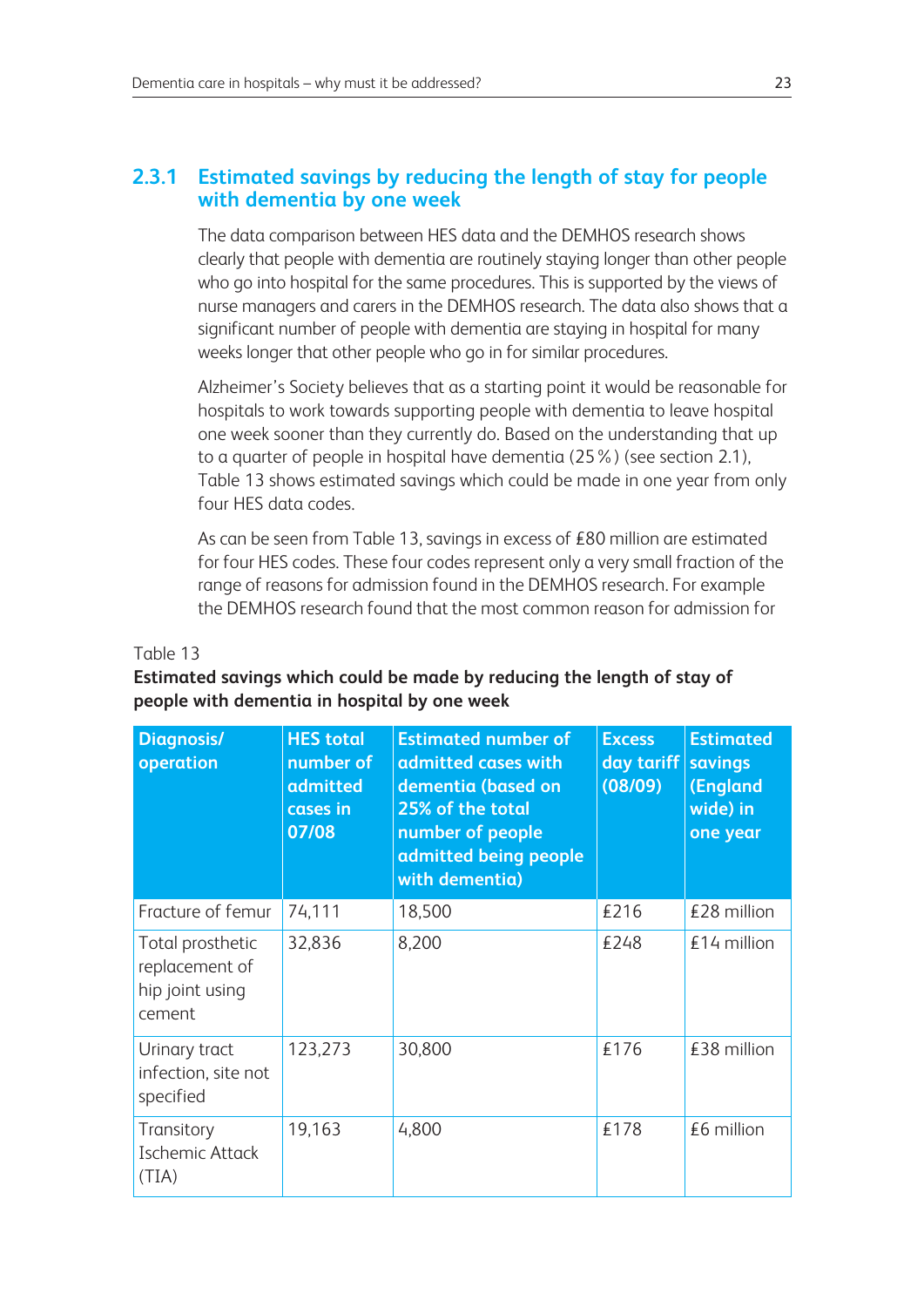### 2.3.1 Estimated savings by reducing the length of stay for people with dementia by one week

The data comparison between HES data and the DEMHOS research shows clearly that people with dementia are routinely staying longer than other people who go into hospital for the same procedures. This is supported by the views of nurse managers and carers in the DEMHOS research. The data also shows that a significant number of people with dementia are staying in hospital for many weeks longer that other people who go in for similar procedures.

Alzheimer's Society believes that as a starting point it would be reasonable for hospitals to work towards supporting people with dementia to leave hospital one week sooner than they currently do. Based on the understanding that up to a quarter of people in hospital have dementia (25%) (see section 2.1), Table 13 shows estimated savings which could be made in one year from only four HES data codes.

As can be seen from Table 13, savings in excess of £80 million are estimated for four HES codes. These four codes represent only a very small fraction of the range of reasons for admission found in the DEMHOS research. For example the DEMHOS research found that the most common reason for admission for

Table 13

**Estimated savings which could be made by reducing the length of stay of people with dementia in hospital by one week**

| Diagnosis/ operation | HES total number of admitted cases in 07/08 | Estimated number of admitted cases with dementia (based on 25% of the total number of people admitted being people with dementia) | Excess day tariff (08/09) | Estimated savings (England wide) in one year |
|---|---|---|---|---|
| Fracture of femur | 74,111 | 18,500 | £216 | £28 million |
| Total prosthetic replacement of hip joint using cement | 32,836 | 8,200 | £248 | £14 million |
| Urinary tract infection, site not specified | 123,273 | 30,800 | £176 | £38 million |
| Transitory Ischemic Attack (TIA) | 19,163 | 4,800 | £178 | £6 million |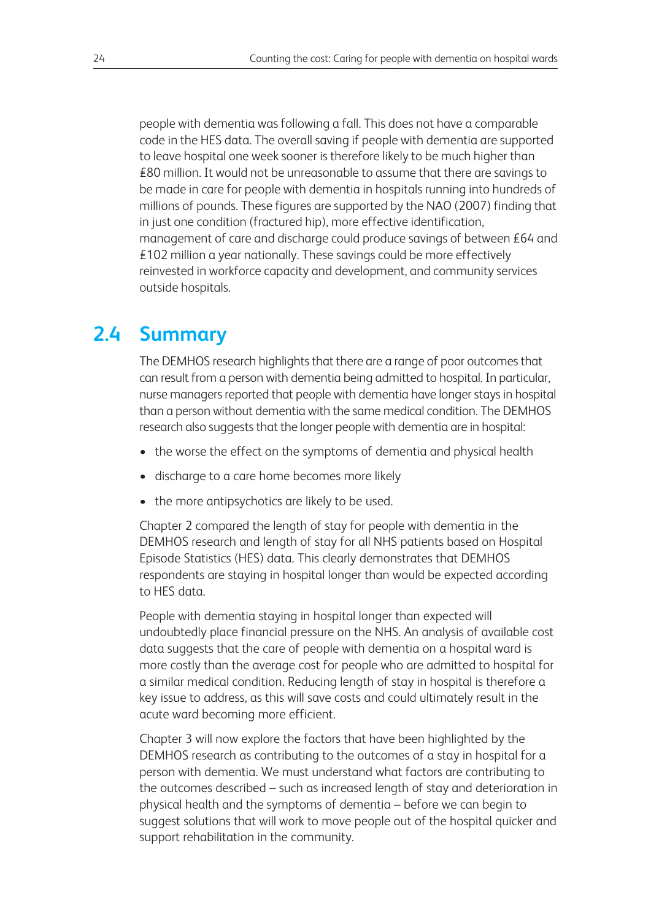people with dementia was following a fall. This does not have a comparable code in the HES data. The overall saving if people with dementia are supported to leave hospital one week sooner is therefore likely to be much higher than £80 million. It would not be unreasonable to assume that there are savings to be made in care for people with dementia in hospitals running into hundreds of millions of pounds. These figures are supported by the NAO (2007) finding that in just one condition (fractured hip), more effective identification, management of care and discharge could produce savings of between £64 and £102 million a year nationally. These savings could be more effectively reinvested in workforce capacity and development, and community services outside hospitals.

## 2.4 Summary

The DEMHOS research highlights that there are a range of poor outcomes that can result from a person with dementia being admitted to hospital. In particular, nurse managers reported that people with dementia have longer stays in hospital than a person without dementia with the same medical condition. The DEMHOS research also suggests that the longer people with dementia are in hospital:

- the worse the effect on the symptoms of dementia and physical health
- discharge to a care home becomes more likely
- the more antipsychotics are likely to be used.

Chapter 2 compared the length of stay for people with dementia in the DEMHOS research and length of stay for all NHS patients based on Hospital Episode Statistics (HES) data. This clearly demonstrates that DEMHOS respondents are staying in hospital longer than would be expected according to HES data.

People with dementia staying in hospital longer than expected will undoubtedly place financial pressure on the NHS. An analysis of available cost data suggests that the care of people with dementia on a hospital ward is more costly than the average cost for people who are admitted to hospital for a similar medical condition. Reducing length of stay in hospital is therefore a key issue to address, as this will save costs and could ultimately result in the acute ward becoming more efficient.

Chapter 3 will now explore the factors that have been highlighted by the DEMHOS research as contributing to the outcomes of a stay in hospital for a person with dementia. We must understand what factors are contributing to the outcomes described – such as increased length of stay and deterioration in physical health and the symptoms of dementia – before we can begin to suggest solutions that will work to move people out of the hospital quicker and support rehabilitation in the community.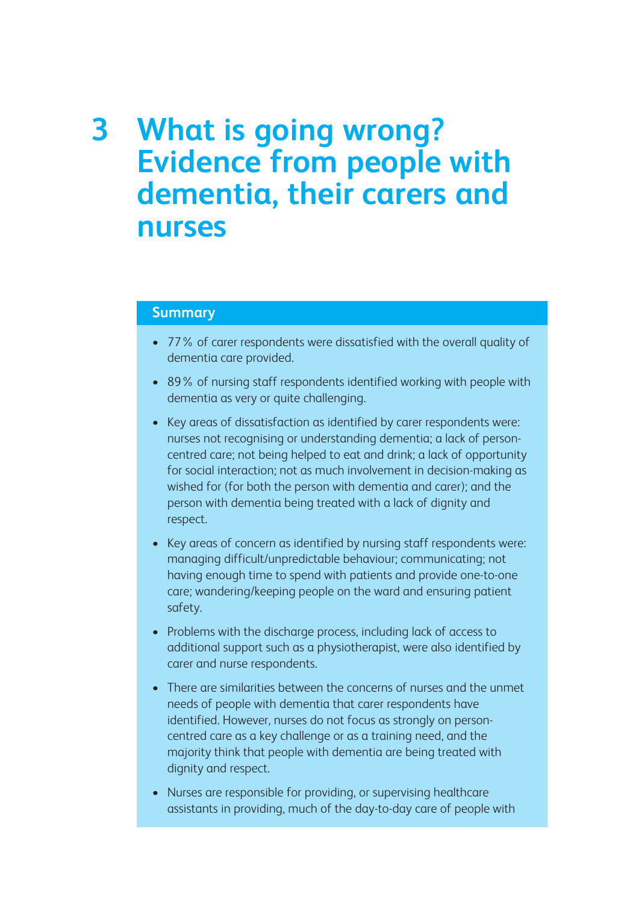# 3 What is going wrong? Evidence from people with dementia, their carers and nurses

**Summary**

- 77% of carer respondents were dissatisfied with the overall quality of dementia care provided.
- 89% of nursing staff respondents identified working with people with dementia as very or quite challenging.
- Key areas of dissatisfaction as identified by carer respondents were: nurses not recognising or understanding dementia; a lack of person-centred care; not being helped to eat and drink; a lack of opportunity for social interaction; not as much involvement in decision-making as wished for (for both the person with dementia and carer); and the person with dementia being treated with a lack of dignity and respect.
- Key areas of concern as identified by nursing staff respondents were: managing difficult/unpredictable behaviour; communicating; not having enough time to spend with patients and provide one-to-one care; wandering/keeping people on the ward and ensuring patient safety.
- Problems with the discharge process, including lack of access to additional support such as a physiotherapist, were also identified by carer and nurse respondents.
- There are similarities between the concerns of nurses and the unmet needs of people with dementia that carer respondents have identified. However, nurses do not focus as strongly on person-centred care as a key challenge or as a training need, and the majority think that people with dementia are being treated with dignity and respect.
- Nurses are responsible for providing, or supervising healthcare assistants in providing, much of the day-to-day care of people with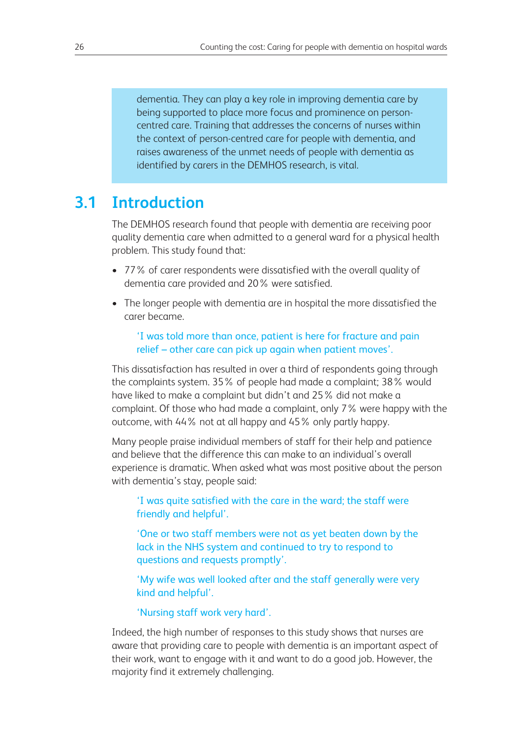dementia. They can play a key role in improving dementia care by being supported to place more focus and prominence on person-centred care. Training that addresses the concerns of nurses within the context of person-centred care for people with dementia, and raises awareness of the unmet needs of people with dementia as identified by carers in the DEMHOS research, is vital.

## 3.1 Introduction

The DEMHOS research found that people with dementia are receiving poor quality dementia care when admitted to a general ward for a physical health problem. This study found that:

- 77% of carer respondents were dissatisfied with the overall quality of dementia care provided and 20% were satisfied.
- The longer people with dementia are in hospital the more dissatisfied the carer became.

> 'I was told more than once, patient is here for fracture and pain relief – other care can pick up again when patient moves'.

This dissatisfaction has resulted in over a third of respondents going through the complaints system. 35% of people had made a complaint; 38% would have liked to make a complaint but didn't and 25% did not make a complaint. Of those who had made a complaint, only 7% were happy with the outcome, with 44% not at all happy and 45% only partly happy.

Many people praise individual members of staff for their help and patience and believe that the difference this can make to an individual's overall experience is dramatic. When asked what was most positive about the person with dementia's stay, people said:

> 'I was quite satisfied with the care in the ward; the staff were friendly and helpful'.

> 'One or two staff members were not as yet beaten down by the lack in the NHS system and continued to try to respond to questions and requests promptly'.

> 'My wife was well looked after and the staff generally were very kind and helpful'.

> 'Nursing staff work very hard'.

Indeed, the high number of responses to this study shows that nurses are aware that providing care to people with dementia is an important aspect of their work, want to engage with it and want to do a good job. However, the majority find it extremely challenging.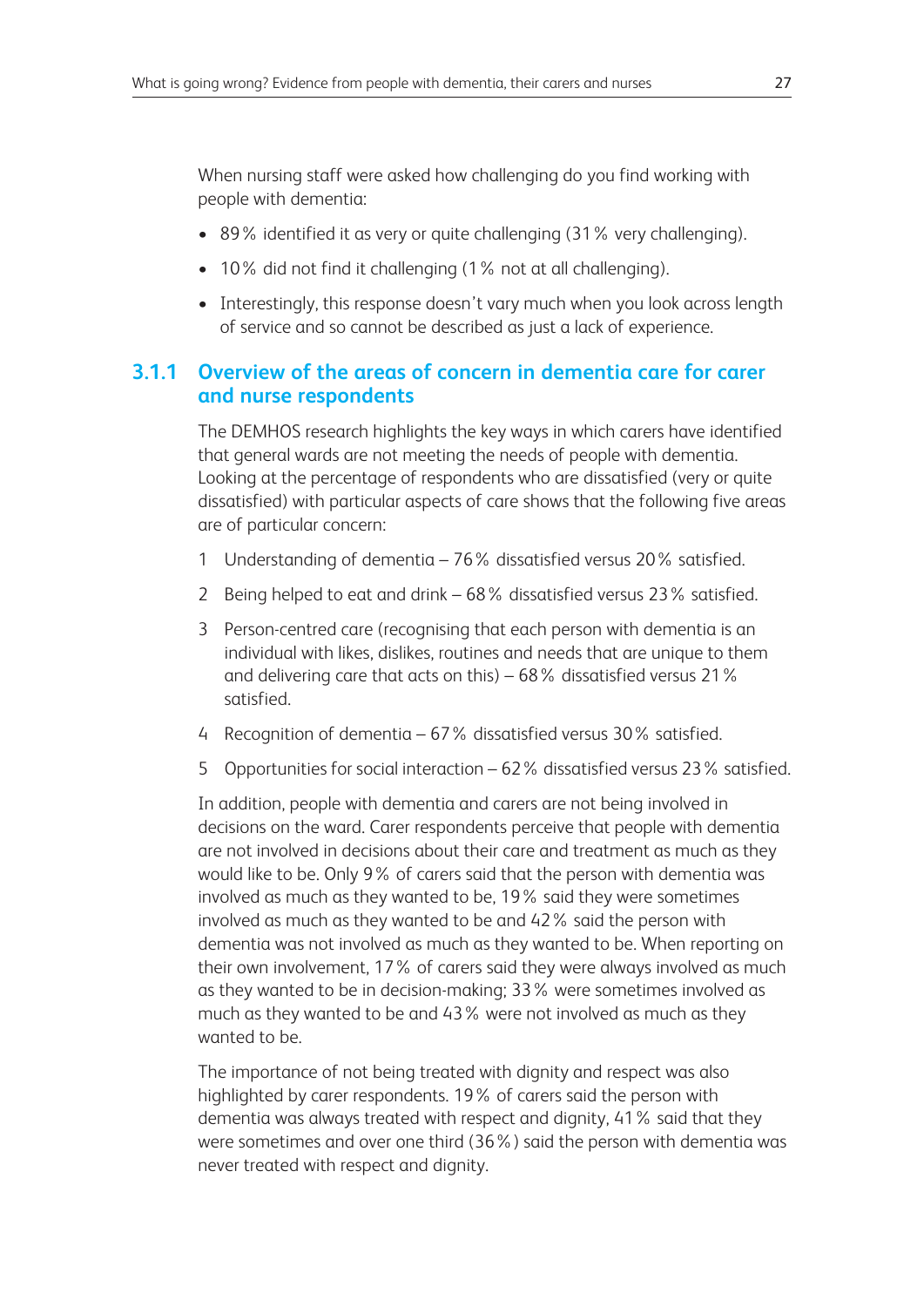When nursing staff were asked how challenging do you find working with people with dementia:

- 89% identified it as very or quite challenging (31% very challenging).
- 10% did not find it challenging (1% not at all challenging).
- Interestingly, this response doesn't vary much when you look across length of service and so cannot be described as just a lack of experience.

### 3.1.1 Overview of the areas of concern in dementia care for carer and nurse respondents

The DEMHOS research highlights the key ways in which carers have identified that general wards are not meeting the needs of people with dementia. Looking at the percentage of respondents who are dissatisfied (very or quite dissatisfied) with particular aspects of care shows that the following five areas are of particular concern:

1. Understanding of dementia – 76% dissatisfied versus 20% satisfied.
2. Being helped to eat and drink – 68% dissatisfied versus 23% satisfied.
3. Person-centred care (recognising that each person with dementia is an individual with likes, dislikes, routines and needs that are unique to them and delivering care that acts on this) – 68% dissatisfied versus 21% satisfied.
4. Recognition of dementia – 67% dissatisfied versus 30% satisfied.
5. Opportunities for social interaction – 62% dissatisfied versus 23% satisfied.

In addition, people with dementia and carers are not being involved in decisions on the ward. Carer respondents perceive that people with dementia are not involved in decisions about their care and treatment as much as they would like to be. Only 9% of carers said that the person with dementia was involved as much as they wanted to be, 19% said they were sometimes involved as much as they wanted to be and 42% said the person with dementia was not involved as much as they wanted to be. When reporting on their own involvement, 17% of carers said they were always involved as much as they wanted to be in decision-making; 33% were sometimes involved as much as they wanted to be and 43% were not involved as much as they wanted to be.

The importance of not being treated with dignity and respect was also highlighted by carer respondents. 19% of carers said the person with dementia was always treated with respect and dignity, 41% said that they were sometimes and over one third (36%) said the person with dementia was never treated with respect and dignity.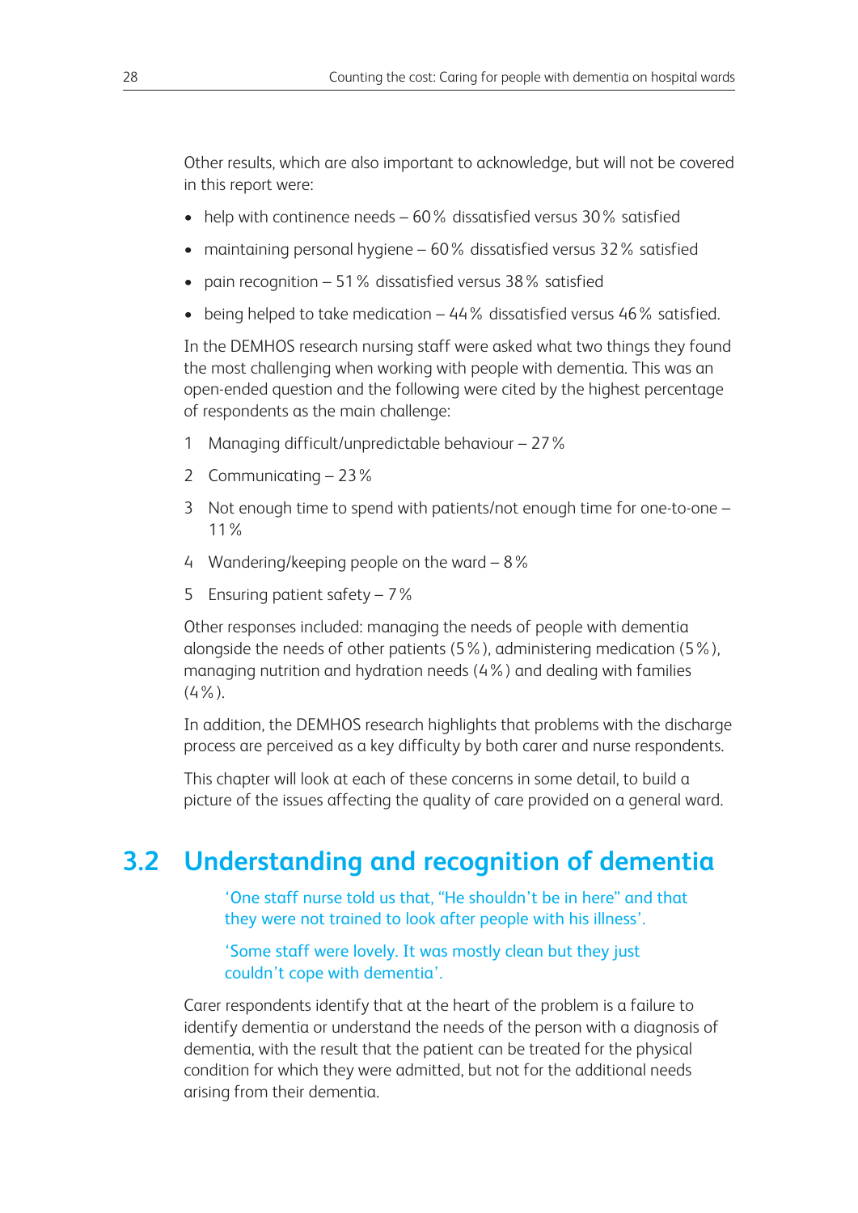Other results, which are also important to acknowledge, but will not be covered in this report were:

- help with continence needs – 60% dissatisfied versus 30% satisfied
- maintaining personal hygiene – 60% dissatisfied versus 32% satisfied
- pain recognition – 51% dissatisfied versus 38% satisfied
- being helped to take medication – 44% dissatisfied versus 46% satisfied.

In the DEMHOS research nursing staff were asked what two things they found the most challenging when working with people with dementia. This was an open-ended question and the following were cited by the highest percentage of respondents as the main challenge:

1. Managing difficult/unpredictable behaviour – 27%
2. Communicating – 23%
3. Not enough time to spend with patients/not enough time for one-to-one – 11%
4. Wandering/keeping people on the ward – 8%
5. Ensuring patient safety – 7%

Other responses included: managing the needs of people with dementia alongside the needs of other patients (5%), administering medication (5%), managing nutrition and hydration needs (4%) and dealing with families (4%).

In addition, the DEMHOS research highlights that problems with the discharge process are perceived as a key difficulty by both carer and nurse respondents.

This chapter will look at each of these concerns in some detail, to build a picture of the issues affecting the quality of care provided on a general ward.

## 3.2 Understanding and recognition of dementia

> 'One staff nurse told us that, "He shouldn't be in here" and that they were not trained to look after people with his illness'.

> 'Some staff were lovely. It was mostly clean but they just couldn't cope with dementia'.

Carer respondents identify that at the heart of the problem is a failure to identify dementia or understand the needs of the person with a diagnosis of dementia, with the result that the patient can be treated for the physical condition for which they were admitted, but not for the additional needs arising from their dementia.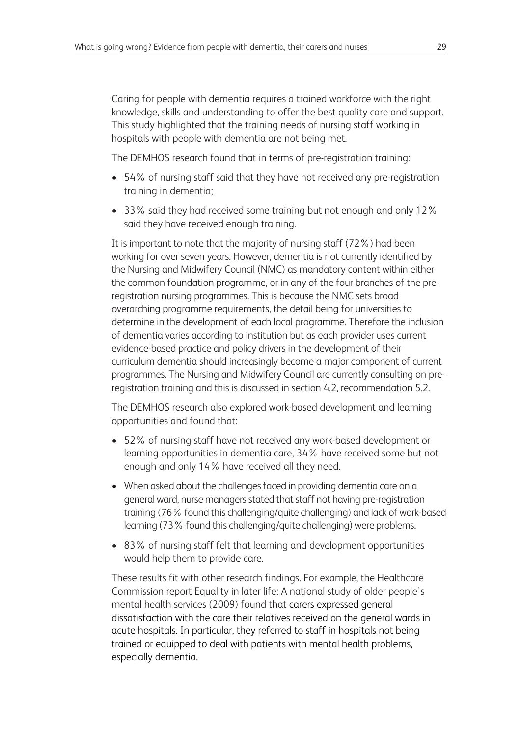Caring for people with dementia requires a trained workforce with the right knowledge, skills and understanding to offer the best quality care and support. This study highlighted that the training needs of nursing staff working in hospitals with people with dementia are not being met.

The DEMHOS research found that in terms of pre-registration training:

- 54% of nursing staff said that they have not received any pre-registration training in dementia;
- 33% said they had received some training but not enough and only 12% said they have received enough training.

It is important to note that the majority of nursing staff (72%) had been working for over seven years. However, dementia is not currently identified by the Nursing and Midwifery Council (NMC) as mandatory content within either the common foundation programme, or in any of the four branches of the pre-registration nursing programmes. This is because the NMC sets broad overarching programme requirements, the detail being for universities to determine in the development of each local programme. Therefore the inclusion of dementia varies according to institution but as each provider uses current evidence-based practice and policy drivers in the development of their curriculum dementia should increasingly become a major component of current programmes. The Nursing and Midwifery Council are currently consulting on pre-registration training and this is discussed in section 4.2, recommendation 5.2.

The DEMHOS research also explored work-based development and learning opportunities and found that:

- 52% of nursing staff have not received any work-based development or learning opportunities in dementia care, 34% have received some but not enough and only 14% have received all they need.
- When asked about the challenges faced in providing dementia care on a general ward, nurse managers stated that staff not having pre-registration training (76% found this challenging/quite challenging) and lack of work-based learning (73% found this challenging/quite challenging) were problems.
- 83% of nursing staff felt that learning and development opportunities would help them to provide care.

These results fit with other research findings. For example, the Healthcare Commission report Equality in later life: A national study of older people's mental health services (2009) found that carers expressed general dissatisfaction with the care their relatives received on the general wards in acute hospitals. In particular, they referred to staff in hospitals not being trained or equipped to deal with patients with mental health problems, especially dementia.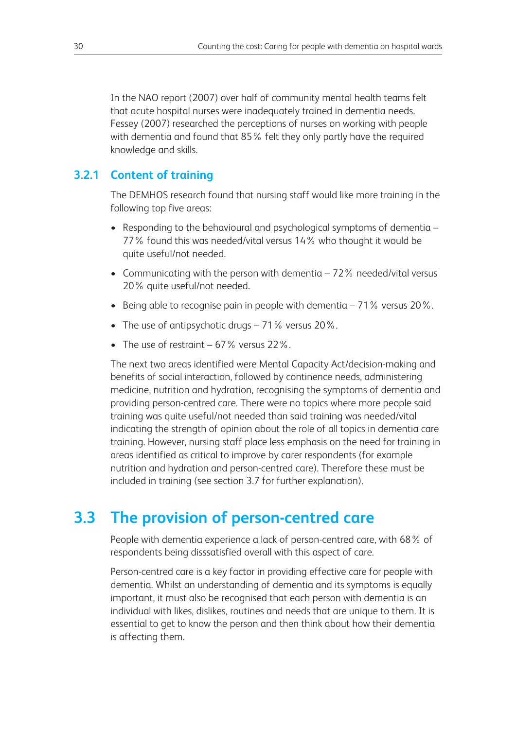In the NAO report (2007) over half of community mental health teams felt that acute hospital nurses were inadequately trained in dementia needs. Fessey (2007) researched the perceptions of nurses on working with people with dementia and found that 85% felt they only partly have the required knowledge and skills.

### 3.2.1 Content of training

The DEMHOS research found that nursing staff would like more training in the following top five areas:

- Responding to the behavioural and psychological symptoms of dementia – 77% found this was needed/vital versus 14% who thought it would be quite useful/not needed.
- Communicating with the person with dementia – 72% needed/vital versus 20% quite useful/not needed.
- Being able to recognise pain in people with dementia – 71% versus 20%.
- The use of antipsychotic drugs – 71% versus 20%.
- The use of restraint – 67% versus 22%.

The next two areas identified were Mental Capacity Act/decision-making and benefits of social interaction, followed by continence needs, administering medicine, nutrition and hydration, recognising the symptoms of dementia and providing person-centred care. There were no topics where more people said training was quite useful/not needed than said training was needed/vital indicating the strength of opinion about the role of all topics in dementia care training. However, nursing staff place less emphasis on the need for training in areas identified as critical to improve by carer respondents (for example nutrition and hydration and person-centred care). Therefore these must be included in training (see section 3.7 for further explanation).

## 3.3 The provision of person-centred care

People with dementia experience a lack of person-centred care, with 68% of respondents being disssatisfied overall with this aspect of care.

Person-centred care is a key factor in providing effective care for people with dementia. Whilst an understanding of dementia and its symptoms is equally important, it must also be recognised that each person with dementia is an individual with likes, dislikes, routines and needs that are unique to them. It is essential to get to know the person and then think about how their dementia is affecting them.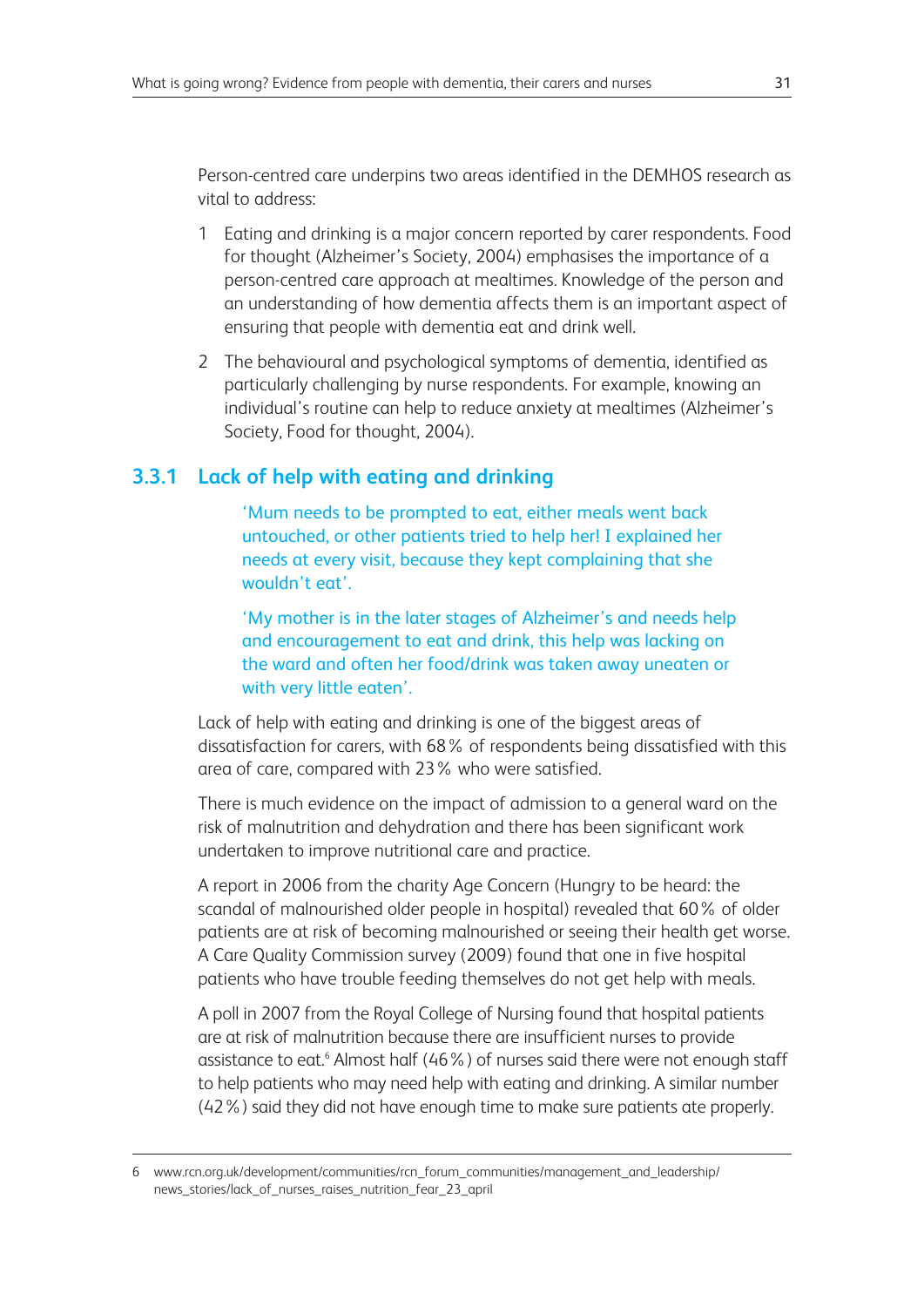Person-centred care underpins two areas identified in the DEMHOS research as vital to address:

1. Eating and drinking is a major concern reported by carer respondents. Food for thought (Alzheimer's Society, 2004) emphasises the importance of a person-centred care approach at mealtimes. Knowledge of the person and an understanding of how dementia affects them is an important aspect of ensuring that people with dementia eat and drink well.
2. The behavioural and psychological symptoms of dementia, identified as particularly challenging by nurse respondents. For example, knowing an individual's routine can help to reduce anxiety at mealtimes (Alzheimer's Society, Food for thought, 2004).

### 3.3.1 Lack of help with eating and drinking

> 'Mum needs to be prompted to eat, either meals went back untouched, or other patients tried to help her! I explained her needs at every visit, because they kept complaining that she wouldn't eat'.

> 'My mother is in the later stages of Alzheimer's and needs help and encouragement to eat and drink, this help was lacking on the ward and often her food/drink was taken away uneaten or with very little eaten'.

Lack of help with eating and drinking is one of the biggest areas of dissatisfaction for carers, with 68% of respondents being dissatisfied with this area of care, compared with 23% who were satisfied.

There is much evidence on the impact of admission to a general ward on the risk of malnutrition and dehydration and there has been significant work undertaken to improve nutritional care and practice.

A report in 2006 from the charity Age Concern (Hungry to be heard: the scandal of malnourished older people in hospital) revealed that 60% of older patients are at risk of becoming malnourished or seeing their health get worse. A Care Quality Commission survey (2009) found that one in five hospital patients who have trouble feeding themselves do not get help with meals.

A poll in 2007 from the Royal College of Nursing found that hospital patients are at risk of malnutrition because there are insufficient nurses to provide assistance to eat.[6] Almost half (46%) of nurses said there were not enough staff to help patients who may need help with eating and drinking. A similar number (42%) said they did not have enough time to make sure patients ate properly.

---

6 www.rcn.org.uk/development/communities/rcn_forum_communities/management_and_leadership/news_stories/lack_of_nurses_raises_nutrition_fear_23_april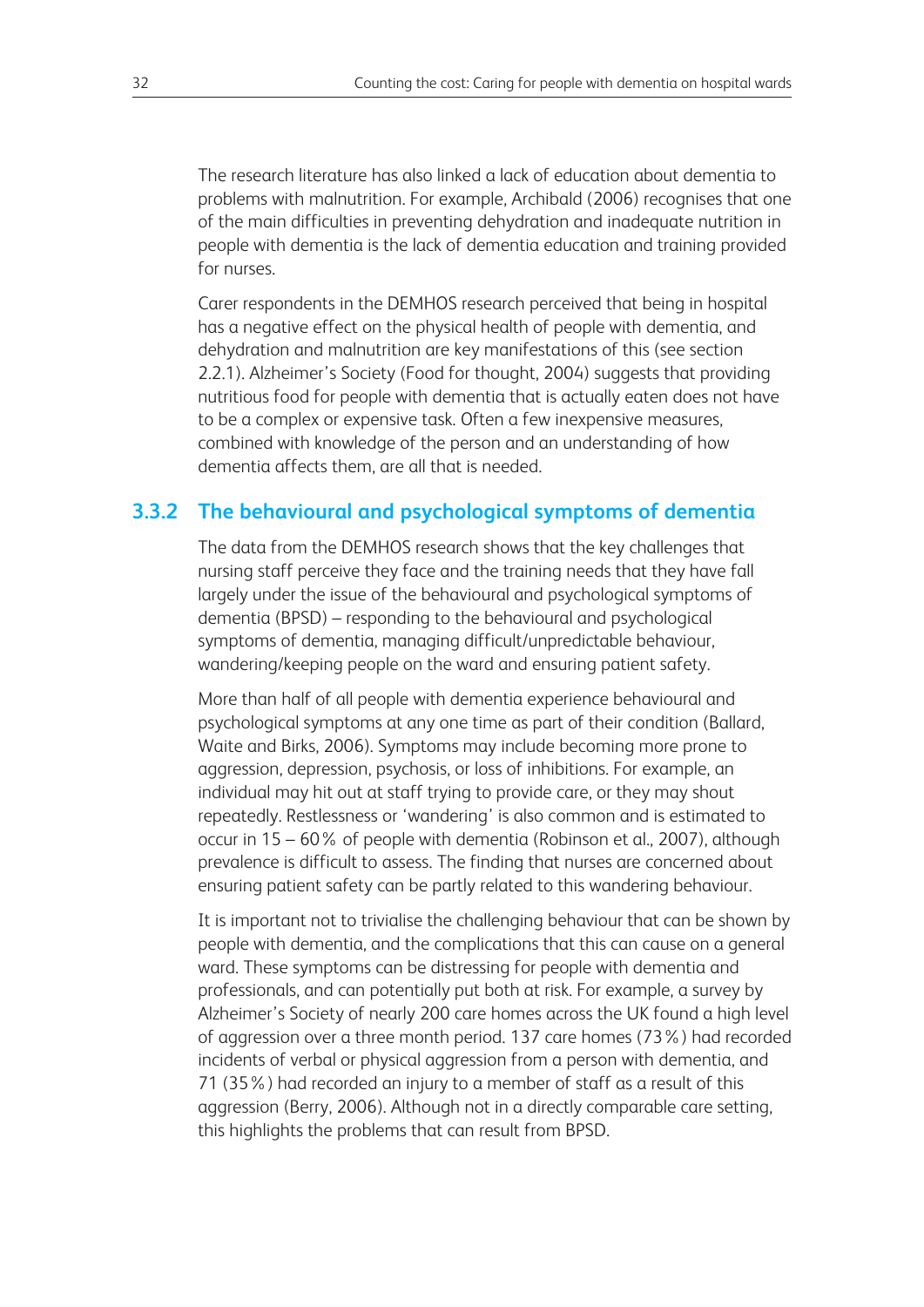The research literature has also linked a lack of education about dementia to problems with malnutrition. For example, Archibald (2006) recognises that one of the main difficulties in preventing dehydration and inadequate nutrition in people with dementia is the lack of dementia education and training provided for nurses.

Carer respondents in the DEMHOS research perceived that being in hospital has a negative effect on the physical health of people with dementia, and dehydration and malnutrition are key manifestations of this (see section 2.2.1). Alzheimer's Society (Food for thought, 2004) suggests that providing nutritious food for people with dementia that is actually eaten does not have to be a complex or expensive task. Often a few inexpensive measures, combined with knowledge of the person and an understanding of how dementia affects them, are all that is needed.

### 3.3.2 The behavioural and psychological symptoms of dementia

The data from the DEMHOS research shows that the key challenges that nursing staff perceive they face and the training needs that they have fall largely under the issue of the behavioural and psychological symptoms of dementia (BPSD) – responding to the behavioural and psychological symptoms of dementia, managing difficult/unpredictable behaviour, wandering/keeping people on the ward and ensuring patient safety.

More than half of all people with dementia experience behavioural and psychological symptoms at any one time as part of their condition (Ballard, Waite and Birks, 2006). Symptoms may include becoming more prone to aggression, depression, psychosis, or loss of inhibitions. For example, an individual may hit out at staff trying to provide care, or they may shout repeatedly. Restlessness or 'wandering' is also common and is estimated to occur in 15 – 60% of people with dementia (Robinson et al., 2007), although prevalence is difficult to assess. The finding that nurses are concerned about ensuring patient safety can be partly related to this wandering behaviour.

It is important not to trivialise the challenging behaviour that can be shown by people with dementia, and the complications that this can cause on a general ward. These symptoms can be distressing for people with dementia and professionals, and can potentially put both at risk. For example, a survey by Alzheimer's Society of nearly 200 care homes across the UK found a high level of aggression over a three month period. 137 care homes (73%) had recorded incidents of verbal or physical aggression from a person with dementia, and 71 (35%) had recorded an injury to a member of staff as a result of this aggression (Berry, 2006). Although not in a directly comparable care setting, this highlights the problems that can result from BPSD.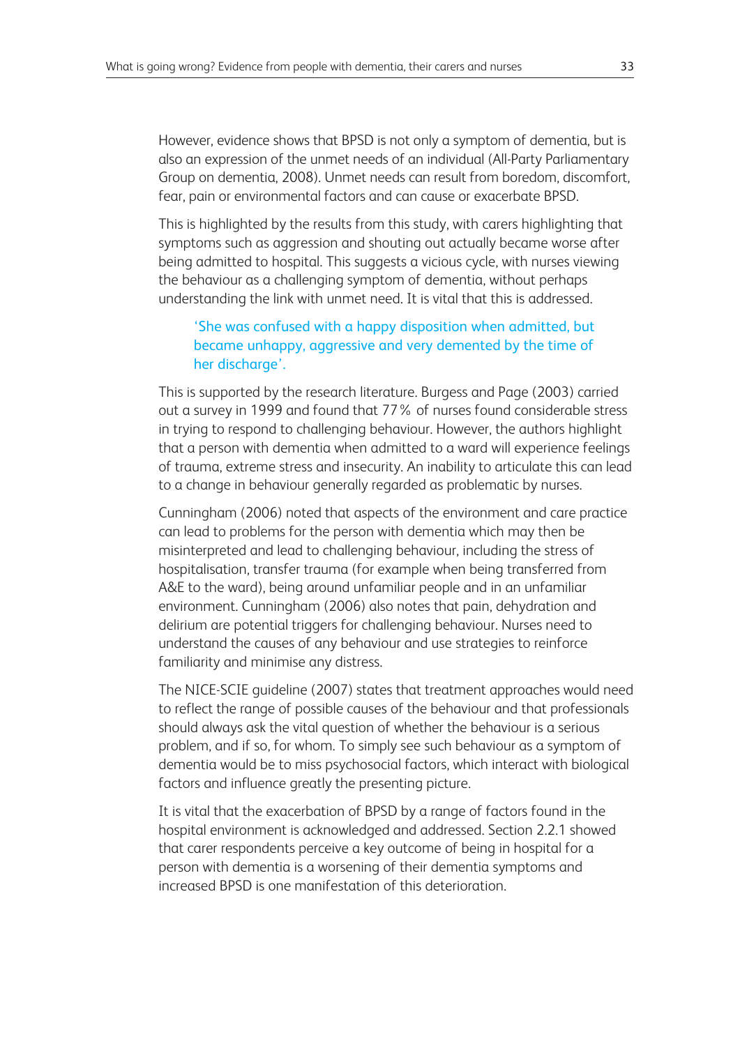However, evidence shows that BPSD is not only a symptom of dementia, but is also an expression of the unmet needs of an individual (All-Party Parliamentary Group on dementia, 2008). Unmet needs can result from boredom, discomfort, fear, pain or environmental factors and can cause or exacerbate BPSD.

This is highlighted by the results from this study, with carers highlighting that symptoms such as aggression and shouting out actually became worse after being admitted to hospital. This suggests a vicious cycle, with nurses viewing the behaviour as a challenging symptom of dementia, without perhaps understanding the link with unmet need. It is vital that this is addressed.

> 'She was confused with a happy disposition when admitted, but became unhappy, aggressive and very demented by the time of her discharge'.

This is supported by the research literature. Burgess and Page (2003) carried out a survey in 1999 and found that 77% of nurses found considerable stress in trying to respond to challenging behaviour. However, the authors highlight that a person with dementia when admitted to a ward will experience feelings of trauma, extreme stress and insecurity. An inability to articulate this can lead to a change in behaviour generally regarded as problematic by nurses.

Cunningham (2006) noted that aspects of the environment and care practice can lead to problems for the person with dementia which may then be misinterpreted and lead to challenging behaviour, including the stress of hospitalisation, transfer trauma (for example when being transferred from A&E to the ward), being around unfamiliar people and in an unfamiliar environment. Cunningham (2006) also notes that pain, dehydration and delirium are potential triggers for challenging behaviour. Nurses need to understand the causes of any behaviour and use strategies to reinforce familiarity and minimise any distress.

The NICE-SCIE guideline (2007) states that treatment approaches would need to reflect the range of possible causes of the behaviour and that professionals should always ask the vital question of whether the behaviour is a serious problem, and if so, for whom. To simply see such behaviour as a symptom of dementia would be to miss psychosocial factors, which interact with biological factors and influence greatly the presenting picture.

It is vital that the exacerbation of BPSD by a range of factors found in the hospital environment is acknowledged and addressed. Section 2.2.1 showed that carer respondents perceive a key outcome of being in hospital for a person with dementia is a worsening of their dementia symptoms and increased BPSD is one manifestation of this deterioration.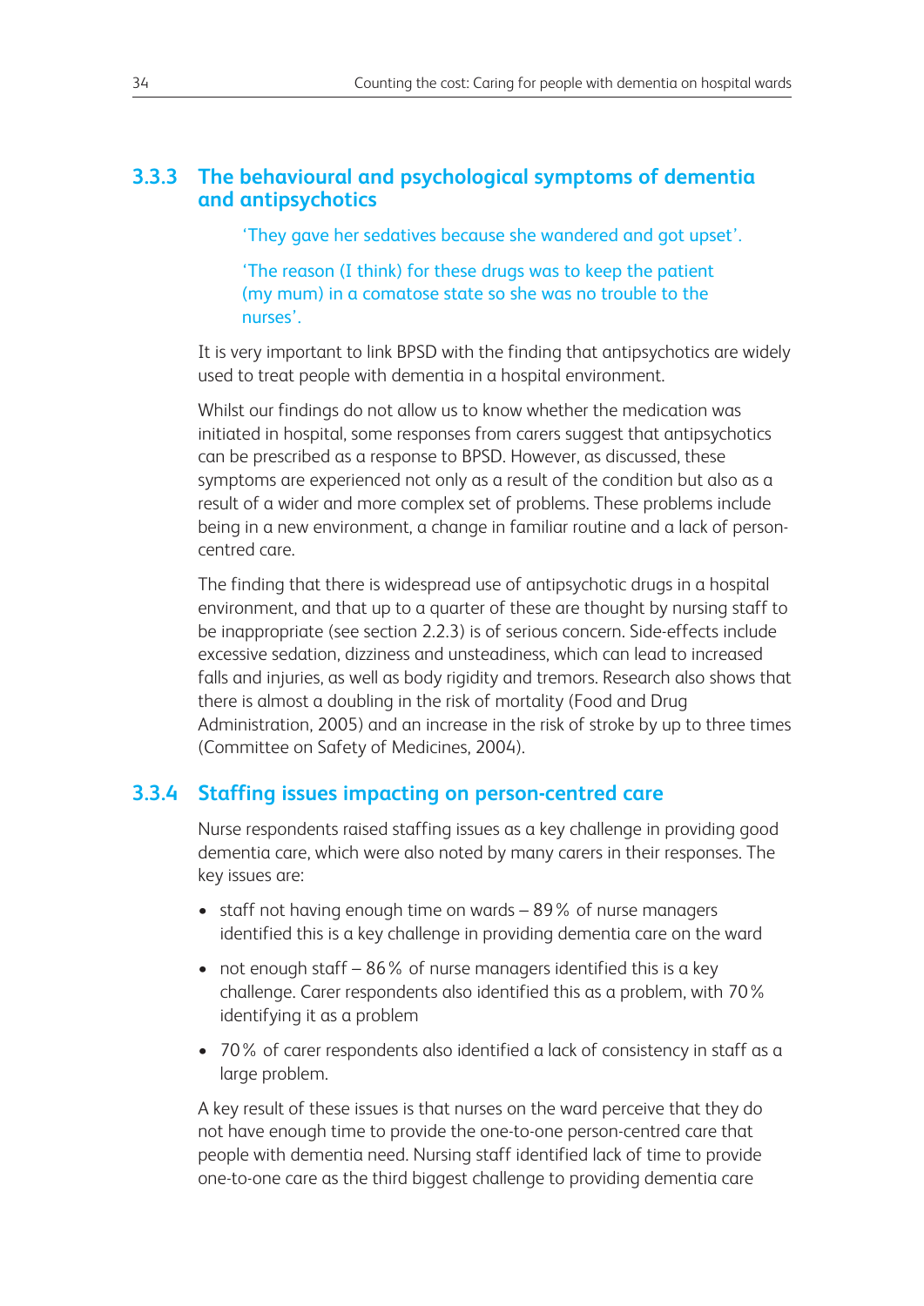### 3.3.3 The behavioural and psychological symptoms of dementia and antipsychotics

> 'They gave her sedatives because she wandered and got upset'.

> 'The reason (I think) for these drugs was to keep the patient (my mum) in a comatose state so she was no trouble to the nurses'.

It is very important to link BPSD with the finding that antipsychotics are widely used to treat people with dementia in a hospital environment.

Whilst our findings do not allow us to know whether the medication was initiated in hospital, some responses from carers suggest that antipsychotics can be prescribed as a response to BPSD. However, as discussed, these symptoms are experienced not only as a result of the condition but also as a result of a wider and more complex set of problems. These problems include being in a new environment, a change in familiar routine and a lack of person-centred care.

The finding that there is widespread use of antipsychotic drugs in a hospital environment, and that up to a quarter of these are thought by nursing staff to be inappropriate (see section 2.2.3) is of serious concern. Side-effects include excessive sedation, dizziness and unsteadiness, which can lead to increased falls and injuries, as well as body rigidity and tremors. Research also shows that there is almost a doubling in the risk of mortality (Food and Drug Administration, 2005) and an increase in the risk of stroke by up to three times (Committee on Safety of Medicines, 2004).

### 3.3.4 Staffing issues impacting on person-centred care

Nurse respondents raised staffing issues as a key challenge in providing good dementia care, which were also noted by many carers in their responses. The key issues are:

- staff not having enough time on wards – 89% of nurse managers identified this is a key challenge in providing dementia care on the ward
- not enough staff – 86% of nurse managers identified this is a key challenge. Carer respondents also identified this as a problem, with 70% identifying it as a problem
- 70% of carer respondents also identified a lack of consistency in staff as a large problem.

A key result of these issues is that nurses on the ward perceive that they do not have enough time to provide the one-to-one person-centred care that people with dementia need. Nursing staff identified lack of time to provide one-to-one care as the third biggest challenge to providing dementia care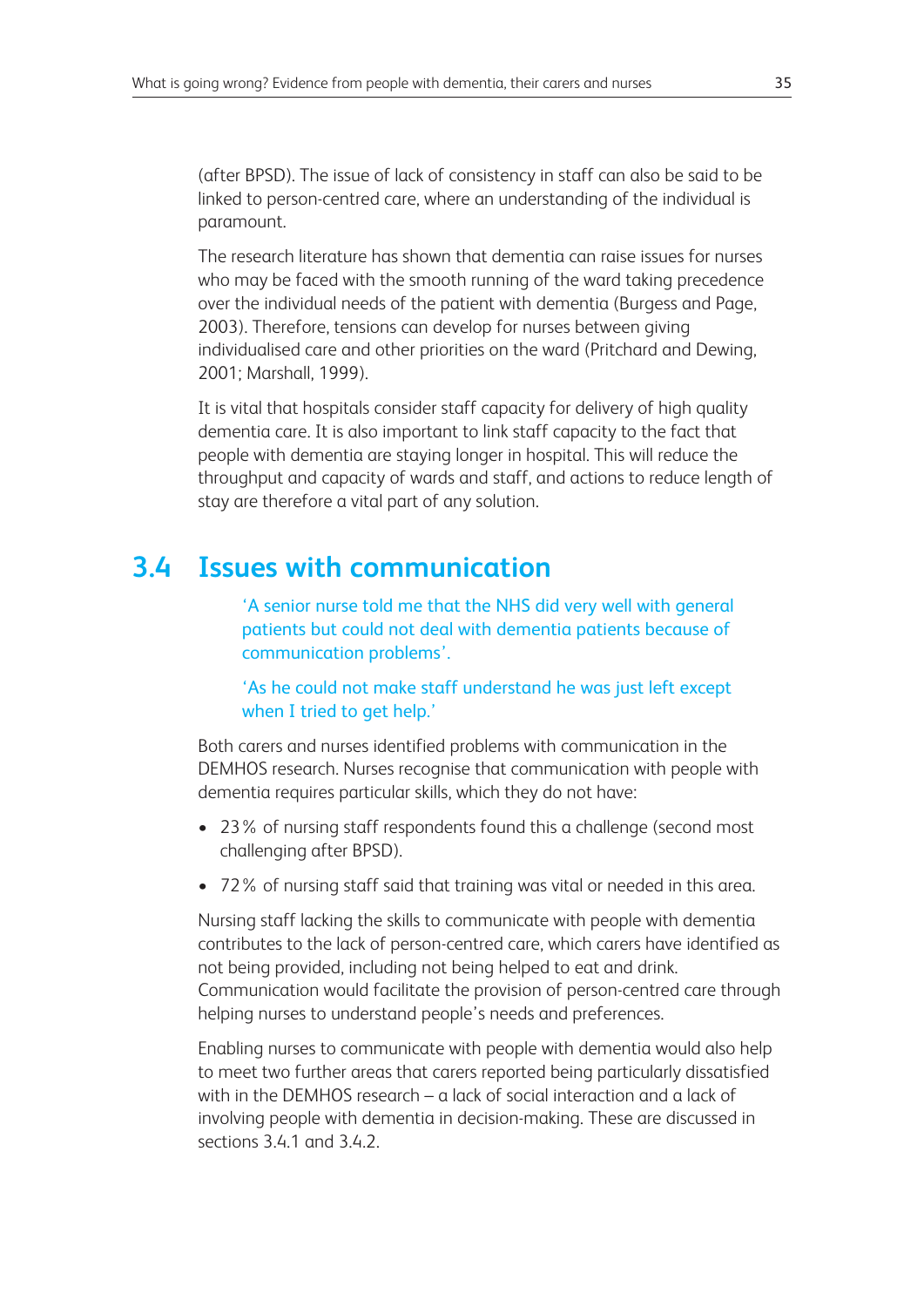(after BPSD). The issue of lack of consistency in staff can also be said to be linked to person-centred care, where an understanding of the individual is paramount.

The research literature has shown that dementia can raise issues for nurses who may be faced with the smooth running of the ward taking precedence over the individual needs of the patient with dementia (Burgess and Page, 2003). Therefore, tensions can develop for nurses between giving individualised care and other priorities on the ward (Pritchard and Dewing, 2001; Marshall, 1999).

It is vital that hospitals consider staff capacity for delivery of high quality dementia care. It is also important to link staff capacity to the fact that people with dementia are staying longer in hospital. This will reduce the throughput and capacity of wards and staff, and actions to reduce length of stay are therefore a vital part of any solution.

## 3.4 Issues with communication

> 'A senior nurse told me that the NHS did very well with general patients but could not deal with dementia patients because of communication problems'.
>
> 'As he could not make staff understand he was just left except when I tried to get help.'

Both carers and nurses identified problems with communication in the DEMHOS research. Nurses recognise that communication with people with dementia requires particular skills, which they do not have:

- 23% of nursing staff respondents found this a challenge (second most challenging after BPSD).
- 72% of nursing staff said that training was vital or needed in this area.

Nursing staff lacking the skills to communicate with people with dementia contributes to the lack of person-centred care, which carers have identified as not being provided, including not being helped to eat and drink. Communication would facilitate the provision of person-centred care through helping nurses to understand people's needs and preferences.

Enabling nurses to communicate with people with dementia would also help to meet two further areas that carers reported being particularly dissatisfied with in the DEMHOS research – a lack of social interaction and a lack of involving people with dementia in decision-making. These are discussed in sections 3.4.1 and 3.4.2.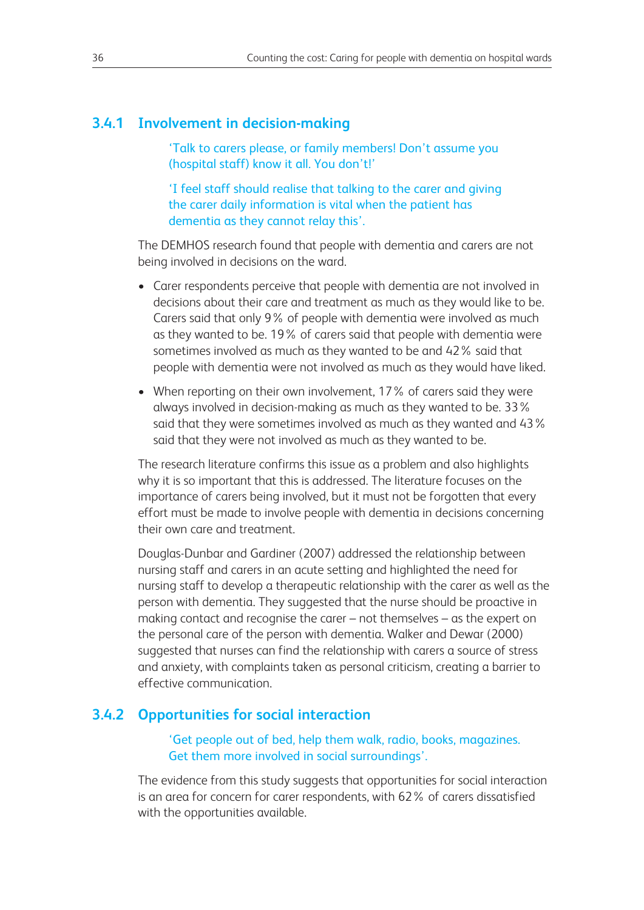### 3.4.1 Involvement in decision-making

> 'Talk to carers please, or family members! Don't assume you (hospital staff) know it all. You don't!'

> 'I feel staff should realise that talking to the carer and giving the carer daily information is vital when the patient has dementia as they cannot relay this'.

The DEMHOS research found that people with dementia and carers are not being involved in decisions on the ward.

- Carer respondents perceive that people with dementia are not involved in decisions about their care and treatment as much as they would like to be. Carers said that only 9% of people with dementia were involved as much as they wanted to be. 19% of carers said that people with dementia were sometimes involved as much as they wanted to be and 42% said that people with dementia were not involved as much as they would have liked.
- When reporting on their own involvement, 17% of carers said they were always involved in decision-making as much as they wanted to be. 33% said that they were sometimes involved as much as they wanted and 43% said that they were not involved as much as they wanted to be.

The research literature confirms this issue as a problem and also highlights why it is so important that this is addressed. The literature focuses on the importance of carers being involved, but it must not be forgotten that every effort must be made to involve people with dementia in decisions concerning their own care and treatment.

Douglas-Dunbar and Gardiner (2007) addressed the relationship between nursing staff and carers in an acute setting and highlighted the need for nursing staff to develop a therapeutic relationship with the carer as well as the person with dementia. They suggested that the nurse should be proactive in making contact and recognise the carer – not themselves – as the expert on the personal care of the person with dementia. Walker and Dewar (2000) suggested that nurses can find the relationship with carers a source of stress and anxiety, with complaints taken as personal criticism, creating a barrier to effective communication.

### 3.4.2 Opportunities for social interaction

> 'Get people out of bed, help them walk, radio, books, magazines. Get them more involved in social surroundings'.

The evidence from this study suggests that opportunities for social interaction is an area for concern for carer respondents, with 62% of carers dissatisfied with the opportunities available.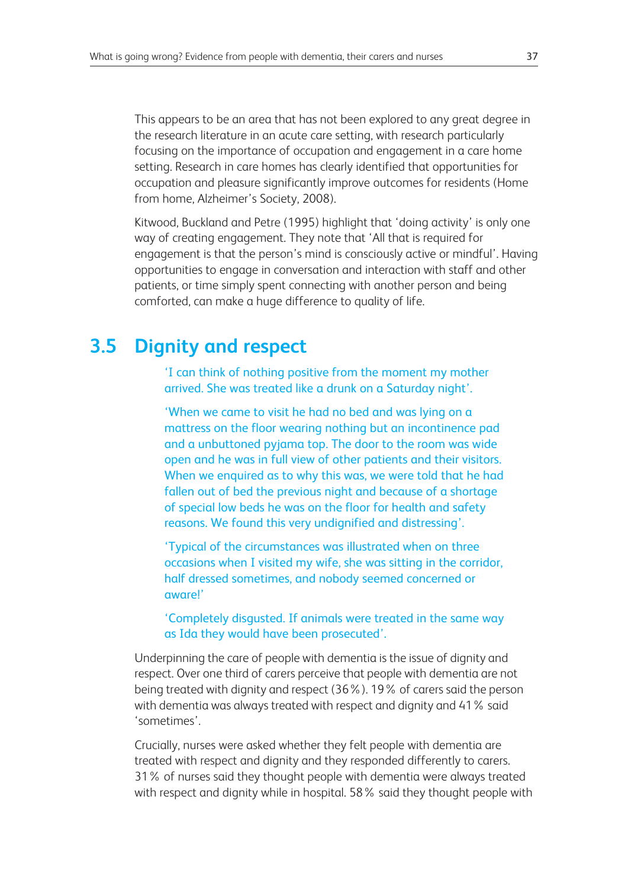This appears to be an area that has not been explored to any great degree in the research literature in an acute care setting, with research particularly focusing on the importance of occupation and engagement in a care home setting. Research in care homes has clearly identified that opportunities for occupation and pleasure significantly improve outcomes for residents (Home from home, Alzheimer's Society, 2008).

Kitwood, Buckland and Petre (1995) highlight that 'doing activity' is only one way of creating engagement. They note that 'All that is required for engagement is that the person's mind is consciously active or mindful'. Having opportunities to engage in conversation and interaction with staff and other patients, or time simply spent connecting with another person and being comforted, can make a huge difference to quality of life.

## 3.5 Dignity and respect

> 'I can think of nothing positive from the moment my mother arrived. She was treated like a drunk on a Saturday night'.

> 'When we came to visit he had no bed and was lying on a mattress on the floor wearing nothing but an incontinence pad and a unbuttoned pyjama top. The door to the room was wide open and he was in full view of other patients and their visitors. When we enquired as to why this was, we were told that he had fallen out of bed the previous night and because of a shortage of special low beds he was on the floor for health and safety reasons. We found this very undignified and distressing'.

> 'Typical of the circumstances was illustrated when on three occasions when I visited my wife, she was sitting in the corridor, half dressed sometimes, and nobody seemed concerned or aware!'

> 'Completely disgusted. If animals were treated in the same way as Ida they would have been prosecuted'.

Underpinning the care of people with dementia is the issue of dignity and respect. Over one third of carers perceive that people with dementia are not being treated with dignity and respect (36%). 19% of carers said the person with dementia was always treated with respect and dignity and 41% said 'sometimes'.

Crucially, nurses were asked whether they felt people with dementia are treated with respect and dignity and they responded differently to carers. 31% of nurses said they thought people with dementia were always treated with respect and dignity while in hospital. 58% said they thought people with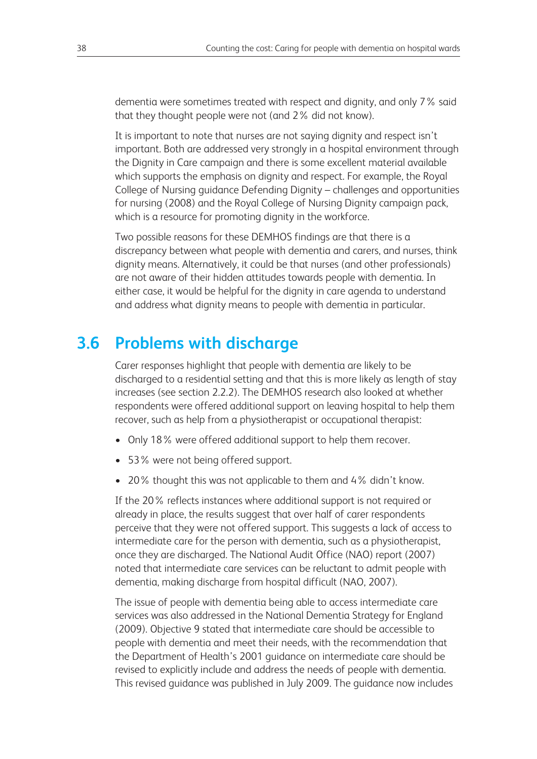dementia were sometimes treated with respect and dignity, and only 7% said that they thought people were not (and 2% did not know).

It is important to note that nurses are not saying dignity and respect isn't important. Both are addressed very strongly in a hospital environment through the Dignity in Care campaign and there is some excellent material available which supports the emphasis on dignity and respect. For example, the Royal College of Nursing guidance Defending Dignity – challenges and opportunities for nursing (2008) and the Royal College of Nursing Dignity campaign pack, which is a resource for promoting dignity in the workforce.

Two possible reasons for these DEMHOS findings are that there is a discrepancy between what people with dementia and carers, and nurses, think dignity means. Alternatively, it could be that nurses (and other professionals) are not aware of their hidden attitudes towards people with dementia. In either case, it would be helpful for the dignity in care agenda to understand and address what dignity means to people with dementia in particular.

## 3.6 Problems with discharge

Carer responses highlight that people with dementia are likely to be discharged to a residential setting and that this is more likely as length of stay increases (see section 2.2.2). The DEMHOS research also looked at whether respondents were offered additional support on leaving hospital to help them recover, such as help from a physiotherapist or occupational therapist:

- Only 18% were offered additional support to help them recover.
- 53% were not being offered support.
- 20% thought this was not applicable to them and 4% didn't know.

If the 20% reflects instances where additional support is not required or already in place, the results suggest that over half of carer respondents perceive that they were not offered support. This suggests a lack of access to intermediate care for the person with dementia, such as a physiotherapist, once they are discharged. The National Audit Office (NAO) report (2007) noted that intermediate care services can be reluctant to admit people with dementia, making discharge from hospital difficult (NAO, 2007).

The issue of people with dementia being able to access intermediate care services was also addressed in the National Dementia Strategy for England (2009). Objective 9 stated that intermediate care should be accessible to people with dementia and meet their needs, with the recommendation that the Department of Health's 2001 guidance on intermediate care should be revised to explicitly include and address the needs of people with dementia. This revised guidance was published in July 2009. The guidance now includes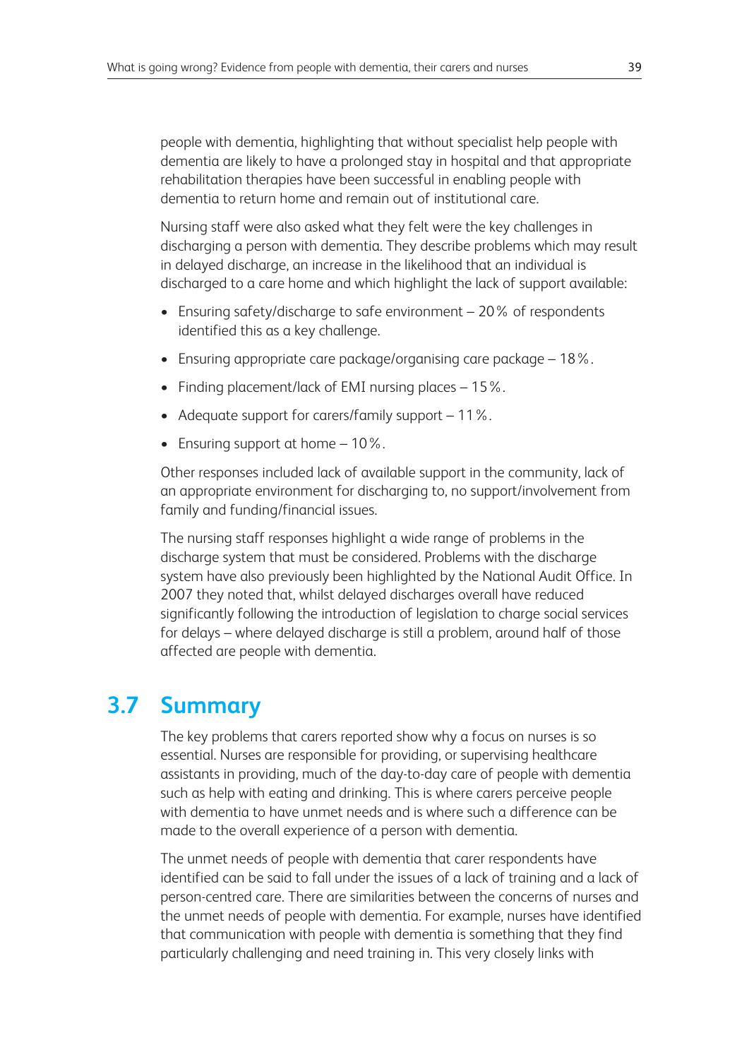people with dementia, highlighting that without specialist help people with dementia are likely to have a prolonged stay in hospital and that appropriate rehabilitation therapies have been successful in enabling people with dementia to return home and remain out of institutional care.

Nursing staff were also asked what they felt were the key challenges in discharging a person with dementia. They describe problems which may result in delayed discharge, an increase in the likelihood that an individual is discharged to a care home and which highlight the lack of support available:

- Ensuring safety/discharge to safe environment – 20% of respondents identified this as a key challenge.
- Ensuring appropriate care package/organising care package – 18%.
- Finding placement/lack of EMI nursing places – 15%.
- Adequate support for carers/family support – 11%.
- Ensuring support at home – 10%.

Other responses included lack of available support in the community, lack of an appropriate environment for discharging to, no support/involvement from family and funding/financial issues.

The nursing staff responses highlight a wide range of problems in the discharge system that must be considered. Problems with the discharge system have also previously been highlighted by the National Audit Office. In 2007 they noted that, whilst delayed discharges overall have reduced significantly following the introduction of legislation to charge social services for delays – where delayed discharge is still a problem, around half of those affected are people with dementia.

## 3.7 Summary

The key problems that carers reported show why a focus on nurses is so essential. Nurses are responsible for providing, or supervising healthcare assistants in providing, much of the day-to-day care of people with dementia such as help with eating and drinking. This is where carers perceive people with dementia to have unmet needs and is where such a difference can be made to the overall experience of a person with dementia.

The unmet needs of people with dementia that carer respondents have identified can be said to fall under the issues of a lack of training and a lack of person-centred care. There are similarities between the concerns of nurses and the unmet needs of people with dementia. For example, nurses have identified that communication with people with dementia is something that they find particularly challenging and need training in. This very closely links with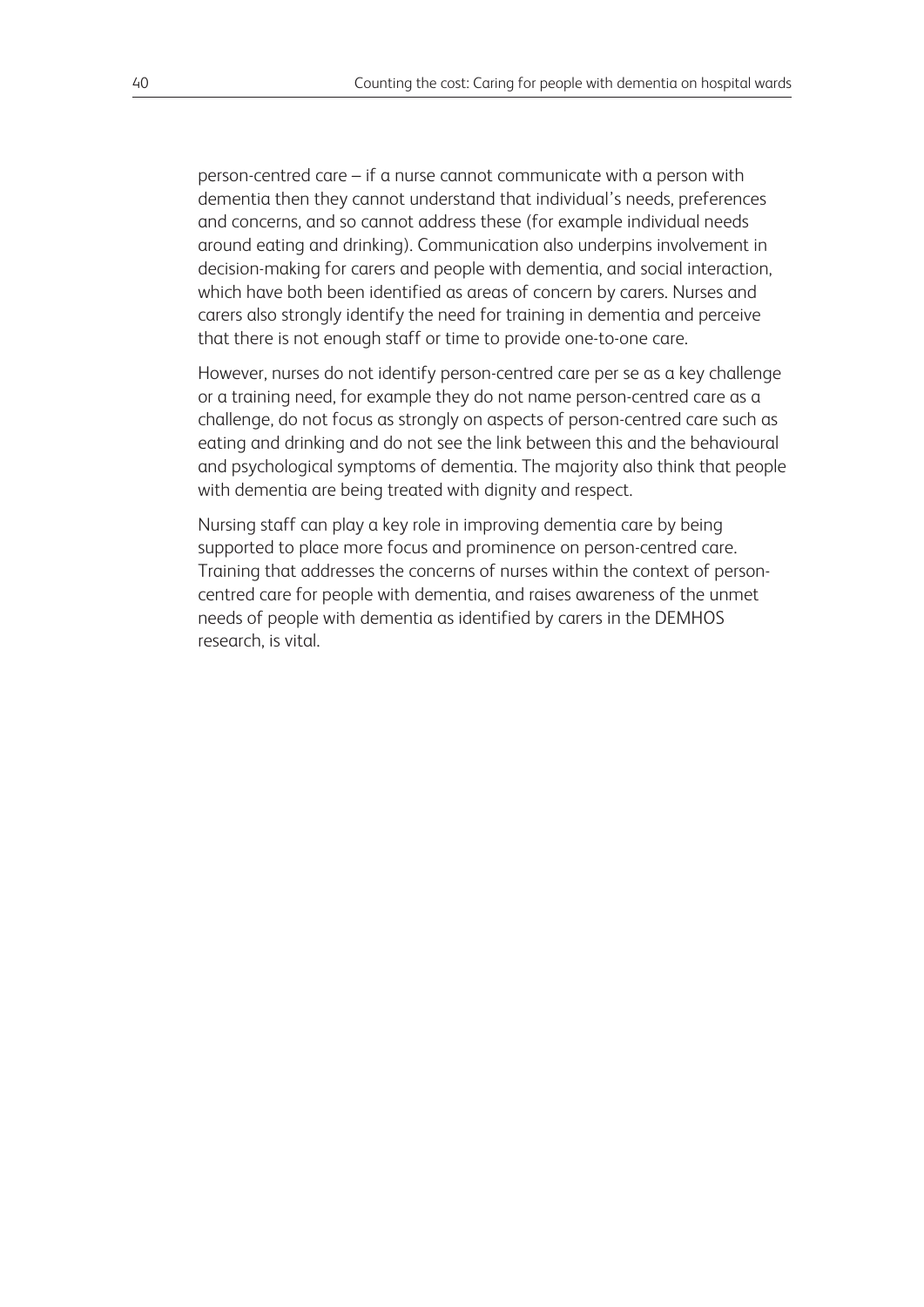person-centred care – if a nurse cannot communicate with a person with dementia then they cannot understand that individual's needs, preferences and concerns, and so cannot address these (for example individual needs around eating and drinking). Communication also underpins involvement in decision-making for carers and people with dementia, and social interaction, which have both been identified as areas of concern by carers. Nurses and carers also strongly identify the need for training in dementia and perceive that there is not enough staff or time to provide one-to-one care.

However, nurses do not identify person-centred care per se as a key challenge or a training need, for example they do not name person-centred care as a challenge, do not focus as strongly on aspects of person-centred care such as eating and drinking and do not see the link between this and the behavioural and psychological symptoms of dementia. The majority also think that people with dementia are being treated with dignity and respect.

Nursing staff can play a key role in improving dementia care by being supported to place more focus and prominence on person-centred care. Training that addresses the concerns of nurses within the context of person-centred care for people with dementia, and raises awareness of the unmet needs of people with dementia as identified by carers in the DEMHOS research, is vital.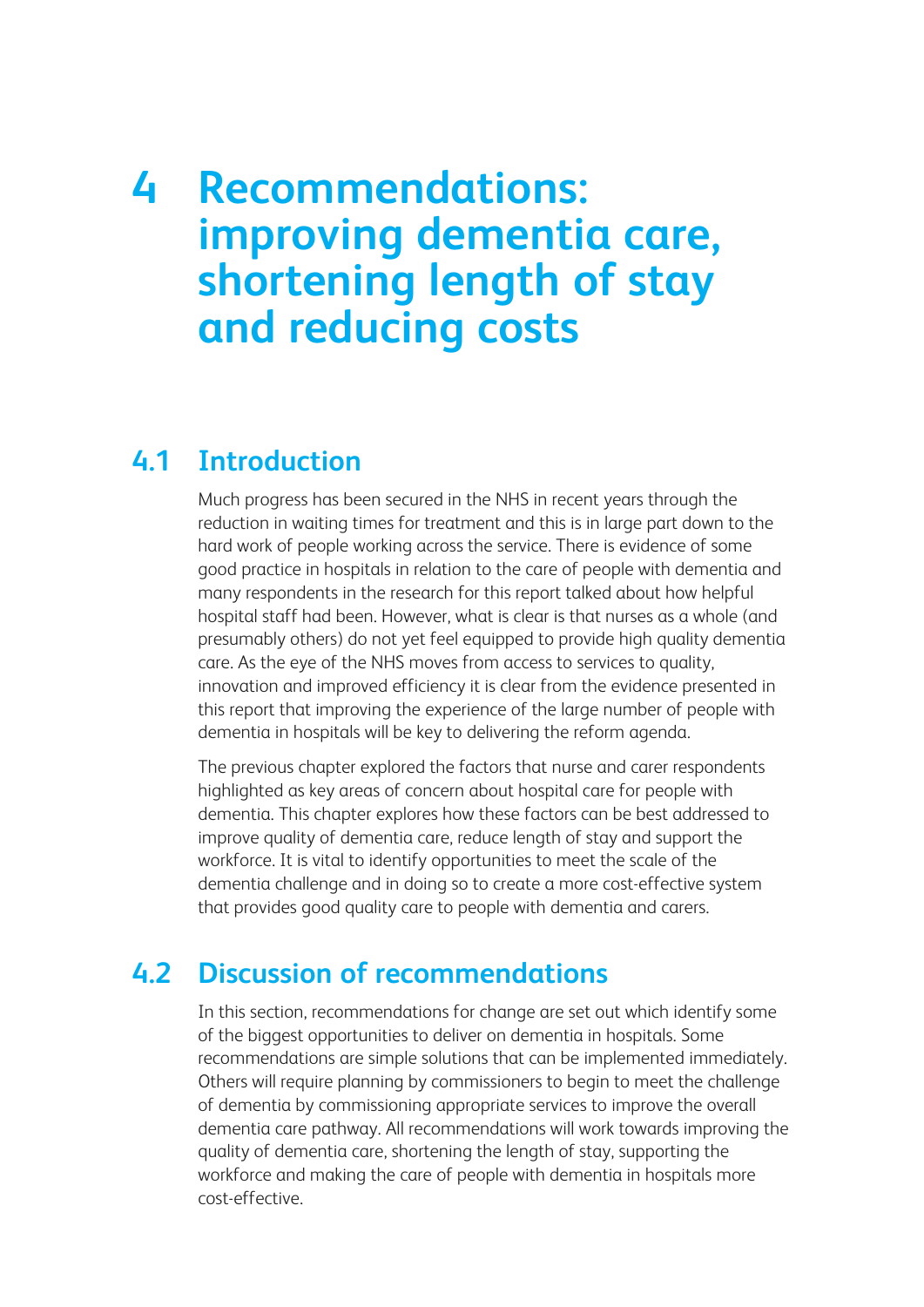# 4 Recommendations: improving dementia care, shortening length of stay and reducing costs

## 4.1 Introduction

Much progress has been secured in the NHS in recent years through the reduction in waiting times for treatment and this is in large part down to the hard work of people working across the service. There is evidence of some good practice in hospitals in relation to the care of people with dementia and many respondents in the research for this report talked about how helpful hospital staff had been. However, what is clear is that nurses as a whole (and presumably others) do not yet feel equipped to provide high quality dementia care. As the eye of the NHS moves from access to services to quality, innovation and improved efficiency it is clear from the evidence presented in this report that improving the experience of the large number of people with dementia in hospitals will be key to delivering the reform agenda.

The previous chapter explored the factors that nurse and carer respondents highlighted as key areas of concern about hospital care for people with dementia. This chapter explores how these factors can be best addressed to improve quality of dementia care, reduce length of stay and support the workforce. It is vital to identify opportunities to meet the scale of the dementia challenge and in doing so to create a more cost-effective system that provides good quality care to people with dementia and carers.

## 4.2 Discussion of recommendations

In this section, recommendations for change are set out which identify some of the biggest opportunities to deliver on dementia in hospitals. Some recommendations are simple solutions that can be implemented immediately. Others will require planning by commissioners to begin to meet the challenge of dementia by commissioning appropriate services to improve the overall dementia care pathway. All recommendations will work towards improving the quality of dementia care, shortening the length of stay, supporting the workforce and making the care of people with dementia in hospitals more cost-effective.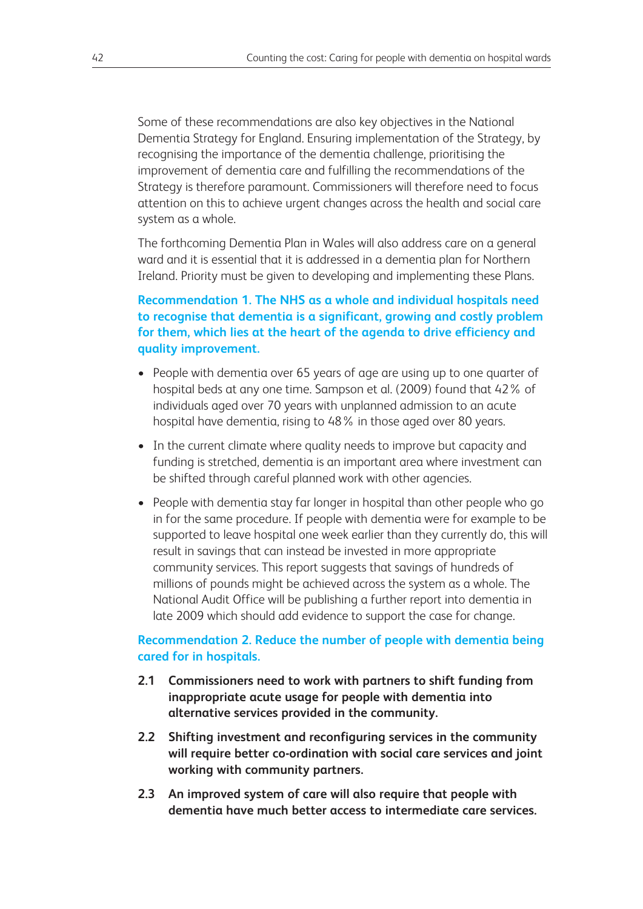Some of these recommendations are also key objectives in the National Dementia Strategy for England. Ensuring implementation of the Strategy, by recognising the importance of the dementia challenge, prioritising the improvement of dementia care and fulfilling the recommendations of the Strategy is therefore paramount. Commissioners will therefore need to focus attention on this to achieve urgent changes across the health and social care system as a whole.

The forthcoming Dementia Plan in Wales will also address care on a general ward and it is essential that it is addressed in a dementia plan for Northern Ireland. Priority must be given to developing and implementing these Plans.

**Recommendation 1. The NHS as a whole and individual hospitals need to recognise that dementia is a significant, growing and costly problem for them, which lies at the heart of the agenda to drive efficiency and quality improvement.**

- People with dementia over 65 years of age are using up to one quarter of hospital beds at any one time. Sampson et al. (2009) found that 42% of individuals aged over 70 years with unplanned admission to an acute hospital have dementia, rising to 48% in those aged over 80 years.
- In the current climate where quality needs to improve but capacity and funding is stretched, dementia is an important area where investment can be shifted through careful planned work with other agencies.
- People with dementia stay far longer in hospital than other people who go in for the same procedure. If people with dementia were for example to be supported to leave hospital one week earlier than they currently do, this will result in savings that can instead be invested in more appropriate community services. This report suggests that savings of hundreds of millions of pounds might be achieved across the system as a whole. The National Audit Office will be publishing a further report into dementia in late 2009 which should add evidence to support the case for change.

**Recommendation 2. Reduce the number of people with dementia being cared for in hospitals.**

**2.1 Commissioners need to work with partners to shift funding from inappropriate acute usage for people with dementia into alternative services provided in the community.**

**2.2 Shifting investment and reconfiguring services in the community will require better co-ordination with social care services and joint working with community partners.**

**2.3 An improved system of care will also require that people with dementia have much better access to intermediate care services.**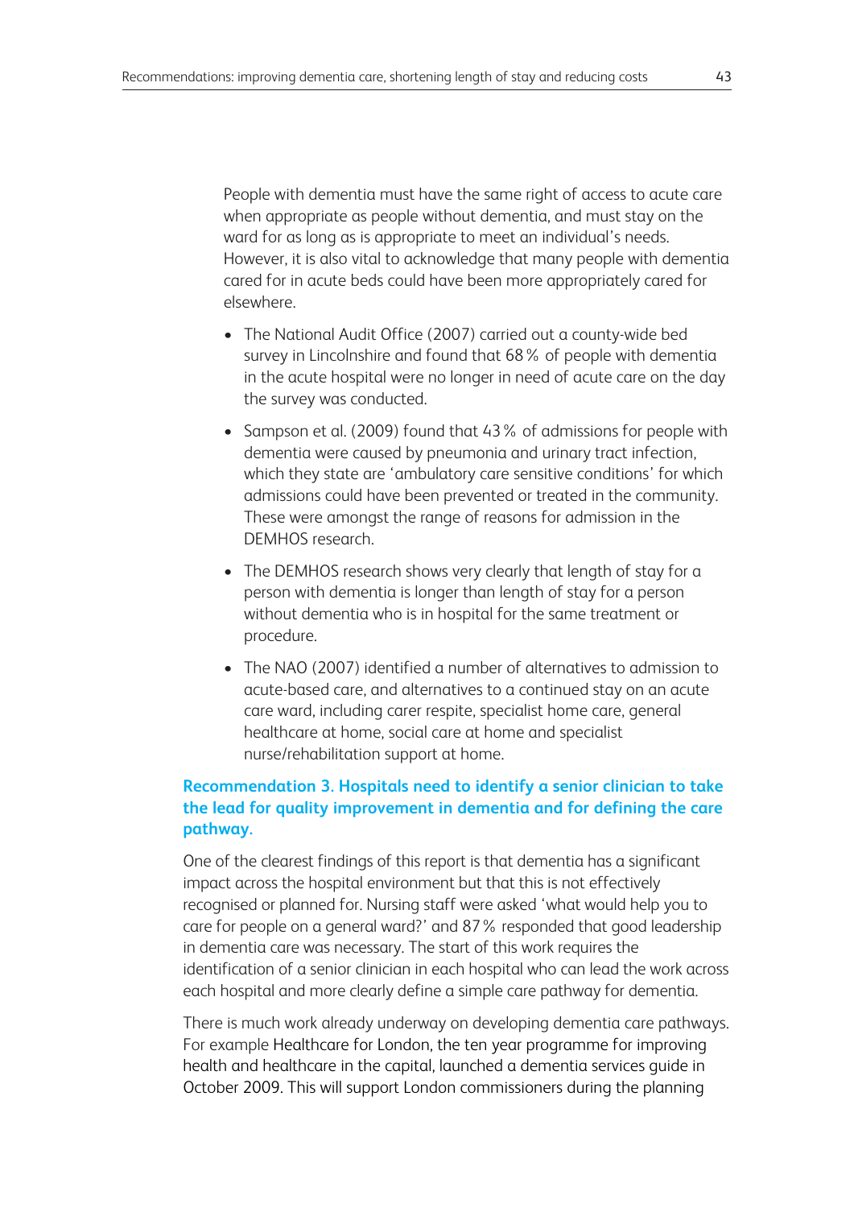People with dementia must have the same right of access to acute care when appropriate as people without dementia, and must stay on the ward for as long as is appropriate to meet an individual's needs. However, it is also vital to acknowledge that many people with dementia cared for in acute beds could have been more appropriately cared for elsewhere.

- The National Audit Office (2007) carried out a county-wide bed survey in Lincolnshire and found that 68% of people with dementia in the acute hospital were no longer in need of acute care on the day the survey was conducted.
- Sampson et al. (2009) found that 43% of admissions for people with dementia were caused by pneumonia and urinary tract infection, which they state are 'ambulatory care sensitive conditions' for which admissions could have been prevented or treated in the community. These were amongst the range of reasons for admission in the DEMHOS research.
- The DEMHOS research shows very clearly that length of stay for a person with dementia is longer than length of stay for a person without dementia who is in hospital for the same treatment or procedure.
- The NAO (2007) identified a number of alternatives to admission to acute-based care, and alternatives to a continued stay on an acute care ward, including carer respite, specialist home care, general healthcare at home, social care at home and specialist nurse/rehabilitation support at home.

### Recommendation 3. Hospitals need to identify a senior clinician to take the lead for quality improvement in dementia and for defining the care pathway.

One of the clearest findings of this report is that dementia has a significant impact across the hospital environment but that this is not effectively recognised or planned for. Nursing staff were asked 'what would help you to care for people on a general ward?' and 87% responded that good leadership in dementia care was necessary. The start of this work requires the identification of a senior clinician in each hospital who can lead the work across each hospital and more clearly define a simple care pathway for dementia.

There is much work already underway on developing dementia care pathways. For example Healthcare for London, the ten year programme for improving health and healthcare in the capital, launched a dementia services guide in October 2009. This will support London commissioners during the planning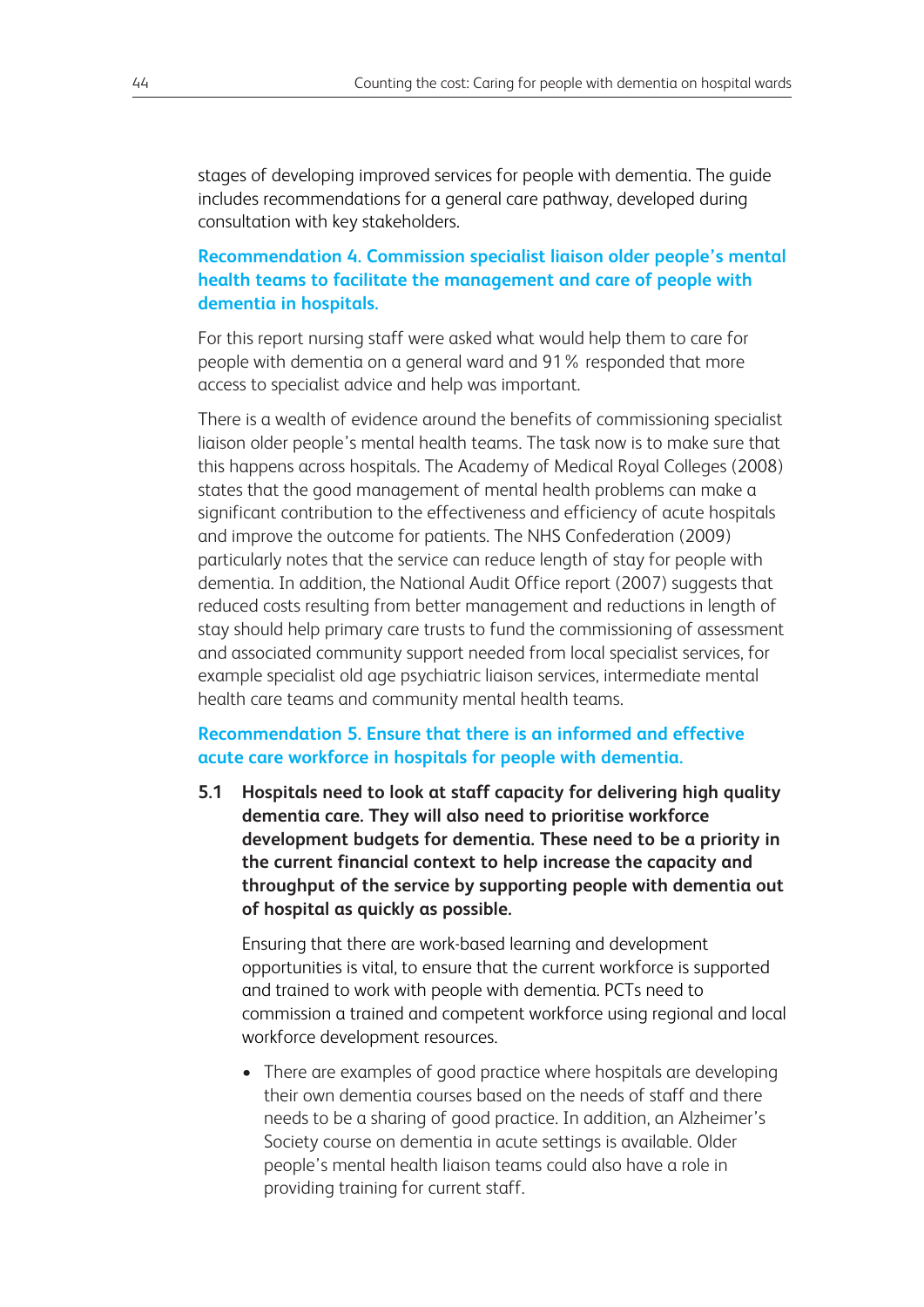stages of developing improved services for people with dementia. The guide includes recommendations for a general care pathway, developed during consultation with key stakeholders.

### Recommendation 4. Commission specialist liaison older people's mental health teams to facilitate the management and care of people with dementia in hospitals.

For this report nursing staff were asked what would help them to care for people with dementia on a general ward and 91% responded that more access to specialist advice and help was important.

There is a wealth of evidence around the benefits of commissioning specialist liaison older people's mental health teams. The task now is to make sure that this happens across hospitals. The Academy of Medical Royal Colleges (2008) states that the good management of mental health problems can make a significant contribution to the effectiveness and efficiency of acute hospitals and improve the outcome for patients. The NHS Confederation (2009) particularly notes that the service can reduce length of stay for people with dementia. In addition, the National Audit Office report (2007) suggests that reduced costs resulting from better management and reductions in length of stay should help primary care trusts to fund the commissioning of assessment and associated community support needed from local specialist services, for example specialist old age psychiatric liaison services, intermediate mental health care teams and community mental health teams.

### Recommendation 5. Ensure that there is an informed and effective acute care workforce in hospitals for people with dementia.

**5.1 Hospitals need to look at staff capacity for delivering high quality dementia care. They will also need to prioritise workforce development budgets for dementia. These need to be a priority in the current financial context to help increase the capacity and throughput of the service by supporting people with dementia out of hospital as quickly as possible.**

Ensuring that there are work-based learning and development opportunities is vital, to ensure that the current workforce is supported and trained to work with people with dementia. PCTs need to commission a trained and competent workforce using regional and local workforce development resources.

- There are examples of good practice where hospitals are developing their own dementia courses based on the needs of staff and there needs to be a sharing of good practice. In addition, an Alzheimer's Society course on dementia in acute settings is available. Older people's mental health liaison teams could also have a role in providing training for current staff.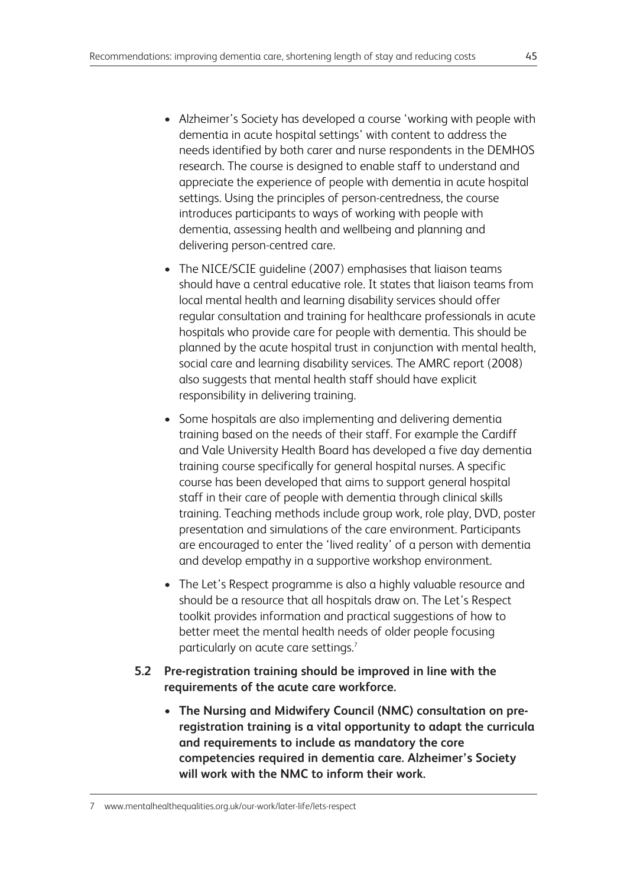- Alzheimer's Society has developed a course 'working with people with dementia in acute hospital settings' with content to address the needs identified by both carer and nurse respondents in the DEMHOS research. The course is designed to enable staff to understand and appreciate the experience of people with dementia in acute hospital settings. Using the principles of person-centredness, the course introduces participants to ways of working with people with dementia, assessing health and wellbeing and planning and delivering person-centred care.

- The NICE/SCIE guideline (2007) emphasises that liaison teams should have a central educative role. It states that liaison teams from local mental health and learning disability services should offer regular consultation and training for healthcare professionals in acute hospitals who provide care for people with dementia. This should be planned by the acute hospital trust in conjunction with mental health, social care and learning disability services. The AMRC report (2008) also suggests that mental health staff should have explicit responsibility in delivering training.

- Some hospitals are also implementing and delivering dementia training based on the needs of their staff. For example the Cardiff and Vale University Health Board has developed a five day dementia training course specifically for general hospital nurses. A specific course has been developed that aims to support general hospital staff in their care of people with dementia through clinical skills training. Teaching methods include group work, role play, DVD, poster presentation and simulations of the care environment. Participants are encouraged to enter the 'lived reality' of a person with dementia and develop empathy in a supportive workshop environment.

- The Let's Respect programme is also a highly valuable resource and should be a resource that all hospitals draw on. The Let's Respect toolkit provides information and practical suggestions of how to better meet the mental health needs of older people focusing particularly on acute care settings.[7]

**5.2 Pre-registration training should be improved in line with the requirements of the acute care workforce.**

- **The Nursing and Midwifery Council (NMC) consultation on pre-registration training is a vital opportunity to adapt the curricula and requirements to include as mandatory the core competencies required in dementia care. Alzheimer's Society will work with the NMC to inform their work.**

---

7 www.mentalhealthequalities.org.uk/our-work/later-life/lets-respect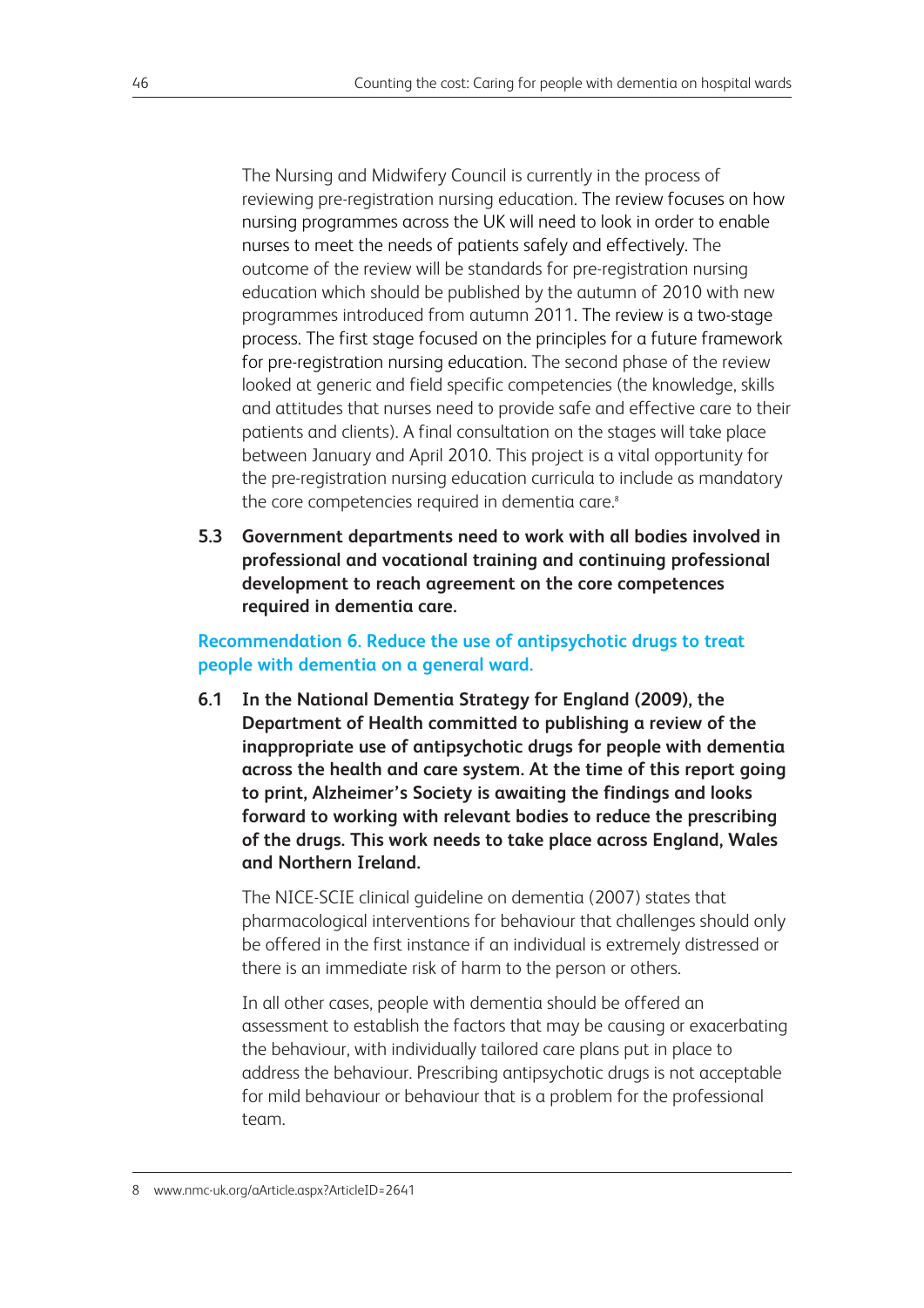The Nursing and Midwifery Council is currently in the process of reviewing pre-registration nursing education. The review focuses on how nursing programmes across the UK will need to look in order to enable nurses to meet the needs of patients safely and effectively. The outcome of the review will be standards for pre-registration nursing education which should be published by the autumn of 2010 with new programmes introduced from autumn 2011. The review is a two-stage process. The first stage focused on the principles for a future framework for pre-registration nursing education. The second phase of the review looked at generic and field specific competencies (the knowledge, skills and attitudes that nurses need to provide safe and effective care to their patients and clients). A final consultation on the stages will take place between January and April 2010. This project is a vital opportunity for the pre-registration nursing education curricula to include as mandatory the core competencies required in dementia care.[8]

**5.3 Government departments need to work with all bodies involved in professional and vocational training and continuing professional development to reach agreement on the core competences required in dementia care.**

### Recommendation 6. Reduce the use of antipsychotic drugs to treat people with dementia on a general ward.

**6.1 In the National Dementia Strategy for England (2009), the Department of Health committed to publishing a review of the inappropriate use of antipsychotic drugs for people with dementia across the health and care system. At the time of this report going to print, Alzheimer's Society is awaiting the findings and looks forward to working with relevant bodies to reduce the prescribing of the drugs. This work needs to take place across England, Wales and Northern Ireland.**

The NICE-SCIE clinical guideline on dementia (2007) states that pharmacological interventions for behaviour that challenges should only be offered in the first instance if an individual is extremely distressed or there is an immediate risk of harm to the person or others.

In all other cases, people with dementia should be offered an assessment to establish the factors that may be causing or exacerbating the behaviour, with individually tailored care plans put in place to address the behaviour. Prescribing antipsychotic drugs is not acceptable for mild behaviour or behaviour that is a problem for the professional team.

8 www.nmc-uk.org/aArticle.aspx?ArticleID=2641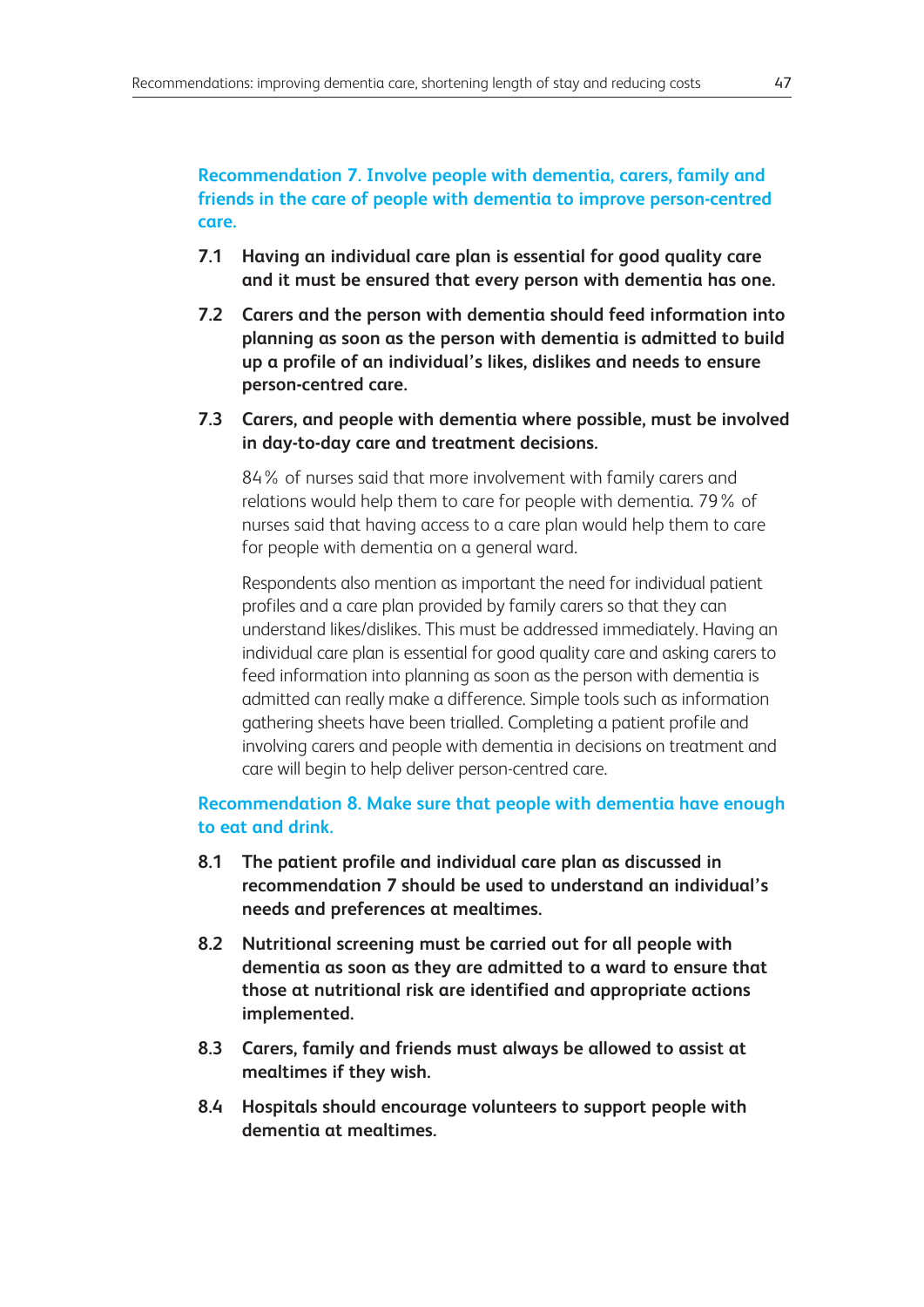## Recommendation 7. Involve people with dementia, carers, family and friends in the care of people with dementia to improve person-centred care.

**7.1 Having an individual care plan is essential for good quality care and it must be ensured that every person with dementia has one.**

**7.2 Carers and the person with dementia should feed information into planning as soon as the person with dementia is admitted to build up a profile of an individual's likes, dislikes and needs to ensure person-centred care.**

**7.3 Carers, and people with dementia where possible, must be involved in day-to-day care and treatment decisions.**

84% of nurses said that more involvement with family carers and relations would help them to care for people with dementia. 79% of nurses said that having access to a care plan would help them to care for people with dementia on a general ward.

Respondents also mention as important the need for individual patient profiles and a care plan provided by family carers so that they can understand likes/dislikes. This must be addressed immediately. Having an individual care plan is essential for good quality care and asking carers to feed information into planning as soon as the person with dementia is admitted can really make a difference. Simple tools such as information gathering sheets have been trialled. Completing a patient profile and involving carers and people with dementia in decisions on treatment and care will begin to help deliver person-centred care.

## Recommendation 8. Make sure that people with dementia have enough to eat and drink.

**8.1 The patient profile and individual care plan as discussed in recommendation 7 should be used to understand an individual's needs and preferences at mealtimes.**

**8.2 Nutritional screening must be carried out for all people with dementia as soon as they are admitted to a ward to ensure that those at nutritional risk are identified and appropriate actions implemented.**

**8.3 Carers, family and friends must always be allowed to assist at mealtimes if they wish.**

**8.4 Hospitals should encourage volunteers to support people with dementia at mealtimes.**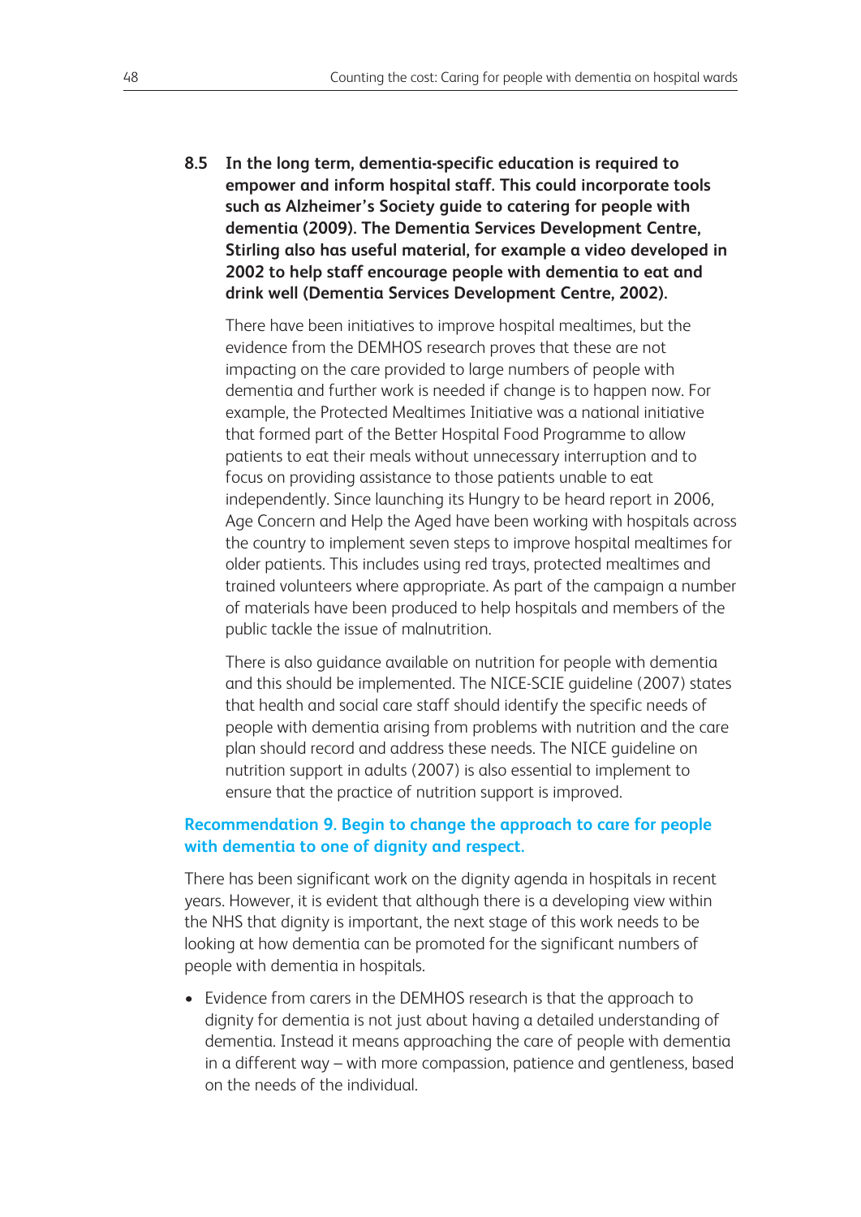**8.5 In the long term, dementia-specific education is required to empower and inform hospital staff. This could incorporate tools such as Alzheimer's Society guide to catering for people with dementia (2009). The Dementia Services Development Centre, Stirling also has useful material, for example a video developed in 2002 to help staff encourage people with dementia to eat and drink well (Dementia Services Development Centre, 2002).**

There have been initiatives to improve hospital mealtimes, but the evidence from the DEMHOS research proves that these are not impacting on the care provided to large numbers of people with dementia and further work is needed if change is to happen now. For example, the Protected Mealtimes Initiative was a national initiative that formed part of the Better Hospital Food Programme to allow patients to eat their meals without unnecessary interruption and to focus on providing assistance to those patients unable to eat independently. Since launching its Hungry to be heard report in 2006, Age Concern and Help the Aged have been working with hospitals across the country to implement seven steps to improve hospital mealtimes for older patients. This includes using red trays, protected mealtimes and trained volunteers where appropriate. As part of the campaign a number of materials have been produced to help hospitals and members of the public tackle the issue of malnutrition.

There is also guidance available on nutrition for people with dementia and this should be implemented. The NICE-SCIE guideline (2007) states that health and social care staff should identify the specific needs of people with dementia arising from problems with nutrition and the care plan should record and address these needs. The NICE guideline on nutrition support in adults (2007) is also essential to implement to ensure that the practice of nutrition support is improved.

## Recommendation 9. Begin to change the approach to care for people with dementia to one of dignity and respect.

There has been significant work on the dignity agenda in hospitals in recent years. However, it is evident that although there is a developing view within the NHS that dignity is important, the next stage of this work needs to be looking at how dementia can be promoted for the significant numbers of people with dementia in hospitals.

- Evidence from carers in the DEMHOS research is that the approach to dignity for dementia is not just about having a detailed understanding of dementia. Instead it means approaching the care of people with dementia in a different way – with more compassion, patience and gentleness, based on the needs of the individual.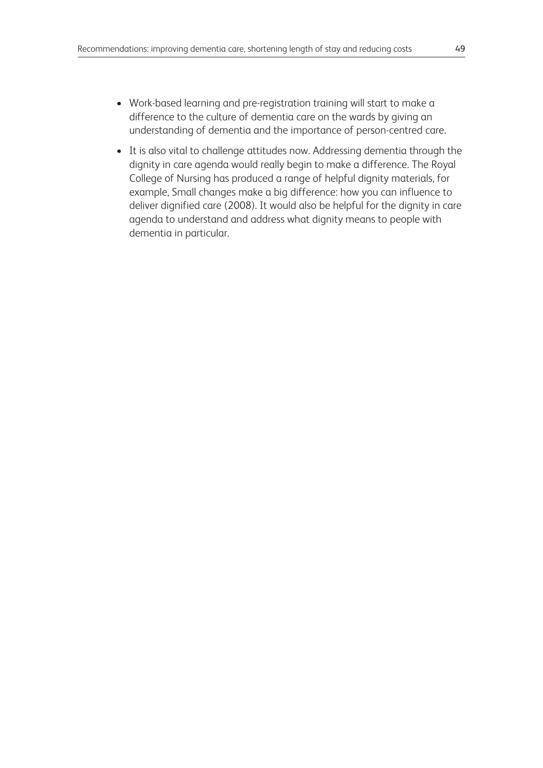- Work-based learning and pre-registration training will start to make a difference to the culture of dementia care on the wards by giving an understanding of dementia and the importance of person-centred care.
- It is also vital to challenge attitudes now. Addressing dementia through the dignity in care agenda would really begin to make a difference. The Royal College of Nursing has produced a range of helpful dignity materials, for example, Small changes make a big difference: how you can influence to deliver dignified care (2008). It would also be helpful for the dignity in care agenda to understand and address what dignity means to people with dementia in particular.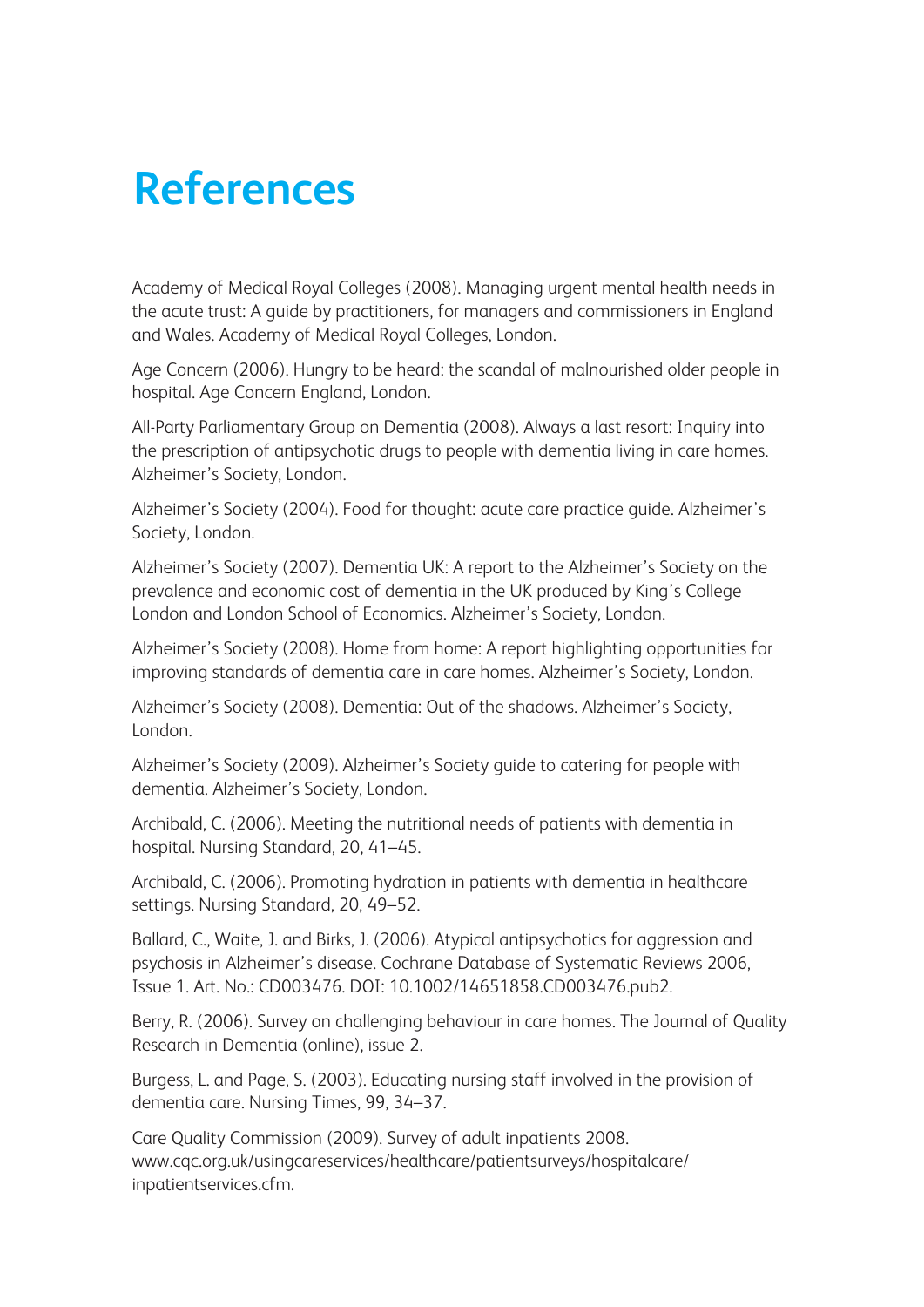# References

Academy of Medical Royal Colleges (2008). Managing urgent mental health needs in the acute trust: A guide by practitioners, for managers and commissioners in England and Wales. Academy of Medical Royal Colleges, London.

Age Concern (2006). Hungry to be heard: the scandal of malnourished older people in hospital. Age Concern England, London.

All-Party Parliamentary Group on Dementia (2008). Always a last resort: Inquiry into the prescription of antipsychotic drugs to people with dementia living in care homes. Alzheimer's Society, London.

Alzheimer's Society (2004). Food for thought: acute care practice guide. Alzheimer's Society, London.

Alzheimer's Society (2007). Dementia UK: A report to the Alzheimer's Society on the prevalence and economic cost of dementia in the UK produced by King's College London and London School of Economics. Alzheimer's Society, London.

Alzheimer's Society (2008). Home from home: A report highlighting opportunities for improving standards of dementia care in care homes. Alzheimer's Society, London.

Alzheimer's Society (2008). Dementia: Out of the shadows. Alzheimer's Society, London.

Alzheimer's Society (2009). Alzheimer's Society guide to catering for people with dementia. Alzheimer's Society, London.

Archibald, C. (2006). Meeting the nutritional needs of patients with dementia in hospital. Nursing Standard, 20, 41–45.

Archibald, C. (2006). Promoting hydration in patients with dementia in healthcare settings. Nursing Standard, 20, 49–52.

Ballard, C., Waite, J. and Birks, J. (2006). Atypical antipsychotics for aggression and psychosis in Alzheimer's disease. Cochrane Database of Systematic Reviews 2006, Issue 1. Art. No.: CD003476. DOI: 10.1002/14651858.CD003476.pub2.

Berry, R. (2006). Survey on challenging behaviour in care homes. The Journal of Quality Research in Dementia (online), issue 2.

Burgess, L. and Page, S. (2003). Educating nursing staff involved in the provision of dementia care. Nursing Times, 99, 34–37.

Care Quality Commission (2009). Survey of adult inpatients 2008. www.cqc.org.uk/usingcareservices/healthcare/patientsurveys/hospitalcare/inpatientservices.cfm.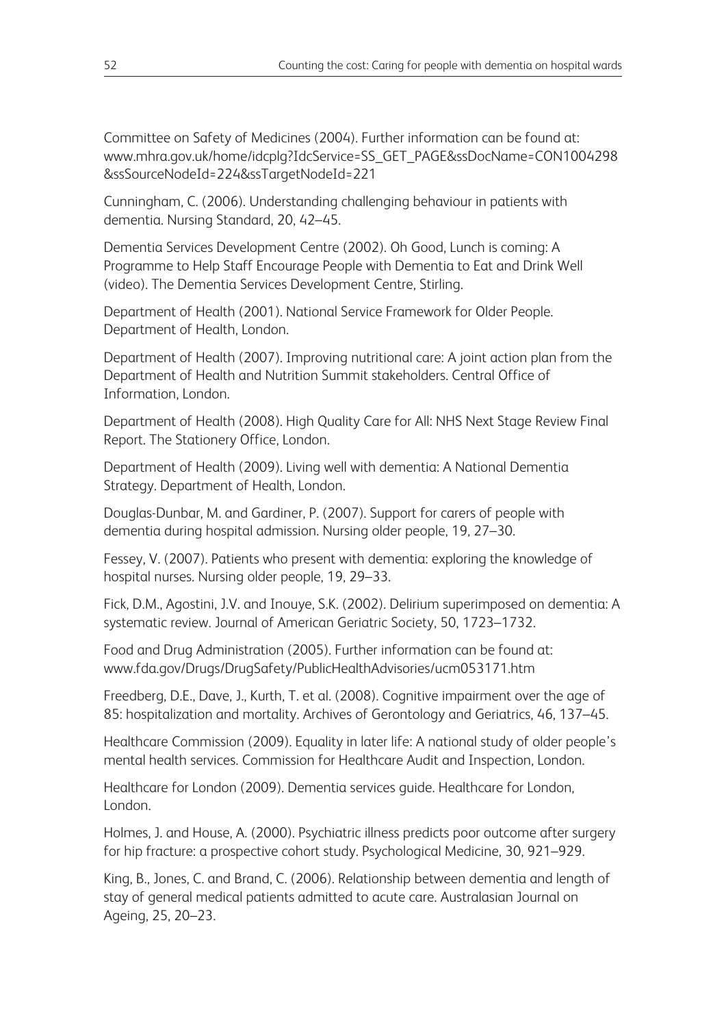Committee on Safety of Medicines (2004). Further information can be found at: www.mhra.gov.uk/home/idcplg?IdcService=SS_GET_PAGE&ssDocName=CON1004298&ssSourceNodeId=224&ssTargetNodeId=221

Cunningham, C. (2006). Understanding challenging behaviour in patients with dementia. Nursing Standard, 20, 42–45.

Dementia Services Development Centre (2002). Oh Good, Lunch is coming: A Programme to Help Staff Encourage People with Dementia to Eat and Drink Well (video). The Dementia Services Development Centre, Stirling.

Department of Health (2001). National Service Framework for Older People. Department of Health, London.

Department of Health (2007). Improving nutritional care: A joint action plan from the Department of Health and Nutrition Summit stakeholders. Central Office of Information, London.

Department of Health (2008). High Quality Care for All: NHS Next Stage Review Final Report. The Stationery Office, London.

Department of Health (2009). Living well with dementia: A National Dementia Strategy. Department of Health, London.

Douglas-Dunbar, M. and Gardiner, P. (2007). Support for carers of people with dementia during hospital admission. Nursing older people, 19, 27–30.

Fessey, V. (2007). Patients who present with dementia: exploring the knowledge of hospital nurses. Nursing older people, 19, 29–33.

Fick, D.M., Agostini, J.V. and Inouye, S.K. (2002). Delirium superimposed on dementia: A systematic review. Journal of American Geriatric Society, 50, 1723–1732.

Food and Drug Administration (2005). Further information can be found at: www.fda.gov/Drugs/DrugSafety/PublicHealthAdvisories/ucm053171.htm

Freedberg, D.E., Dave, J., Kurth, T. et al. (2008). Cognitive impairment over the age of 85: hospitalization and mortality. Archives of Gerontology and Geriatrics, 46, 137–45.

Healthcare Commission (2009). Equality in later life: A national study of older people's mental health services. Commission for Healthcare Audit and Inspection, London.

Healthcare for London (2009). Dementia services guide. Healthcare for London, London.

Holmes, J. and House, A. (2000). Psychiatric illness predicts poor outcome after surgery for hip fracture: a prospective cohort study. Psychological Medicine, 30, 921–929.

King, B., Jones, C. and Brand, C. (2006). Relationship between dementia and length of stay of general medical patients admitted to acute care. Australasian Journal on Ageing, 25, 20–23.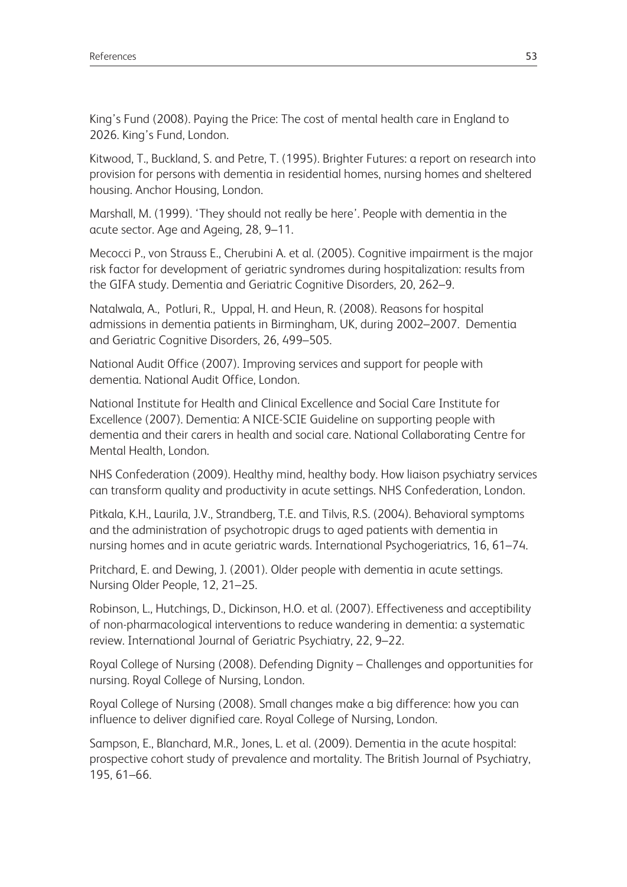King's Fund (2008). Paying the Price: The cost of mental health care in England to 2026. King's Fund, London.

Kitwood, T., Buckland, S. and Petre, T. (1995). Brighter Futures: a report on research into provision for persons with dementia in residential homes, nursing homes and sheltered housing. Anchor Housing, London.

Marshall, M. (1999). 'They should not really be here'. People with dementia in the acute sector. Age and Ageing, 28, 9–11.

Mecocci P., von Strauss E., Cherubini A. et al. (2005). Cognitive impairment is the major risk factor for development of geriatric syndromes during hospitalization: results from the GIFA study. Dementia and Geriatric Cognitive Disorders, 20, 262–9.

Natalwala, A., Potluri, R., Uppal, H. and Heun, R. (2008). Reasons for hospital admissions in dementia patients in Birmingham, UK, during 2002–2007. Dementia and Geriatric Cognitive Disorders, 26, 499–505.

National Audit Office (2007). Improving services and support for people with dementia. National Audit Office, London.

National Institute for Health and Clinical Excellence and Social Care Institute for Excellence (2007). Dementia: A NICE-SCIE Guideline on supporting people with dementia and their carers in health and social care. National Collaborating Centre for Mental Health, London.

NHS Confederation (2009). Healthy mind, healthy body. How liaison psychiatry services can transform quality and productivity in acute settings. NHS Confederation, London.

Pitkala, K.H., Laurila, J.V., Strandberg, T.E. and Tilvis, R.S. (2004). Behavioral symptoms and the administration of psychotropic drugs to aged patients with dementia in nursing homes and in acute geriatric wards. International Psychogeriatrics, 16, 61–74.

Pritchard, E. and Dewing, J. (2001). Older people with dementia in acute settings. Nursing Older People, 12, 21–25.

Robinson, L., Hutchings, D., Dickinson, H.O. et al. (2007). Effectiveness and acceptibility of non-pharmacological interventions to reduce wandering in dementia: a systematic review. International Journal of Geriatric Psychiatry, 22, 9–22.

Royal College of Nursing (2008). Defending Dignity – Challenges and opportunities for nursing. Royal College of Nursing, London.

Royal College of Nursing (2008). Small changes make a big difference: how you can influence to deliver dignified care. Royal College of Nursing, London.

Sampson, E., Blanchard, M.R., Jones, L. et al. (2009). Dementia in the acute hospital: prospective cohort study of prevalence and mortality. The British Journal of Psychiatry, 195, 61–66.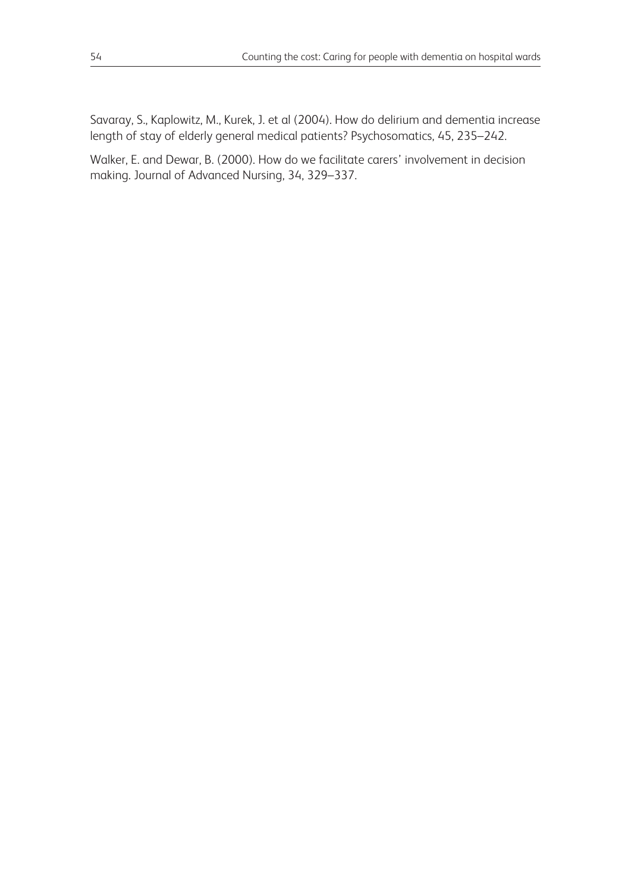Savaray, S., Kaplowitz, M., Kurek, J. et al (2004). How do delirium and dementia increase length of stay of elderly general medical patients? Psychosomatics, 45, 235–242.

Walker, E. and Dewar, B. (2000). How do we facilitate carers' involvement in decision making. Journal of Advanced Nursing, 34, 329–337.